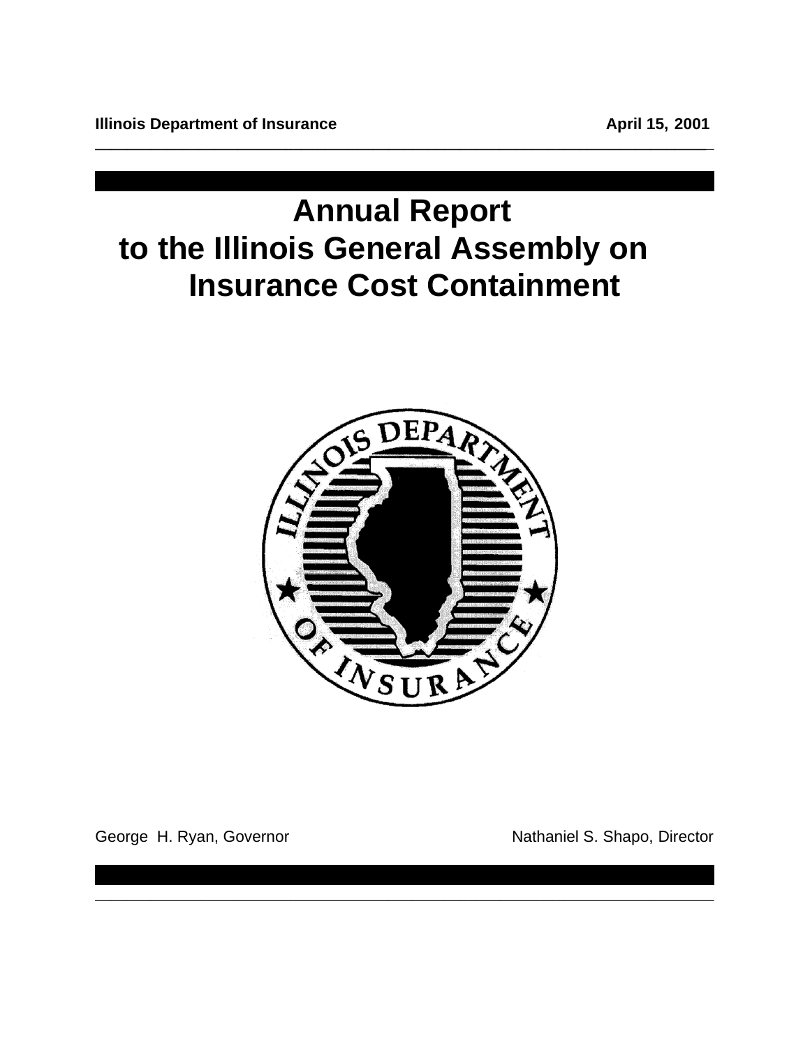**Illinois Department of Insurance** **April 15, 2001**

# Annual Report
# to the Illinois General Assembly on
# Insurance Cost Containment

George H. Ryan, Governor

Nathaniel S. Shapo, Director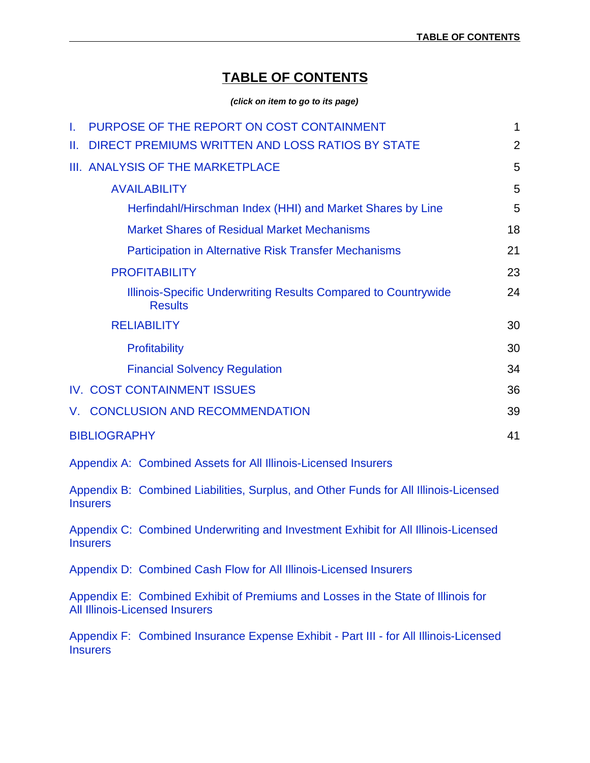# TABLE OF CONTENTS

***(click on item to go to its page)***

| | |
|---|---|
| I. PURPOSE OF THE REPORT ON COST CONTAINMENT | 1 |
| II. DIRECT PREMIUMS WRITTEN AND LOSS RATIOS BY STATE | 2 |
| III. ANALYSIS OF THE MARKETPLACE | 5 |
| AVAILABILITY | 5 |
| Herfindahl/Hirschman Index (HHI) and Market Shares by Line | 5 |
| Market Shares of Residual Market Mechanisms | 18 |
| Participation in Alternative Risk Transfer Mechanisms | 21 |
| PROFITABILITY | 23 |
| Illinois-Specific Underwriting Results Compared to Countrywide Results | 24 |
| RELIABILITY | 30 |
| Profitability | 30 |
| Financial Solvency Regulation | 34 |
| IV. COST CONTAINMENT ISSUES | 36 |
| V. CONCLUSION AND RECOMMENDATION | 39 |
| BIBLIOGRAPHY | 41 |

Appendix A: Combined Assets for All Illinois-Licensed Insurers

Appendix B: Combined Liabilities, Surplus, and Other Funds for All Illinois-Licensed Insurers

Appendix C: Combined Underwriting and Investment Exhibit for All Illinois-Licensed Insurers

Appendix D: Combined Cash Flow for All Illinois-Licensed Insurers

Appendix E: Combined Exhibit of Premiums and Losses in the State of Illinois for All Illinois-Licensed Insurers

Appendix F: Combined Insurance Expense Exhibit - Part III - for All Illinois-Licensed Insurers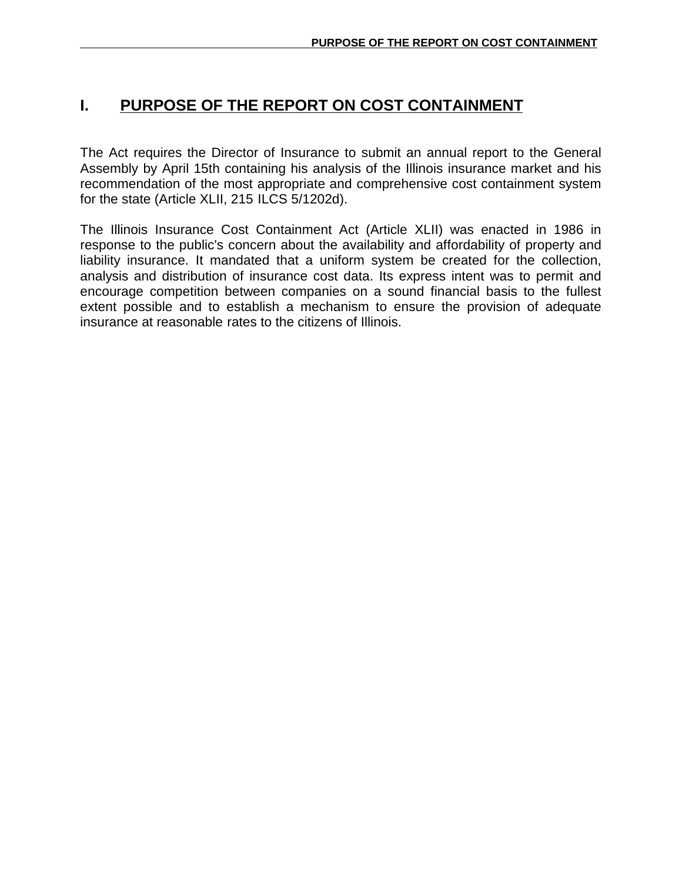# I. PURPOSE OF THE REPORT ON COST CONTAINMENT

The Act requires the Director of Insurance to submit an annual report to the General Assembly by April 15th containing his analysis of the Illinois insurance market and his recommendation of the most appropriate and comprehensive cost containment system for the state (Article XLII, 215 ILCS 5/1202d).

The Illinois Insurance Cost Containment Act (Article XLII) was enacted in 1986 in response to the public's concern about the availability and affordability of property and liability insurance. It mandated that a uniform system be created for the collection, analysis and distribution of insurance cost data. Its express intent was to permit and encourage competition between companies on a sound financial basis to the fullest extent possible and to establish a mechanism to ensure the provision of adequate insurance at reasonable rates to the citizens of Illinois.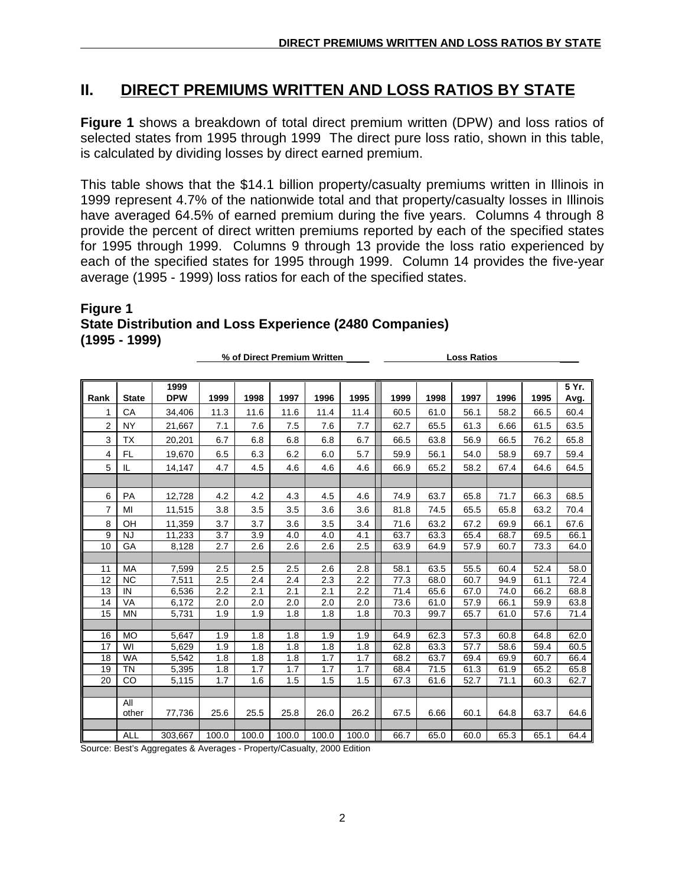## II. DIRECT PREMIUMS WRITTEN AND LOSS RATIOS BY STATE

**Figure 1** shows a breakdown of total direct premium written (DPW) and loss ratios of selected states from 1995 through 1999 The direct pure loss ratio, shown in this table, is calculated by dividing losses by direct earned premium.

This table shows that the $14.1 billion property/casualty premiums written in Illinois in 1999 represent 4.7% of the nationwide total and that property/casualty losses in Illinois have averaged 64.5% of earned premium during the five years. Columns 4 through 8 provide the percent of direct written premiums reported by each of the specified states for 1995 through 1999. Columns 9 through 13 provide the loss ratio experienced by each of the specified states for 1995 through 1999. Column 14 provides the five-year average (1995 - 1999) loss ratios for each of the specified states.

**Figure 1**
**State Distribution and Loss Experience (2480 Companies)**
**(1995 - 1999)**

| | | | % of Direct Premium Written | | | | | Loss Ratios | | | | | |
|---|---|---|---|---|---|---|---|---|---|---|---|---|---|
| Rank | State | 1999 DPW | 1999 | 1998 | 1997 | 1996 | 1995 | 1999 | 1998 | 1997 | 1996 | 1995 | 5 Yr. Avg. |
| 1 | CA | 34,406 | 11.3 | 11.6 | 11.6 | 11.4 | 11.4 | 60.5 | 61.0 | 56.1 | 58.2 | 66.5 | 60.4 |
| 2 | NY | 21,667 | 7.1 | 7.6 | 7.5 | 7.6 | 7.7 | 62.7 | 65.5 | 61.3 | 6.66 | 61.5 | 63.5 |
| 3 | TX | 20,201 | 6.7 | 6.8 | 6.8 | 6.8 | 6.7 | 66.5 | 63.8 | 56.9 | 66.5 | 76.2 | 65.8 |
| 4 | FL | 19,670 | 6.5 | 6.3 | 6.2 | 6.0 | 5.7 | 59.9 | 56.1 | 54.0 | 58.9 | 69.7 | 59.4 |
| 5 | IL | 14,147 | 4.7 | 4.5 | 4.6 | 4.6 | 4.6 | 66.9 | 65.2 | 58.2 | 67.4 | 64.6 | 64.5 |
| | | | | | | | | | | | | | |
| 6 | PA | 12,728 | 4.2 | 4.2 | 4.3 | 4.5 | 4.6 | 74.9 | 63.7 | 65.8 | 71.7 | 66.3 | 68.5 |
| 7 | MI | 11,515 | 3.8 | 3.5 | 3.5 | 3.6 | 3.6 | 81.8 | 74.5 | 65.5 | 65.8 | 63.2 | 70.4 |
| 8 | OH | 11,359 | 3.7 | 3.7 | 3.6 | 3.5 | 3.4 | 71.6 | 63.2 | 67.2 | 69.9 | 66.1 | 67.6 |
| 9 | NJ | 11,233 | 3.7 | 3.9 | 4.0 | 4.0 | 4.1 | 63.7 | 63.3 | 65.4 | 68.7 | 69.5 | 66.1 |
| 10 | GA | 8,128 | 2.7 | 2.6 | 2.6 | 2.6 | 2.5 | 63.9 | 64.9 | 57.9 | 60.7 | 73.3 | 64.0 |
| | | | | | | | | | | | | | |
| 11 | MA | 7,599 | 2.5 | 2.5 | 2.5 | 2.6 | 2.8 | 58.1 | 63.5 | 55.5 | 60.4 | 52.4 | 58.0 |
| 12 | NC | 7,511 | 2.5 | 2.4 | 2.4 | 2.3 | 2.2 | 77.3 | 68.0 | 60.7 | 94.9 | 61.1 | 72.4 |
| 13 | IN | 6,536 | 2.2 | 2.1 | 2.1 | 2.1 | 2.2 | 71.4 | 65.6 | 67.0 | 74.0 | 66.2 | 68.8 |
| 14 | VA | 6,172 | 2.0 | 2.0 | 2.0 | 2.0 | 2.0 | 73.6 | 61.0 | 57.9 | 66.1 | 59.9 | 63.8 |
| 15 | MN | 5,731 | 1.9 | 1.9 | 1.8 | 1.8 | 1.8 | 70.3 | 99.7 | 65.7 | 61.0 | 57.6 | 71.4 |
| | | | | | | | | | | | | | |
| 16 | MO | 5,647 | 1.9 | 1.8 | 1.8 | 1.9 | 1.9 | 64.9 | 62.3 | 57.3 | 60.8 | 64.8 | 62.0 |
| 17 | WI | 5,629 | 1.9 | 1.8 | 1.8 | 1.8 | 1.8 | 62.8 | 63.3 | 57.7 | 58.6 | 59.4 | 60.5 |
| 18 | WA | 5,542 | 1.8 | 1.8 | 1.8 | 1.7 | 1.7 | 68.2 | 63.7 | 69.4 | 69.9 | 60.7 | 66.4 |
| 19 | TN | 5,395 | 1.8 | 1.7 | 1.7 | 1.7 | 1.7 | 68.4 | 71.5 | 61.3 | 61.9 | 65.2 | 65.8 |
| 20 | CO | 5,115 | 1.7 | 1.6 | 1.5 | 1.5 | 1.5 | 67.3 | 61.6 | 52.7 | 71.1 | 60.3 | 62.7 |
| | | | | | | | | | | | | | |
| | All other | 77,736 | 25.6 | 25.5 | 25.8 | 26.0 | 26.2 | 67.5 | 6.66 | 60.1 | 64.8 | 63.7 | 64.6 |
| | | | | | | | | | | | | | |
| | ALL | 303,667 | 100.0 | 100.0 | 100.0 | 100.0 | 100.0 | 66.7 | 65.0 | 60.0 | 65.3 | 65.1 | 64.4 |

Source: Best's Aggregates & Averages - Property/Casualty, 2000 Edition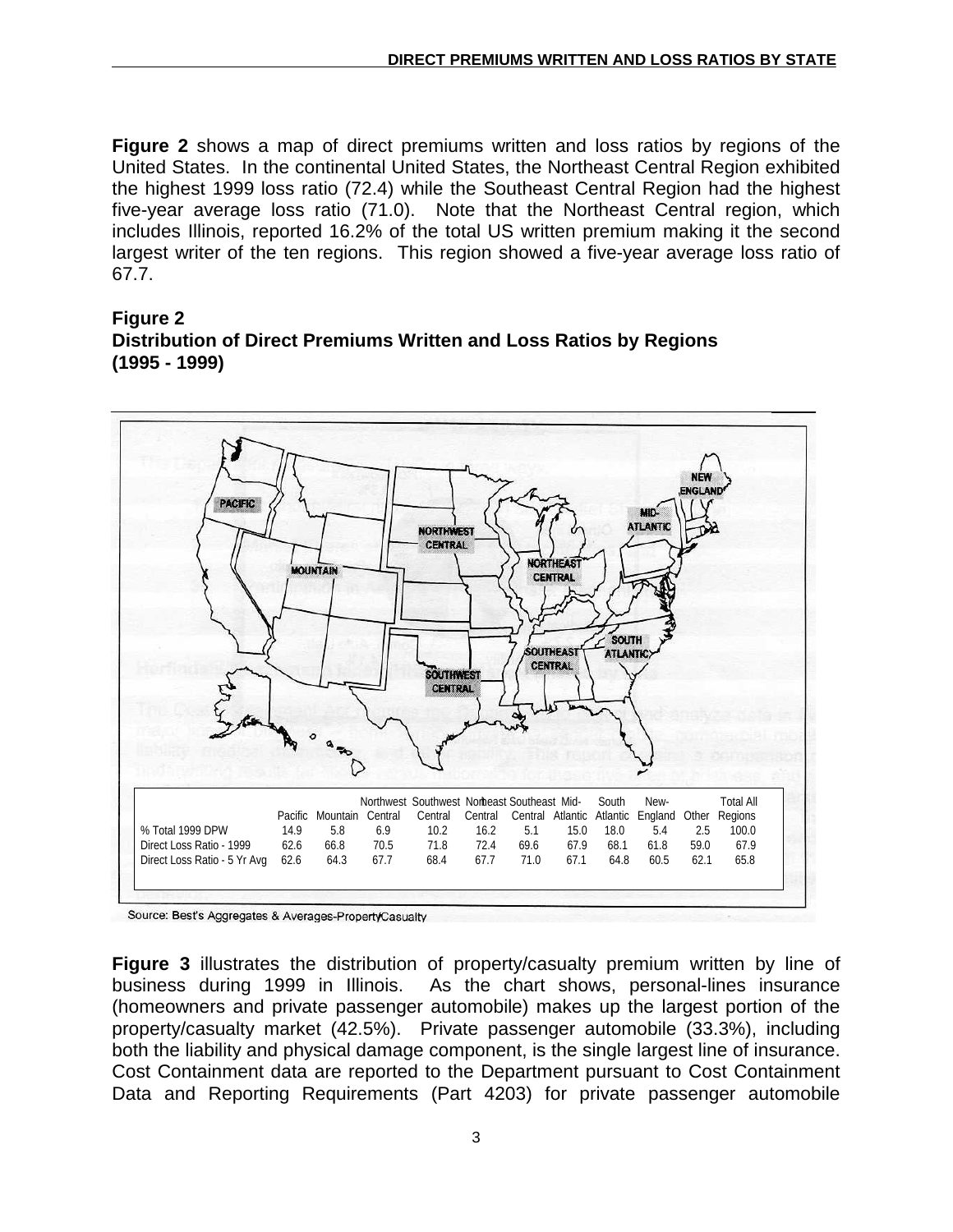**Figure 2** shows a map of direct premiums written and loss ratios by regions of the United States. In the continental United States, the Northeast Central Region exhibited the highest 1999 loss ratio (72.4) while the Southeast Central Region had the highest five-year average loss ratio (71.0). Note that the Northeast Central region, which includes Illinois, reported 16.2% of the total US written premium making it the second largest writer of the ten regions. This region showed a five-year average loss ratio of 67.7.

**Figure 2**
**Distribution of Direct Premiums Written and Loss Ratios by Regions**
**(1995 - 1999)**

| | Pacific | Mountain | Northwest Central | Southwest Central | Northeast Central | Southeast Central | Mid-Atlantic | South Atlantic | New-England | Other | Total All Regions |
|---|---|---|---|---|---|---|---|---|---|---|---|
| % Total 1999 DPW | 14.9 | 5.8 | 6.9 | 10.2 | 16.2 | 5.1 | 15.0 | 18.0 | 5.4 | 2.5 | 100.0 |
| Direct Loss Ratio - 1999 | 62.6 | 66.8 | 70.5 | 71.8 | 72.4 | 69.6 | 67.9 | 68.1 | 61.8 | 59.0 | 67.9 |
| Direct Loss Ratio - 5 Yr Avg | 62.6 | 64.3 | 67.7 | 68.4 | 67.7 | 71.0 | 67.1 | 64.8 | 60.5 | 62.1 | 65.8 |

Source: Best's Aggregates & Averages-Property/Casualty

**Figure 3** illustrates the distribution of property/casualty premium written by line of business during 1999 in Illinois. As the chart shows, personal-lines insurance (homeowners and private passenger automobile) makes up the largest portion of the property/casualty market (42.5%). Private passenger automobile (33.3%), including both the liability and physical damage component, is the single largest line of insurance. Cost Containment data are reported to the Department pursuant to Cost Containment Data and Reporting Requirements (Part 4203) for private passenger automobile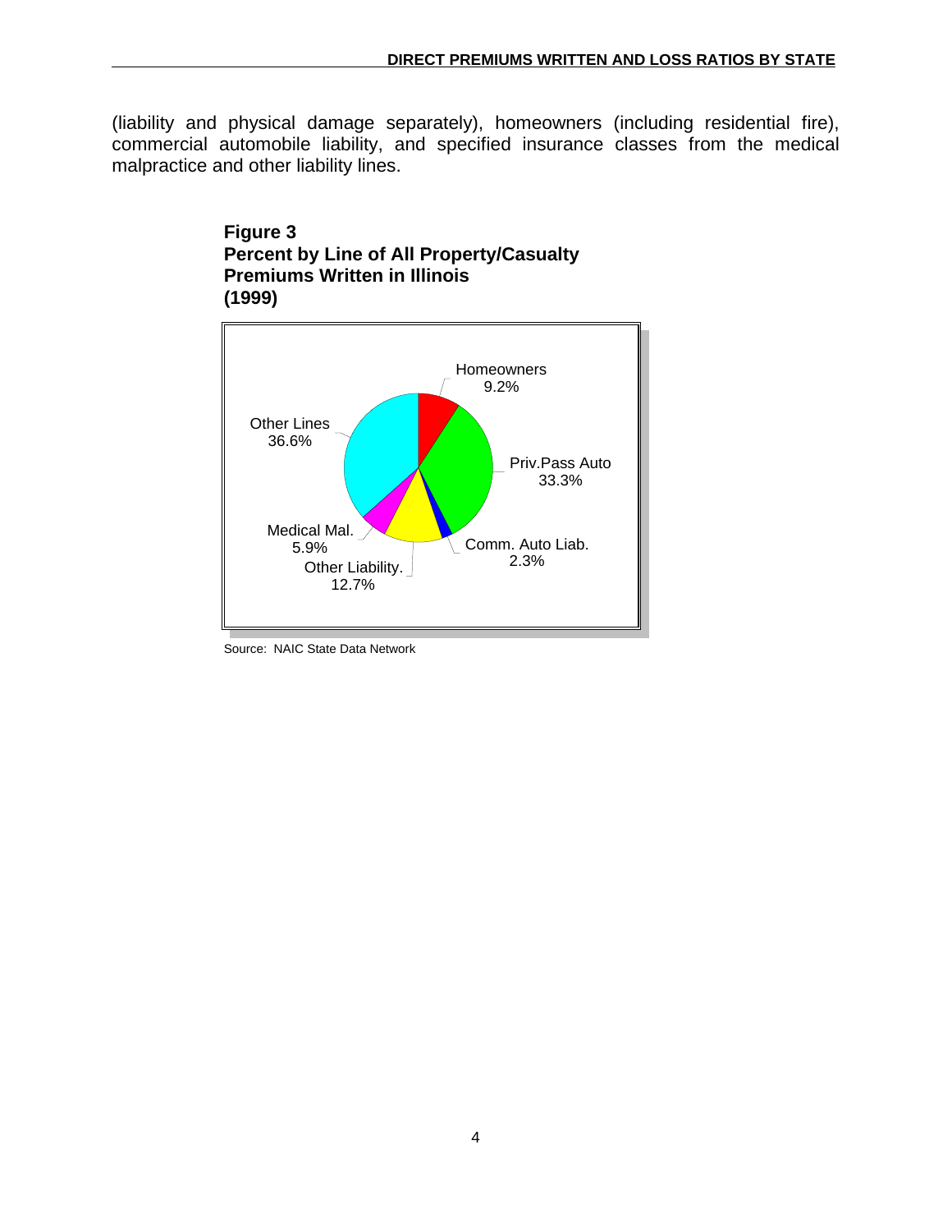(liability and physical damage separately), homeowners (including residential fire), commercial automobile liability, and specified insurance classes from the medical malpractice and other liability lines.

**Figure 3**
**Percent by Line of All Property/Casualty Premiums Written in Illinois (1999)**

Homeowners 9.2%
Priv.Pass Auto 33.3%
Comm. Auto Liab. 2.3%
Other Liability. 12.7%
Medical Mal. 5.9%
Other Lines 36.6%

Source: NAIC State Data Network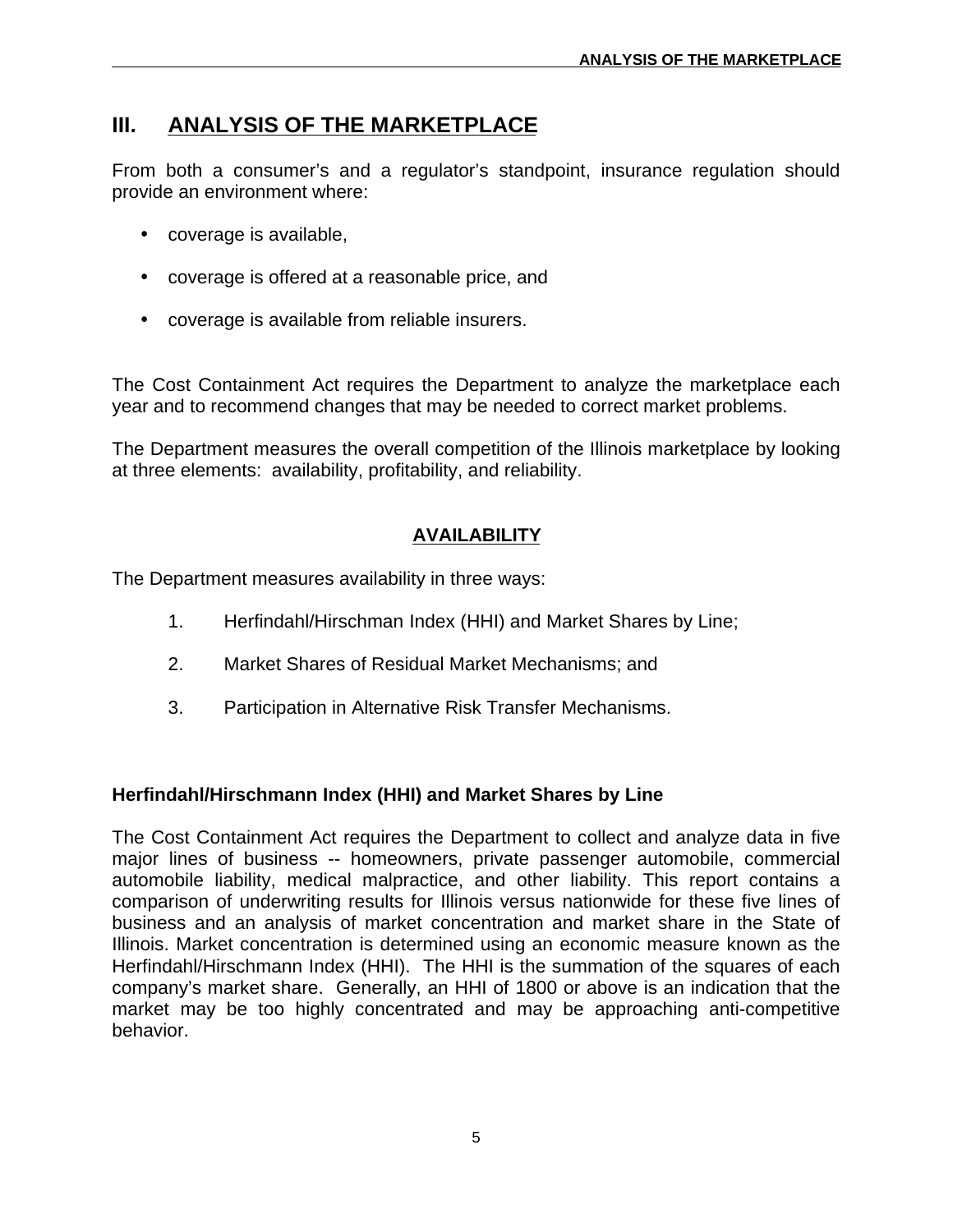# III. ANALYSIS OF THE MARKETPLACE

From both a consumer's and a regulator's standpoint, insurance regulation should provide an environment where:

- coverage is available,
- coverage is offered at a reasonable price, and
- coverage is available from reliable insurers.

The Cost Containment Act requires the Department to analyze the marketplace each year and to recommend changes that may be needed to correct market problems.

The Department measures the overall competition of the Illinois marketplace by looking at three elements: availability, profitability, and reliability.

## AVAILABILITY

The Department measures availability in three ways:

1. Herfindahl/Hirschman Index (HHI) and Market Shares by Line;
2. Market Shares of Residual Market Mechanisms; and
3. Participation in Alternative Risk Transfer Mechanisms.

### Herfindahl/Hirschmann Index (HHI) and Market Shares by Line

The Cost Containment Act requires the Department to collect and analyze data in five major lines of business -- homeowners, private passenger automobile, commercial automobile liability, medical malpractice, and other liability. This report contains a comparison of underwriting results for Illinois versus nationwide for these five lines of business and an analysis of market concentration and market share in the State of Illinois. Market concentration is determined using an economic measure known as the Herfindahl/Hirschmann Index (HHI). The HHI is the summation of the squares of each company's market share. Generally, an HHI of 1800 or above is an indication that the market may be too highly concentrated and may be approaching anti-competitive behavior.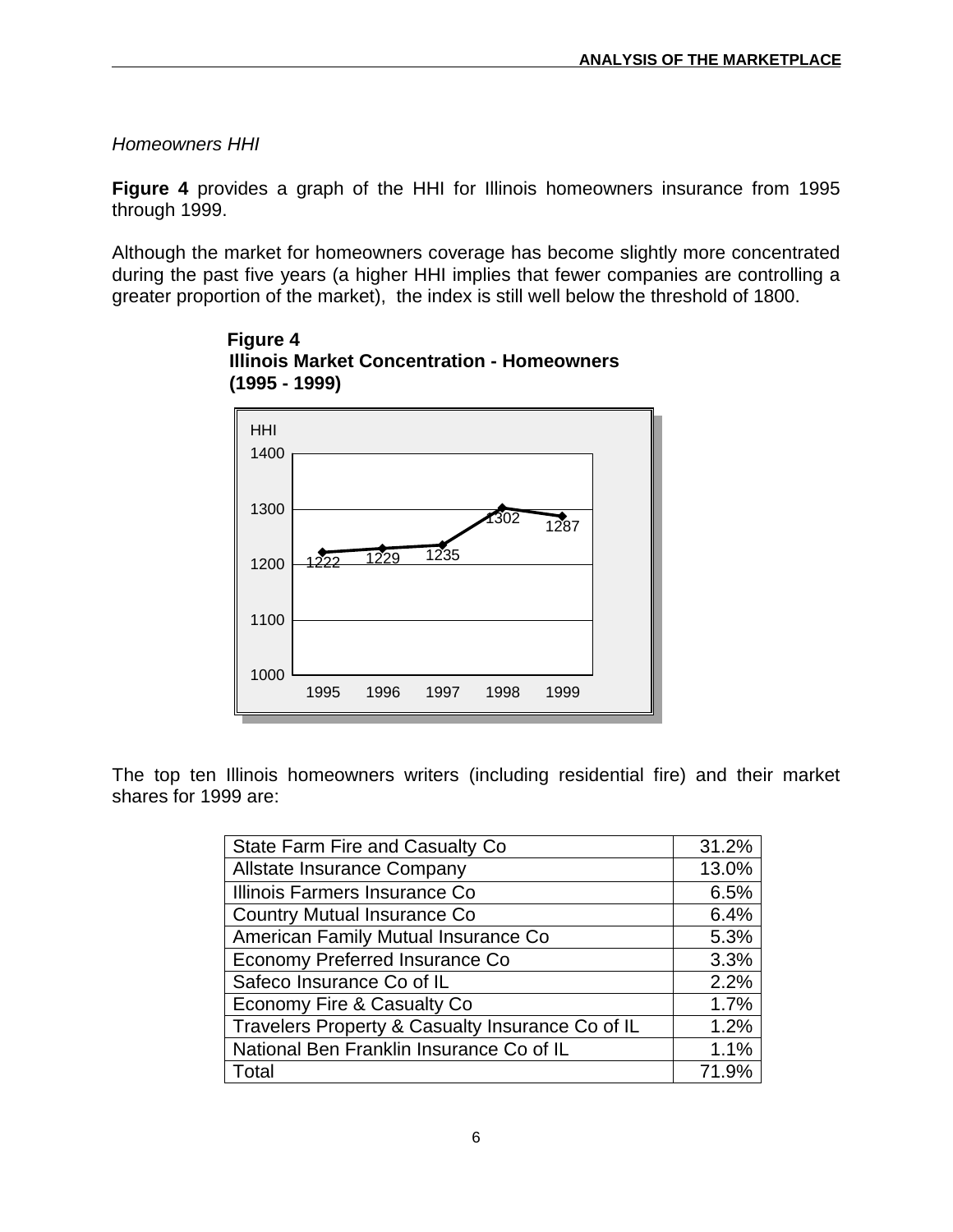*Homeowners HHI*

**Figure 4** provides a graph of the HHI for Illinois homeowners insurance from 1995 through 1999.

Although the market for homeowners coverage has become slightly more concentrated during the past five years (a higher HHI implies that fewer companies are controlling a greater proportion of the market), the index is still well below the threshold of 1800.

**Figure 4**
**Illinois Market Concentration - Homeowners**
**(1995 - 1999)**

| Year | HHI |
|---|---|
| 1995 | 1222 |
| 1996 | 1229 |
| 1997 | 1235 |
| 1998 | 1302 |
| 1999 | 1287 |

The top ten Illinois homeowners writers (including residential fire) and their market shares for 1999 are:

| Company | Market Share |
|---|---|
| State Farm Fire and Casualty Co | 31.2% |
| Allstate Insurance Company | 13.0% |
| Illinois Farmers Insurance Co | 6.5% |
| Country Mutual Insurance Co | 6.4% |
| American Family Mutual Insurance Co | 5.3% |
| Economy Preferred Insurance Co | 3.3% |
| Safeco Insurance Co of IL | 2.2% |
| Economy Fire & Casualty Co | 1.7% |
| Travelers Property & Casualty Insurance Co of IL | 1.2% |
| National Ben Franklin Insurance Co of IL | 1.1% |
| Total | 71.9% |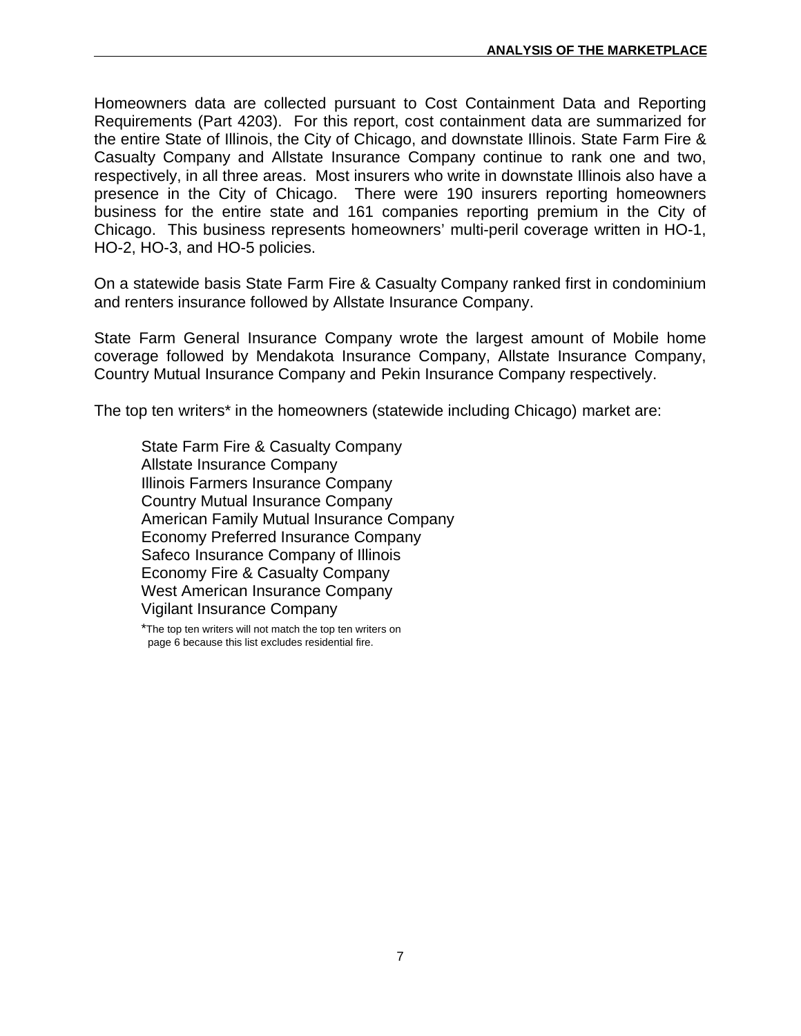Homeowners data are collected pursuant to Cost Containment Data and Reporting Requirements (Part 4203). For this report, cost containment data are summarized for the entire State of Illinois, the City of Chicago, and downstate Illinois. State Farm Fire & Casualty Company and Allstate Insurance Company continue to rank one and two, respectively, in all three areas. Most insurers who write in downstate Illinois also have a presence in the City of Chicago. There were 190 insurers reporting homeowners business for the entire state and 161 companies reporting premium in the City of Chicago. This business represents homeowners' multi-peril coverage written in HO-1, HO-2, HO-3, and HO-5 policies.

On a statewide basis State Farm Fire & Casualty Company ranked first in condominium and renters insurance followed by Allstate Insurance Company.

State Farm General Insurance Company wrote the largest amount of Mobile home coverage followed by Mendakota Insurance Company, Allstate Insurance Company, Country Mutual Insurance Company and Pekin Insurance Company respectively.

The top ten writers* in the homeowners (statewide including Chicago) market are:

State Farm Fire & Casualty Company
Allstate Insurance Company
Illinois Farmers Insurance Company
Country Mutual Insurance Company
American Family Mutual Insurance Company
Economy Preferred Insurance Company
Safeco Insurance Company of Illinois
Economy Fire & Casualty Company
West American Insurance Company
Vigilant Insurance Company

*The top ten writers will not match the top ten writers on page 6 because this list excludes residential fire.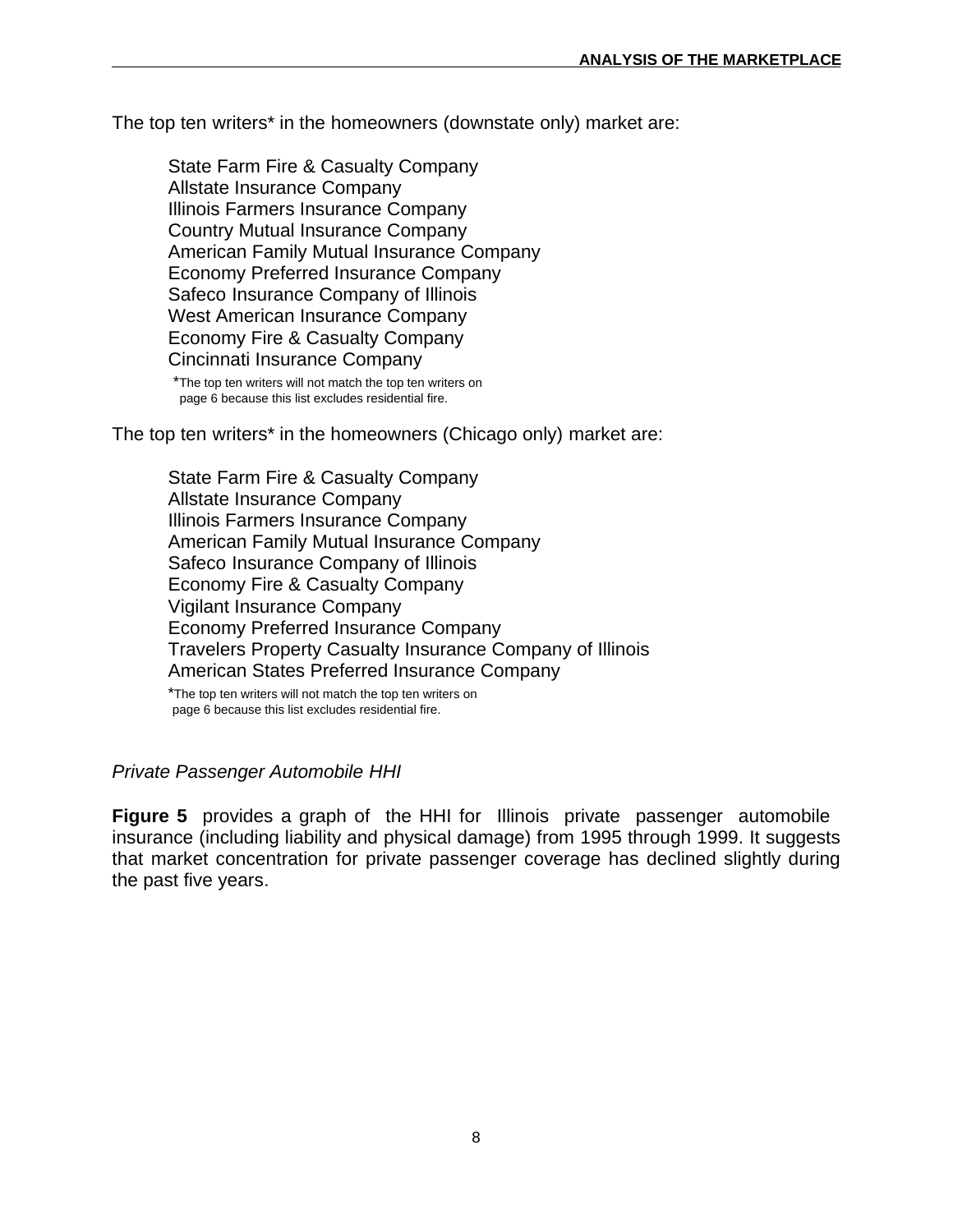The top ten writers* in the homeowners (downstate only) market are:

State Farm Fire & Casualty Company
Allstate Insurance Company
Illinois Farmers Insurance Company
Country Mutual Insurance Company
American Family Mutual Insurance Company
Economy Preferred Insurance Company
Safeco Insurance Company of Illinois
West American Insurance Company
Economy Fire & Casualty Company
Cincinnati Insurance Company

*The top ten writers will not match the top ten writers on page 6 because this list excludes residential fire.

The top ten writers* in the homeowners (Chicago only) market are:

State Farm Fire & Casualty Company
Allstate Insurance Company
Illinois Farmers Insurance Company
American Family Mutual Insurance Company
Safeco Insurance Company of Illinois
Economy Fire & Casualty Company
Vigilant Insurance Company
Economy Preferred Insurance Company
Travelers Property Casualty Insurance Company of Illinois
American States Preferred Insurance Company

*The top ten writers will not match the top ten writers on page 6 because this list excludes residential fire.

*Private Passenger Automobile HHI*

**Figure 5** provides a graph of the HHI for Illinois private passenger automobile insurance (including liability and physical damage) from 1995 through 1999. It suggests that market concentration for private passenger coverage has declined slightly during the past five years.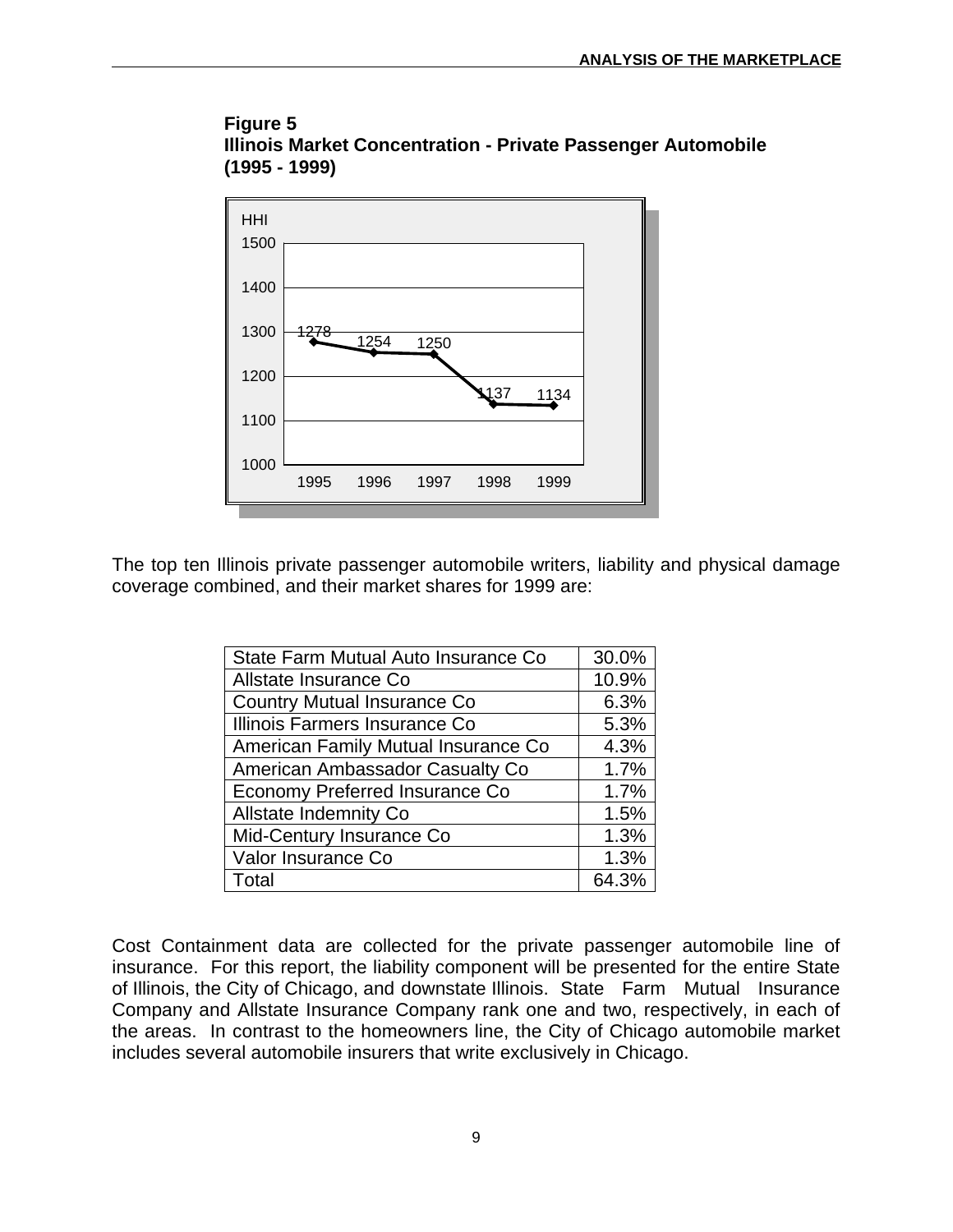**Figure 5**
**Illinois Market Concentration - Private Passenger Automobile (1995 - 1999)**

The top ten Illinois private passenger automobile writers, liability and physical damage coverage combined, and their market shares for 1999 are:

| | |
|---|---|
| State Farm Mutual Auto Insurance Co | 30.0% |
| Allstate Insurance Co | 10.9% |
| Country Mutual Insurance Co | 6.3% |
| Illinois Farmers Insurance Co | 5.3% |
| American Family Mutual Insurance Co | 4.3% |
| American Ambassador Casualty Co | 1.7% |
| Economy Preferred Insurance Co | 1.7% |
| Allstate Indemnity Co | 1.5% |
| Mid-Century Insurance Co | 1.3% |
| Valor Insurance Co | 1.3% |
| Total | 64.3% |

Cost Containment data are collected for the private passenger automobile line of insurance. For this report, the liability component will be presented for the entire State of Illinois, the City of Chicago, and downstate Illinois. State Farm Mutual Insurance Company and Allstate Insurance Company rank one and two, respectively, in each of the areas. In contrast to the homeowners line, the City of Chicago automobile market includes several automobile insurers that write exclusively in Chicago.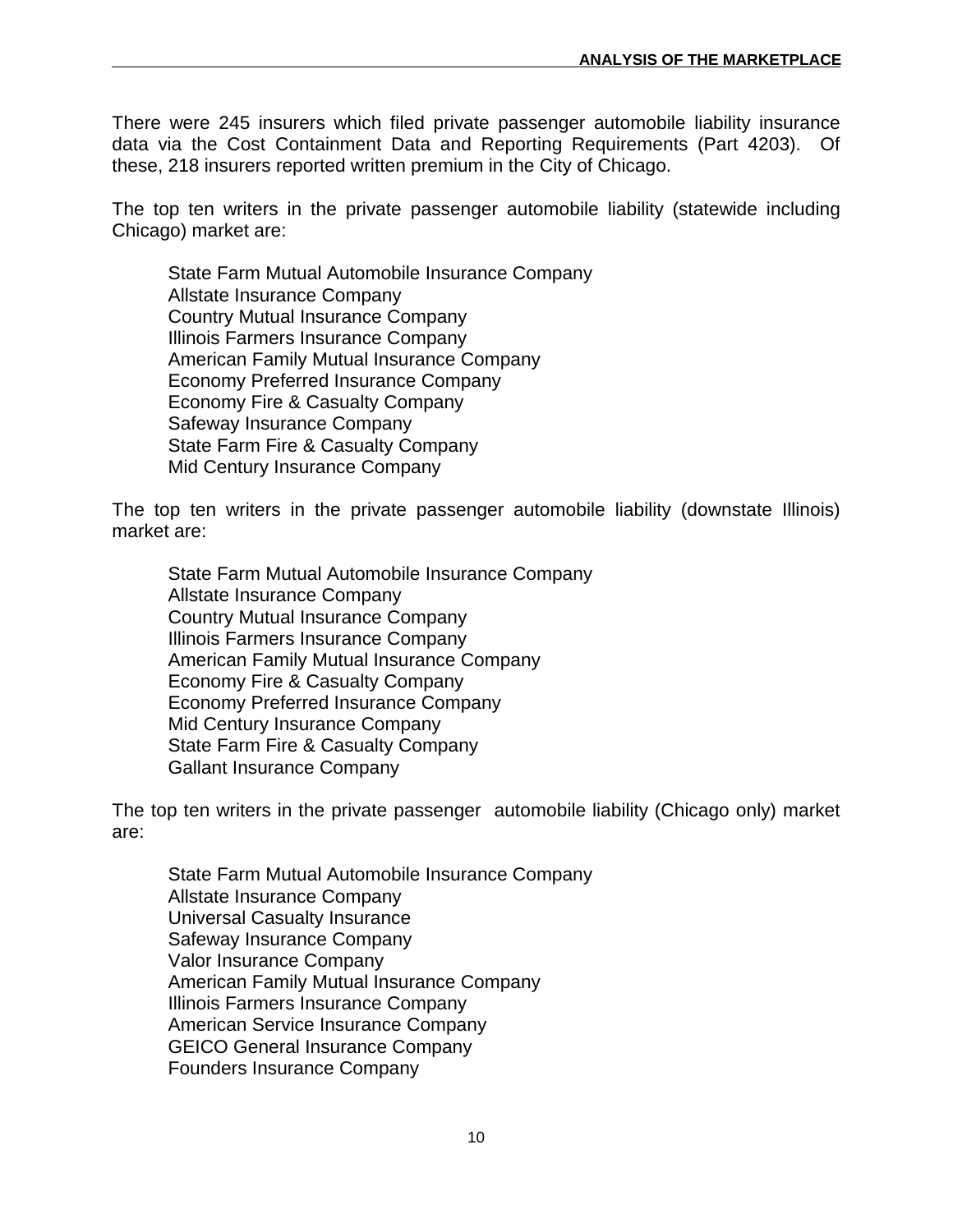There were 245 insurers which filed private passenger automobile liability insurance data via the Cost Containment Data and Reporting Requirements (Part 4203). Of these, 218 insurers reported written premium in the City of Chicago.

The top ten writers in the private passenger automobile liability (statewide including Chicago) market are:

- State Farm Mutual Automobile Insurance Company
- Allstate Insurance Company
- Country Mutual Insurance Company
- Illinois Farmers Insurance Company
- American Family Mutual Insurance Company
- Economy Preferred Insurance Company
- Economy Fire & Casualty Company
- Safeway Insurance Company
- State Farm Fire & Casualty Company
- Mid Century Insurance Company

The top ten writers in the private passenger automobile liability (downstate Illinois) market are:

- State Farm Mutual Automobile Insurance Company
- Allstate Insurance Company
- Country Mutual Insurance Company
- Illinois Farmers Insurance Company
- American Family Mutual Insurance Company
- Economy Fire & Casualty Company
- Economy Preferred Insurance Company
- Mid Century Insurance Company
- State Farm Fire & Casualty Company
- Gallant Insurance Company

The top ten writers in the private passenger automobile liability (Chicago only) market are:

- State Farm Mutual Automobile Insurance Company
- Allstate Insurance Company
- Universal Casualty Insurance
- Safeway Insurance Company
- Valor Insurance Company
- American Family Mutual Insurance Company
- Illinois Farmers Insurance Company
- American Service Insurance Company
- GEICO General Insurance Company
- Founders Insurance Company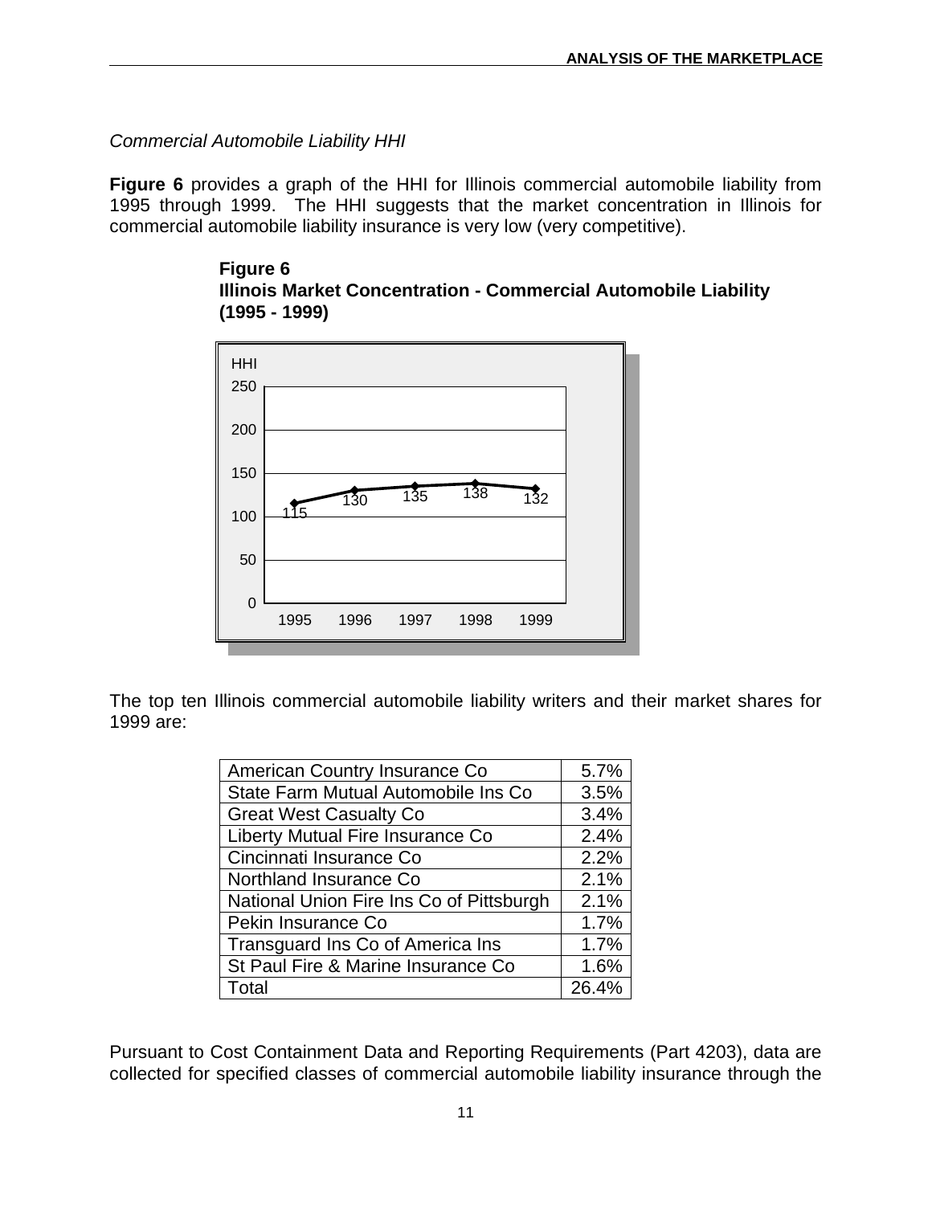*Commercial Automobile Liability HHI*

**Figure 6** provides a graph of the HHI for Illinois commercial automobile liability from 1995 through 1999. The HHI suggests that the market concentration in Illinois for commercial automobile liability insurance is very low (very competitive).

**Figure 6**
**Illinois Market Concentration - Commercial Automobile Liability (1995 - 1999)**

| Year | HHI |
|---|---|
| 1995 | 115 |
| 1996 | 130 |
| 1997 | 135 |
| 1998 | 138 |
| 1999 | 132 |

The top ten Illinois commercial automobile liability writers and their market shares for 1999 are:

| Company | Market Share |
|---|---|
| American Country Insurance Co | 5.7% |
| State Farm Mutual Automobile Ins Co | 3.5% |
| Great West Casualty Co | 3.4% |
| Liberty Mutual Fire Insurance Co | 2.4% |
| Cincinnati Insurance Co | 2.2% |
| Northland Insurance Co | 2.1% |
| National Union Fire Ins Co of Pittsburgh | 2.1% |
| Pekin Insurance Co | 1.7% |
| Transguard Ins Co of America Ins | 1.7% |
| St Paul Fire & Marine Insurance Co | 1.6% |
| Total | 26.4% |

Pursuant to Cost Containment Data and Reporting Requirements (Part 4203), data are collected for specified classes of commercial automobile liability insurance through the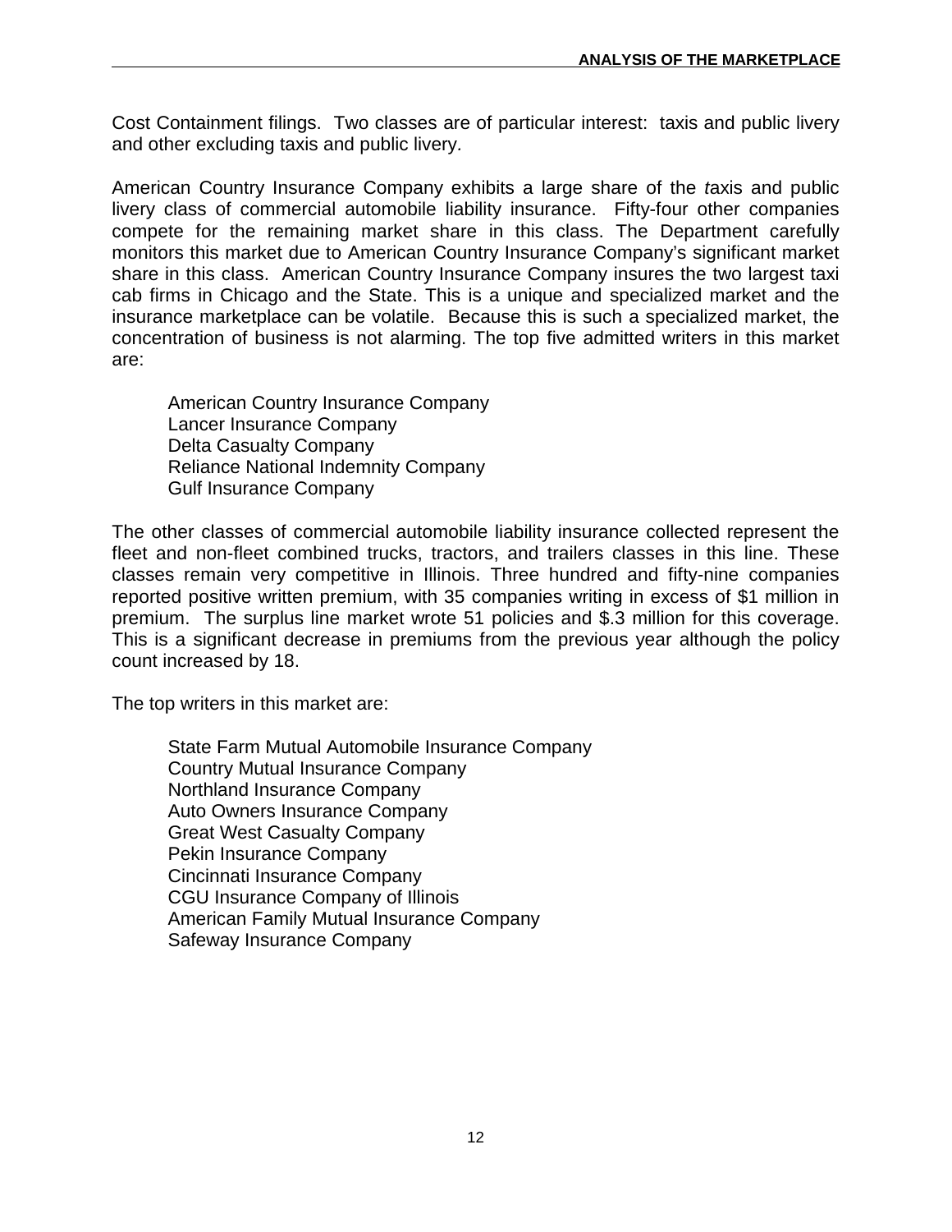Cost Containment filings. Two classes are of particular interest: taxis and public livery and other excluding taxis and public livery.

American Country Insurance Company exhibits a large share of the *t*axis and public livery class of commercial automobile liability insurance. Fifty-four other companies compete for the remaining market share in this class. The Department carefully monitors this market due to American Country Insurance Company's significant market share in this class. American Country Insurance Company insures the two largest taxi cab firms in Chicago and the State. This is a unique and specialized market and the insurance marketplace can be volatile. Because this is such a specialized market, the concentration of business is not alarming. The top five admitted writers in this market are:

American Country Insurance Company
Lancer Insurance Company
Delta Casualty Company
Reliance National Indemnity Company
Gulf Insurance Company

The other classes of commercial automobile liability insurance collected represent the fleet and non-fleet combined trucks, tractors, and trailers classes in this line. These classes remain very competitive in Illinois. Three hundred and fifty-nine companies reported positive written premium, with 35 companies writing in excess of $1 million in premium. The surplus line market wrote 51 policies and $.3 million for this coverage. This is a significant decrease in premiums from the previous year although the policy count increased by 18.

The top writers in this market are:

State Farm Mutual Automobile Insurance Company
Country Mutual Insurance Company
Northland Insurance Company
Auto Owners Insurance Company
Great West Casualty Company
Pekin Insurance Company
Cincinnati Insurance Company
CGU Insurance Company of Illinois
American Family Mutual Insurance Company
Safeway Insurance Company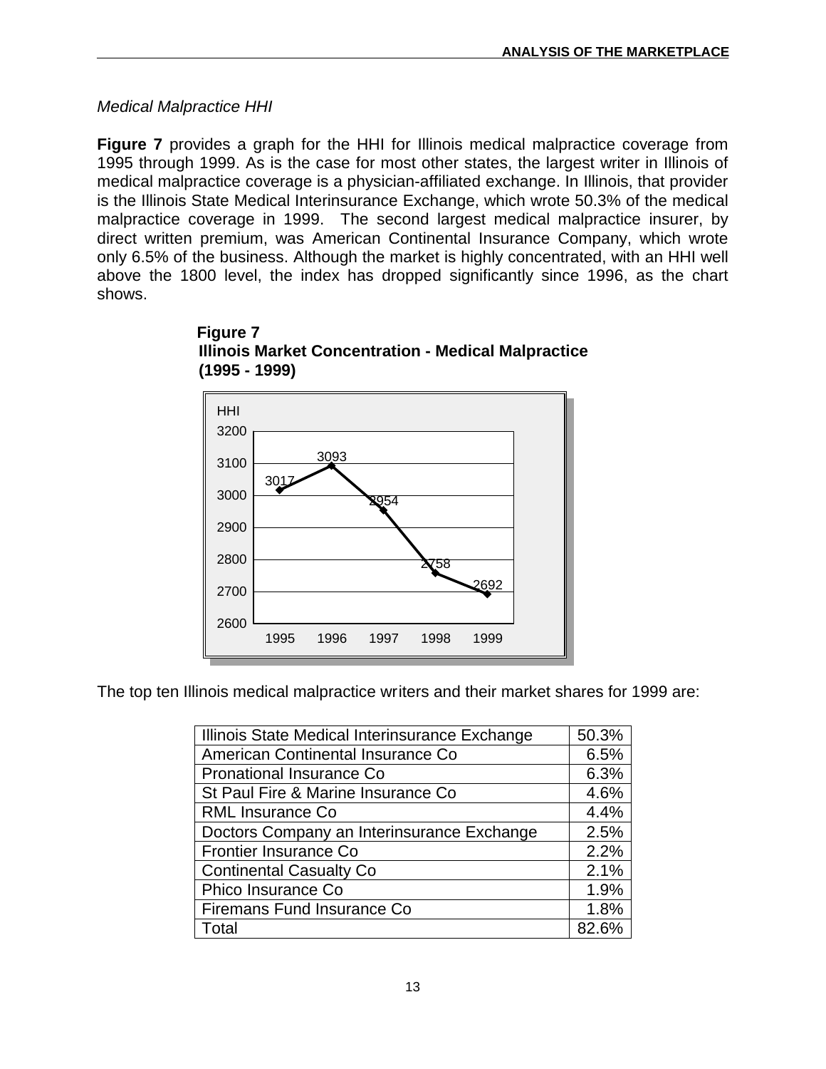*Medical Malpractice HHI*

**Figure 7** provides a graph for the HHI for Illinois medical malpractice coverage from 1995 through 1999. As is the case for most other states, the largest writer in Illinois of medical malpractice coverage is a physician-affiliated exchange. In Illinois, that provider is the Illinois State Medical Interinsurance Exchange, which wrote 50.3% of the medical malpractice coverage in 1999. The second largest medical malpractice insurer, by direct written premium, was American Continental Insurance Company, which wrote only 6.5% of the business. Although the market is highly concentrated, with an HHI well above the 1800 level, the index has dropped significantly since 1996, as the chart shows.

**Figure 7**
**Illinois Market Concentration - Medical Malpractice (1995 - 1999)**

| Year | HHI |
|---|---|
| 1995 | 3017 |
| 1996 | 3093 |
| 1997 | 2954 |
| 1998 | 2758 |
| 1999 | 2692 |

The top ten Illinois medical malpractice writers and their market shares for 1999 are:

| Insurer | Market Share |
|---|---|
| Illinois State Medical Interinsurance Exchange | 50.3% |
| American Continental Insurance Co | 6.5% |
| Pronational Insurance Co | 6.3% |
| St Paul Fire & Marine Insurance Co | 4.6% |
| RML Insurance Co | 4.4% |
| Doctors Company an Interinsurance Exchange | 2.5% |
| Frontier Insurance Co | 2.2% |
| Continental Casualty Co | 2.1% |
| Phico Insurance Co | 1.9% |
| Firemans Fund Insurance Co | 1.8% |
| Total | 82.6% |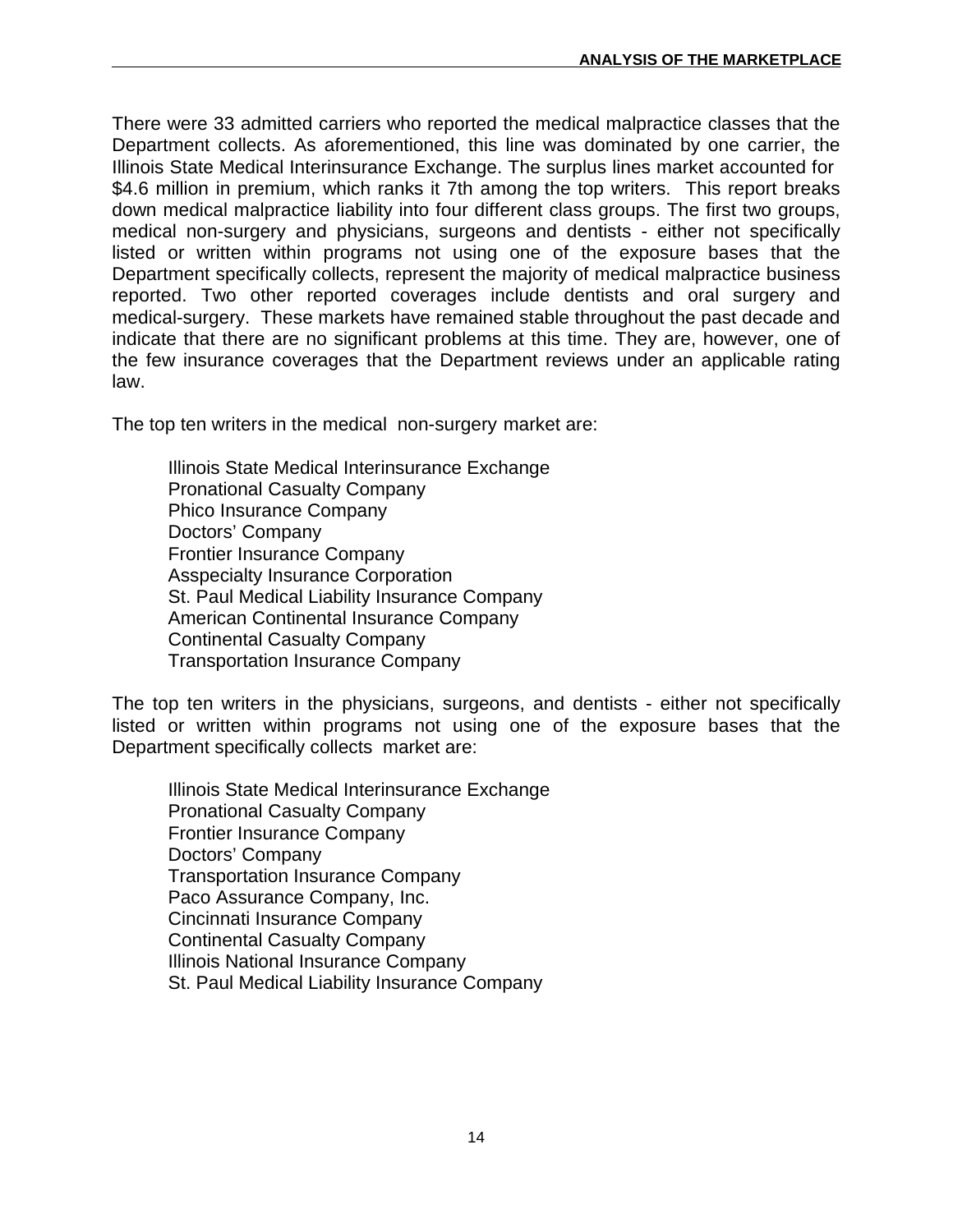There were 33 admitted carriers who reported the medical malpractice classes that the Department collects. As aforementioned, this line was dominated by one carrier, the Illinois State Medical Interinsurance Exchange. The surplus lines market accounted for $4.6 million in premium, which ranks it 7th among the top writers. This report breaks down medical malpractice liability into four different class groups. The first two groups, medical non-surgery and physicians, surgeons and dentists - either not specifically listed or written within programs not using one of the exposure bases that the Department specifically collects, represent the majority of medical malpractice business reported. Two other reported coverages include dentists and oral surgery and medical-surgery. These markets have remained stable throughout the past decade and indicate that there are no significant problems at this time. They are, however, one of the few insurance coverages that the Department reviews under an applicable rating law.

The top ten writers in the medical non-surgery market are:

Illinois State Medical Interinsurance Exchange
Pronational Casualty Company
Phico Insurance Company
Doctors' Company
Frontier Insurance Company
Asspecialty Insurance Corporation
St. Paul Medical Liability Insurance Company
American Continental Insurance Company
Continental Casualty Company
Transportation Insurance Company

The top ten writers in the physicians, surgeons, and dentists - either not specifically listed or written within programs not using one of the exposure bases that the Department specifically collects market are:

Illinois State Medical Interinsurance Exchange
Pronational Casualty Company
Frontier Insurance Company
Doctors' Company
Transportation Insurance Company
Paco Assurance Company, Inc.
Cincinnati Insurance Company
Continental Casualty Company
Illinois National Insurance Company
St. Paul Medical Liability Insurance Company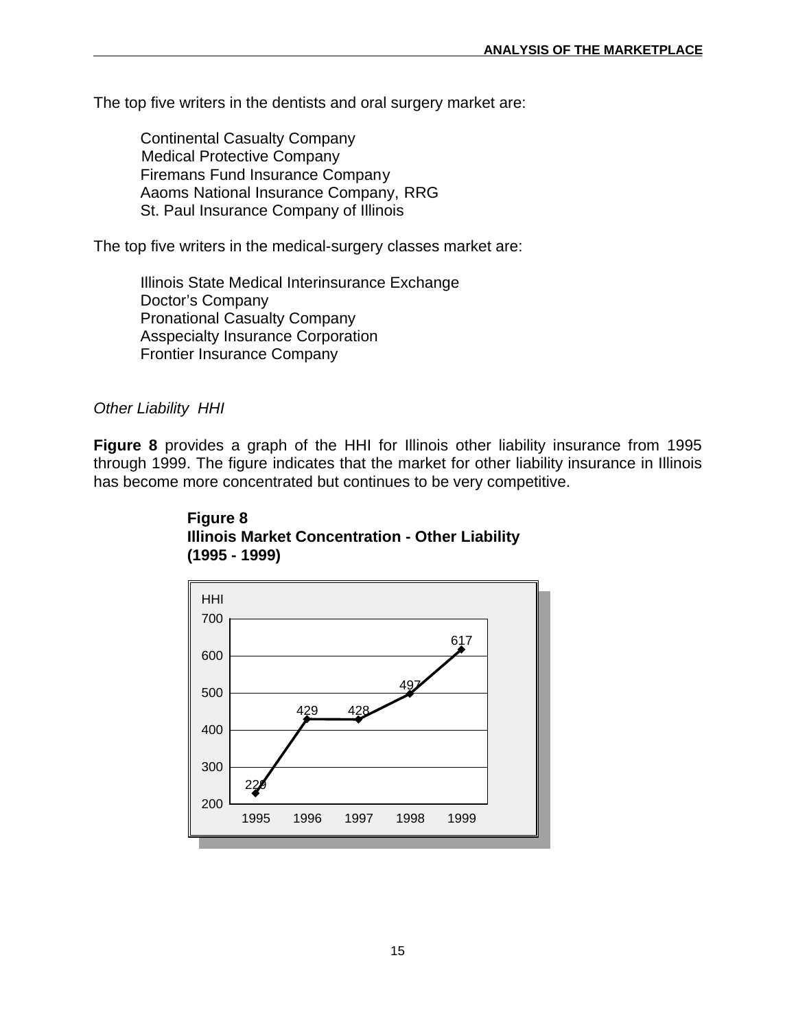The top five writers in the dentists and oral surgery market are:

Continental Casualty Company
Medical Protective Company
Firemans Fund Insurance Company
Aaoms National Insurance Company, RRG
St. Paul Insurance Company of Illinois

The top five writers in the medical-surgery classes market are:

Illinois State Medical Interinsurance Exchange
Doctor's Company
Pronational Casualty Company
Asspecialty Insurance Corporation
Frontier Insurance Company

*Other Liability HHI*

**Figure 8** provides a graph of the HHI for Illinois other liability insurance from 1995 through 1999. The figure indicates that the market for other liability insurance in Illinois has become more concentrated but continues to be very competitive.

**Figure 8**
**Illinois Market Concentration - Other Liability**
**(1995 - 1999)**

| Year | HHI |
| --- | --- |
| 1995 | 229 |
| 1996 | 429 |
| 1997 | 428 |
| 1998 | 497 |
| 1999 | 617 |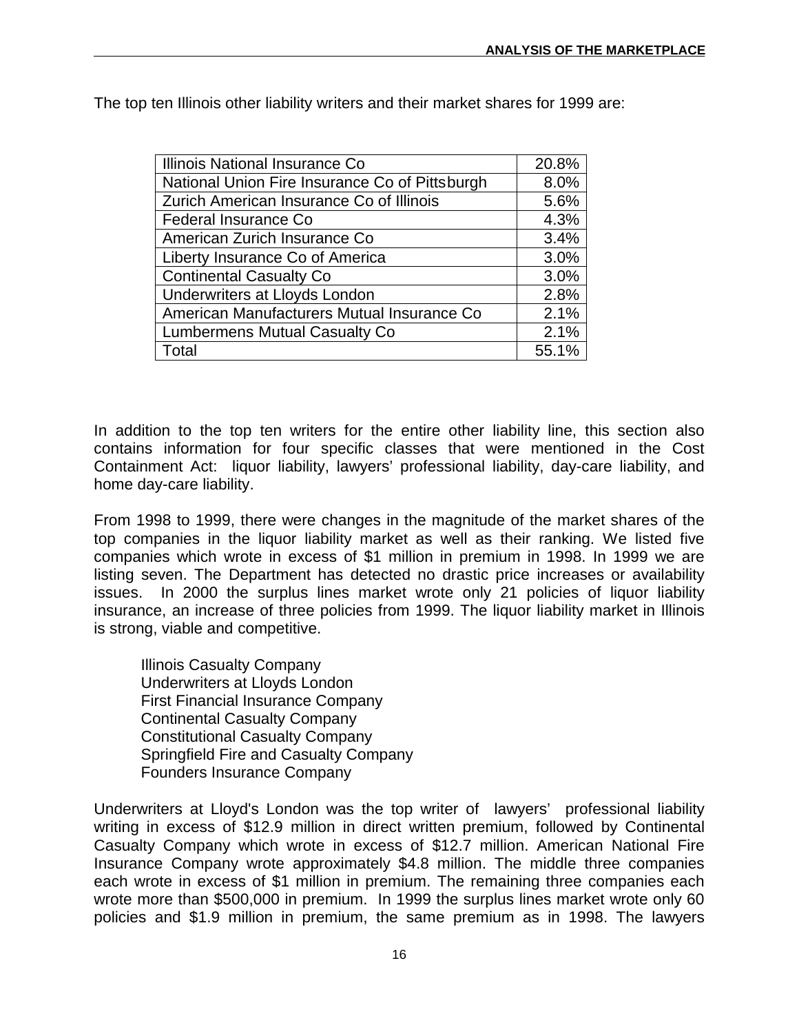The top ten Illinois other liability writers and their market shares for 1999 are:

| Illinois National Insurance Co | 20.8% |
|---|---|
| National Union Fire Insurance Co of Pittsburgh | 8.0% |
| Zurich American Insurance Co of Illinois | 5.6% |
| Federal Insurance Co | 4.3% |
| American Zurich Insurance Co | 3.4% |
| Liberty Insurance Co of America | 3.0% |
| Continental Casualty Co | 3.0% |
| Underwriters at Lloyds London | 2.8% |
| American Manufacturers Mutual Insurance Co | 2.1% |
| Lumbermens Mutual Casualty Co | 2.1% |
| Total | 55.1% |

In addition to the top ten writers for the entire other liability line, this section also contains information for four specific classes that were mentioned in the Cost Containment Act: liquor liability, lawyers' professional liability, day-care liability, and home day-care liability.

From 1998 to 1999, there were changes in the magnitude of the market shares of the top companies in the liquor liability market as well as their ranking. We listed five companies which wrote in excess of $1 million in premium in 1998. In 1999 we are listing seven. The Department has detected no drastic price increases or availability issues. In 2000 the surplus lines market wrote only 21 policies of liquor liability insurance, an increase of three policies from 1999. The liquor liability market in Illinois is strong, viable and competitive.

Illinois Casualty Company
Underwriters at Lloyds London
First Financial Insurance Company
Continental Casualty Company
Constitutional Casualty Company
Springfield Fire and Casualty Company
Founders Insurance Company

Underwriters at Lloyd's London was the top writer of lawyers' professional liability writing in excess of $12.9 million in direct written premium, followed by Continental Casualty Company which wrote in excess of $12.7 million. American National Fire Insurance Company wrote approximately $4.8 million. The middle three companies each wrote in excess of $1 million in premium. The remaining three companies each wrote more than $500,000 in premium. In 1999 the surplus lines market wrote only 60 policies and $1.9 million in premium, the same premium as in 1998. The lawyers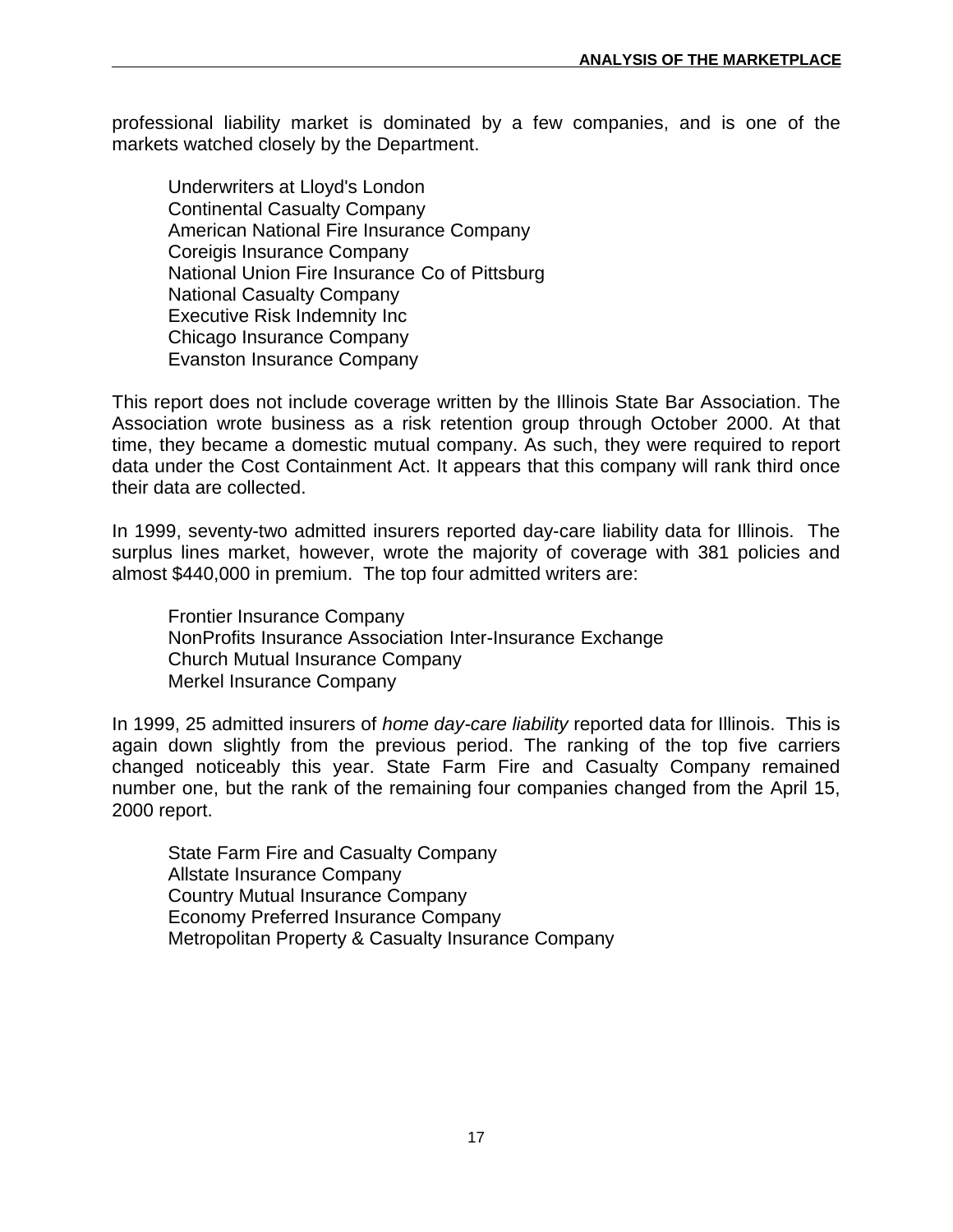professional liability market is dominated by a few companies, and is one of the markets watched closely by the Department.

Underwriters at Lloyd's London
Continental Casualty Company
American National Fire Insurance Company
Coreigis Insurance Company
National Union Fire Insurance Co of Pittsburg
National Casualty Company
Executive Risk Indemnity Inc
Chicago Insurance Company
Evanston Insurance Company

This report does not include coverage written by the Illinois State Bar Association. The Association wrote business as a risk retention group through October 2000. At that time, they became a domestic mutual company. As such, they were required to report data under the Cost Containment Act. It appears that this company will rank third once their data are collected.

In 1999, seventy-two admitted insurers reported day-care liability data for Illinois. The surplus lines market, however, wrote the majority of coverage with 381 policies and almost $440,000 in premium. The top four admitted writers are:

Frontier Insurance Company
NonProfits Insurance Association Inter-Insurance Exchange
Church Mutual Insurance Company
Merkel Insurance Company

In 1999, 25 admitted insurers of *home day-care liability* reported data for Illinois. This is again down slightly from the previous period. The ranking of the top five carriers changed noticeably this year. State Farm Fire and Casualty Company remained number one, but the rank of the remaining four companies changed from the April 15, 2000 report.

State Farm Fire and Casualty Company
Allstate Insurance Company
Country Mutual Insurance Company
Economy Preferred Insurance Company
Metropolitan Property & Casualty Insurance Company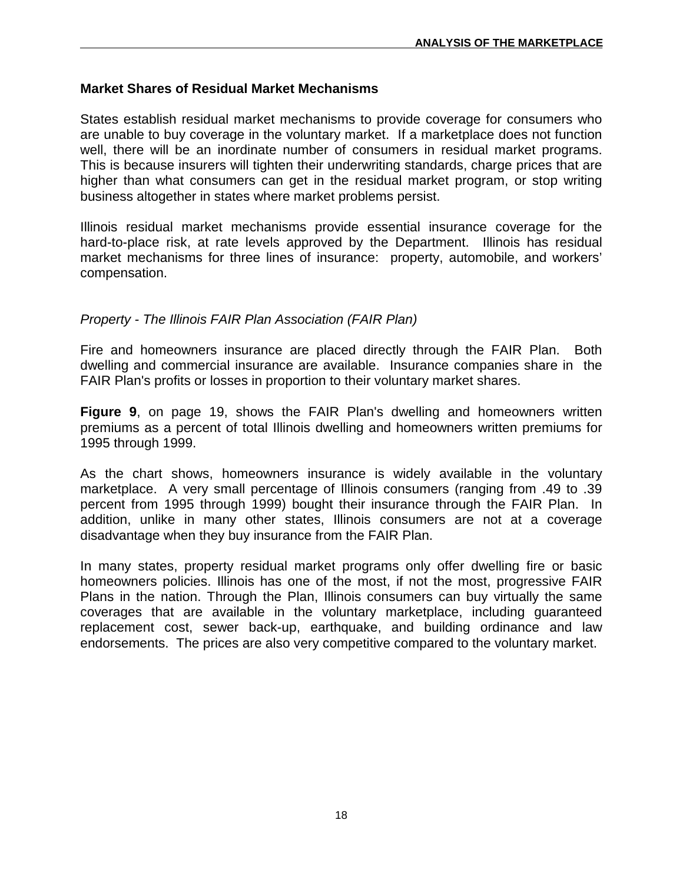## Market Shares of Residual Market Mechanisms

States establish residual market mechanisms to provide coverage for consumers who are unable to buy coverage in the voluntary market. If a marketplace does not function well, there will be an inordinate number of consumers in residual market programs. This is because insurers will tighten their underwriting standards, charge prices that are higher than what consumers can get in the residual market program, or stop writing business altogether in states where market problems persist.

Illinois residual market mechanisms provide essential insurance coverage for the hard-to-place risk, at rate levels approved by the Department. Illinois has residual market mechanisms for three lines of insurance: property, automobile, and workers' compensation.

### *Property - The Illinois FAIR Plan Association (FAIR Plan)*

Fire and homeowners insurance are placed directly through the FAIR Plan. Both dwelling and commercial insurance are available. Insurance companies share in the FAIR Plan's profits or losses in proportion to their voluntary market shares.

**Figure 9**, on page 19, shows the FAIR Plan's dwelling and homeowners written premiums as a percent of total Illinois dwelling and homeowners written premiums for 1995 through 1999.

As the chart shows, homeowners insurance is widely available in the voluntary marketplace. A very small percentage of Illinois consumers (ranging from .49 to .39 percent from 1995 through 1999) bought their insurance through the FAIR Plan. In addition, unlike in many other states, Illinois consumers are not at a coverage disadvantage when they buy insurance from the FAIR Plan.

In many states, property residual market programs only offer dwelling fire or basic homeowners policies. Illinois has one of the most, if not the most, progressive FAIR Plans in the nation. Through the Plan, Illinois consumers can buy virtually the same coverages that are available in the voluntary marketplace, including guaranteed replacement cost, sewer back-up, earthquake, and building ordinance and law endorsements. The prices are also very competitive compared to the voluntary market.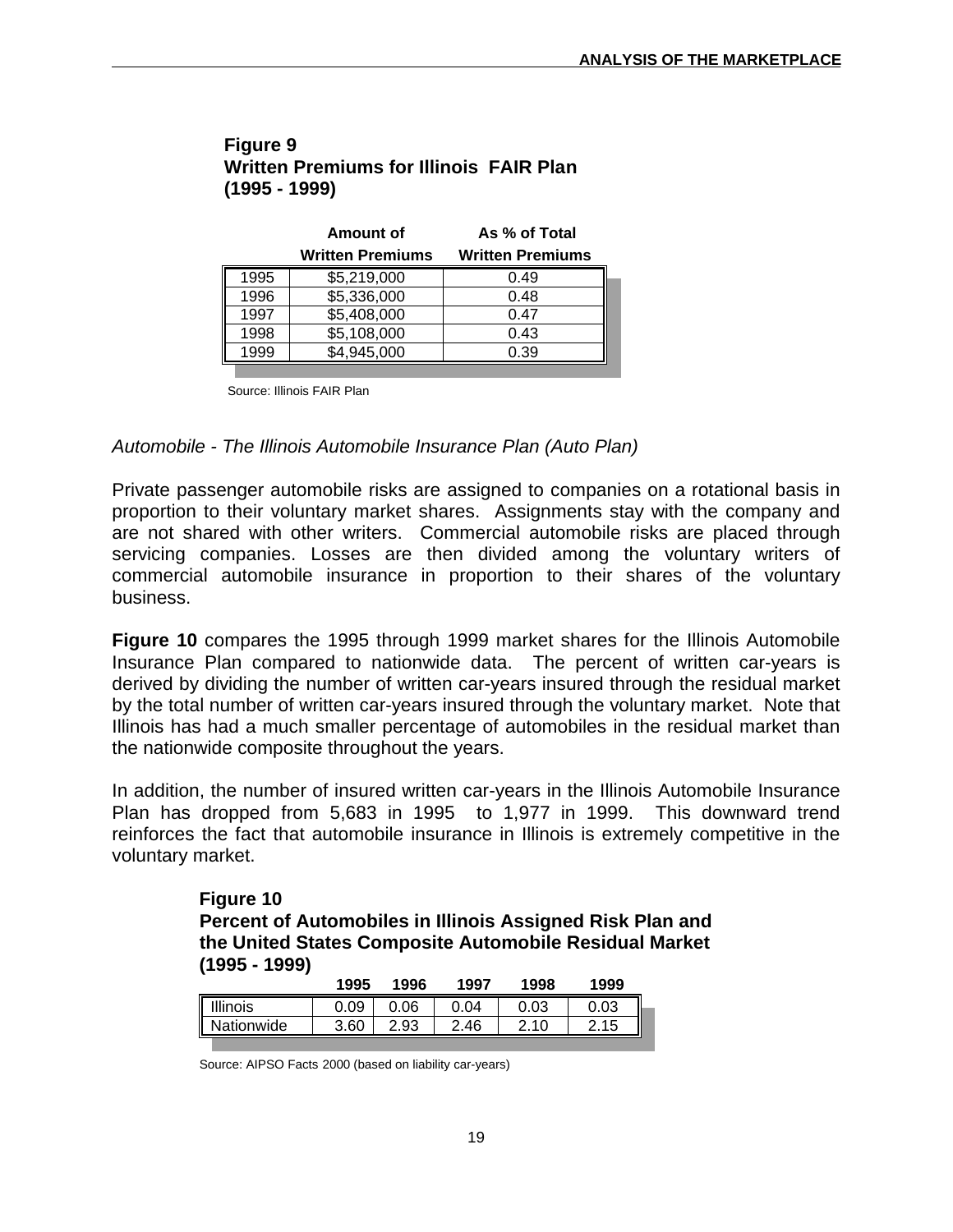**Figure 9**
**Written Premiums for Illinois FAIR Plan**
**(1995 - 1999)**

| | Amount of Written Premiums | As % of Total Written Premiums |
|---|---|---|
| 1995 | $5,219,000 | 0.49 |
| 1996 | $5,336,000 | 0.48 |
| 1997 | $5,408,000 | 0.47 |
| 1998 | $5,108,000 | 0.43 |
| 1999 | $4,945,000 | 0.39 |

Source: Illinois FAIR Plan

*Automobile - The Illinois Automobile Insurance Plan (Auto Plan)*

Private passenger automobile risks are assigned to companies on a rotational basis in proportion to their voluntary market shares. Assignments stay with the company and are not shared with other writers. Commercial automobile risks are placed through servicing companies. Losses are then divided among the voluntary writers of commercial automobile insurance in proportion to their shares of the voluntary business.

**Figure 10** compares the 1995 through 1999 market shares for the Illinois Automobile Insurance Plan compared to nationwide data. The percent of written car-years is derived by dividing the number of written car-years insured through the residual market by the total number of written car-years insured through the voluntary market. Note that Illinois has had a much smaller percentage of automobiles in the residual market than the nationwide composite throughout the years.

In addition, the number of insured written car-years in the Illinois Automobile Insurance Plan has dropped from 5,683 in 1995 to 1,977 in 1999. This downward trend reinforces the fact that automobile insurance in Illinois is extremely competitive in the voluntary market.

**Figure 10**
**Percent of Automobiles in Illinois Assigned Risk Plan and the United States Composite Automobile Residual Market**
**(1995 - 1999)**

| | 1995 | 1996 | 1997 | 1998 | 1999 |
|---|---|---|---|---|---|
| Illinois | 0.09 | 0.06 | 0.04 | 0.03 | 0.03 |
| Nationwide | 3.60 | 2.93 | 2.46 | 2.10 | 2.15 |

Source: AIPSO Facts 2000 (based on liability car-years)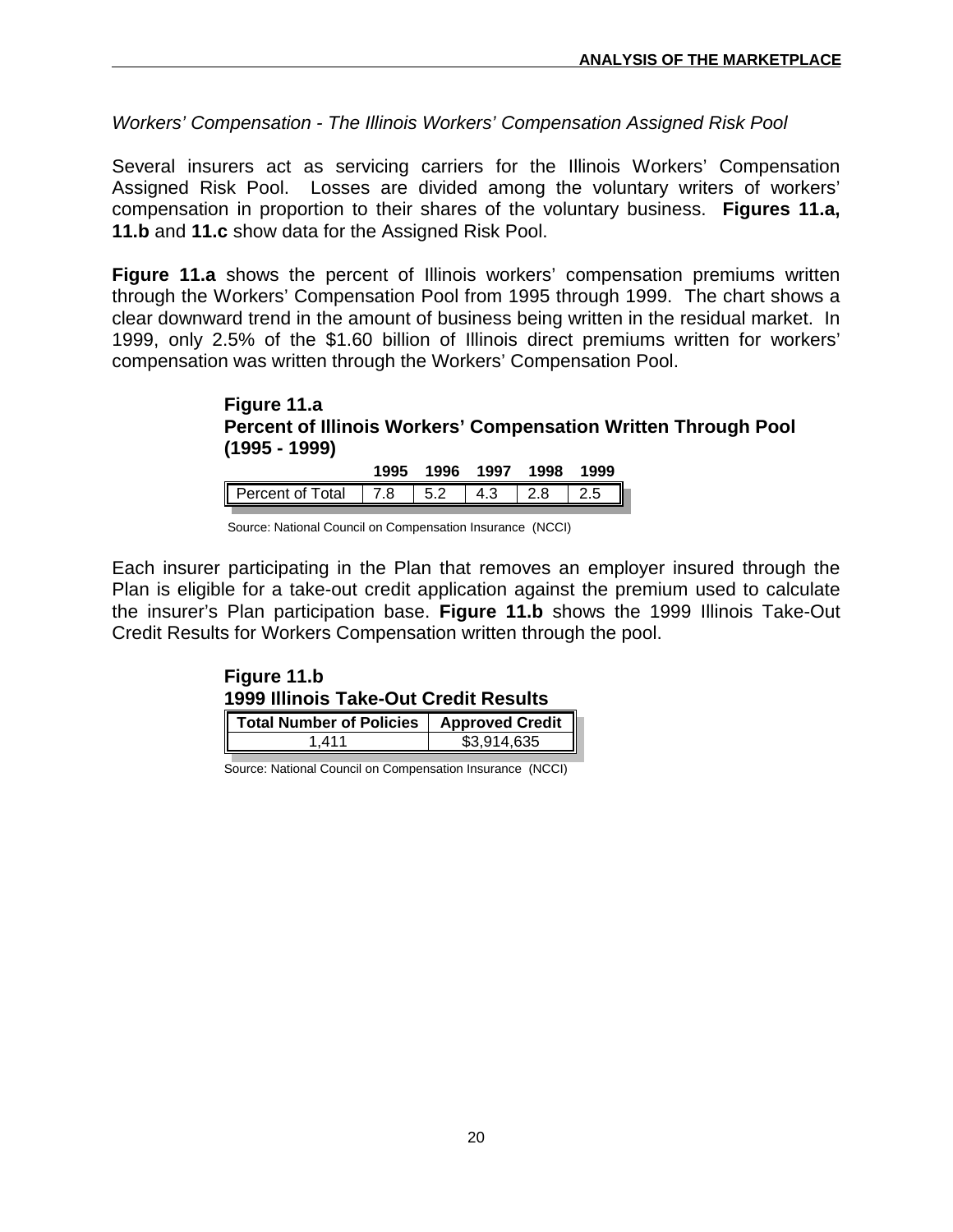*Workers' Compensation - The Illinois Workers' Compensation Assigned Risk Pool*

Several insurers act as servicing carriers for the Illinois Workers' Compensation Assigned Risk Pool. Losses are divided among the voluntary writers of workers' compensation in proportion to their shares of the voluntary business. **Figures 11.a, 11.b** and **11.c** show data for the Assigned Risk Pool.

**Figure 11.a** shows the percent of Illinois workers' compensation premiums written through the Workers' Compensation Pool from 1995 through 1999. The chart shows a clear downward trend in the amount of business being written in the residual market. In 1999, only 2.5% of the $1.60 billion of Illinois direct premiums written for workers' compensation was written through the Workers' Compensation Pool.

**Figure 11.a**
**Percent of Illinois Workers' Compensation Written Through Pool (1995 - 1999)**

| | 1995 | 1996 | 1997 | 1998 | 1999 |
|---|---|---|---|---|---|
| Percent of Total | 7.8 | 5.2 | 4.3 | 2.8 | 2.5 |

Source: National Council on Compensation Insurance (NCCI)

Each insurer participating in the Plan that removes an employer insured through the Plan is eligible for a take-out credit application against the premium used to calculate the insurer's Plan participation base. **Figure 11.b** shows the 1999 Illinois Take-Out Credit Results for Workers Compensation written through the pool.

**Figure 11.b**
**1999 Illinois Take-Out Credit Results**

| Total Number of Policies | Approved Credit |
|---|---|
| 1,411 | $3,914,635 |

Source: National Council on Compensation Insurance (NCCI)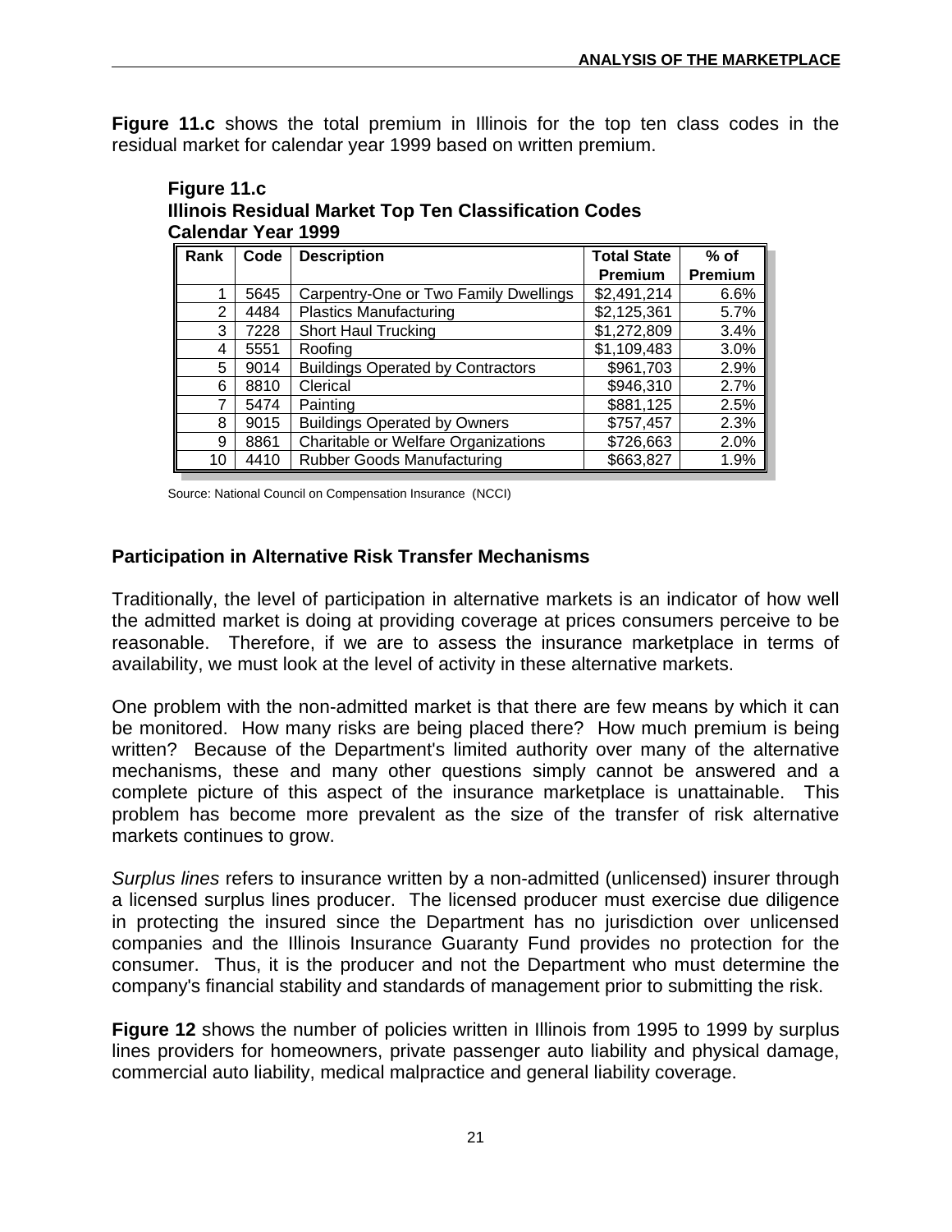**Figure 11.c** shows the total premium in Illinois for the top ten class codes in the residual market for calendar year 1999 based on written premium.

**Figure 11.c**
**Illinois Residual Market Top Ten Classification Codes**
**Calendar Year 1999**

| Rank | Code | Description | Total State Premium | % of Premium |
|---|---|---|---|---|
| 1 | 5645 | Carpentry-One or Two Family Dwellings | $2,491,214 | 6.6% |
| 2 | 4484 | Plastics Manufacturing | $2,125,361 | 5.7% |
| 3 | 7228 | Short Haul Trucking | $1,272,809 | 3.4% |
| 4 | 5551 | Roofing | $1,109,483 | 3.0% |
| 5 | 9014 | Buildings Operated by Contractors | $961,703 | 2.9% |
| 6 | 8810 | Clerical | $946,310 | 2.7% |
| 7 | 5474 | Painting | $881,125 | 2.5% |
| 8 | 9015 | Buildings Operated by Owners | $757,457 | 2.3% |
| 9 | 8861 | Charitable or Welfare Organizations | $726,663 | 2.0% |
| 10 | 4410 | Rubber Goods Manufacturing | $663,827 | 1.9% |

Source: National Council on Compensation Insurance (NCCI)

### Participation in Alternative Risk Transfer Mechanisms

Traditionally, the level of participation in alternative markets is an indicator of how well the admitted market is doing at providing coverage at prices consumers perceive to be reasonable. Therefore, if we are to assess the insurance marketplace in terms of availability, we must look at the level of activity in these alternative markets.

One problem with the non-admitted market is that there are few means by which it can be monitored. How many risks are being placed there? How much premium is being written? Because of the Department's limited authority over many of the alternative mechanisms, these and many other questions simply cannot be answered and a complete picture of this aspect of the insurance marketplace is unattainable. This problem has become more prevalent as the size of the transfer of risk alternative markets continues to grow.

*Surplus lines* refers to insurance written by a non-admitted (unlicensed) insurer through a licensed surplus lines producer. The licensed producer must exercise due diligence in protecting the insured since the Department has no jurisdiction over unlicensed companies and the Illinois Insurance Guaranty Fund provides no protection for the consumer. Thus, it is the producer and not the Department who must determine the company's financial stability and standards of management prior to submitting the risk.

**Figure 12** shows the number of policies written in Illinois from 1995 to 1999 by surplus lines providers for homeowners, private passenger auto liability and physical damage, commercial auto liability, medical malpractice and general liability coverage.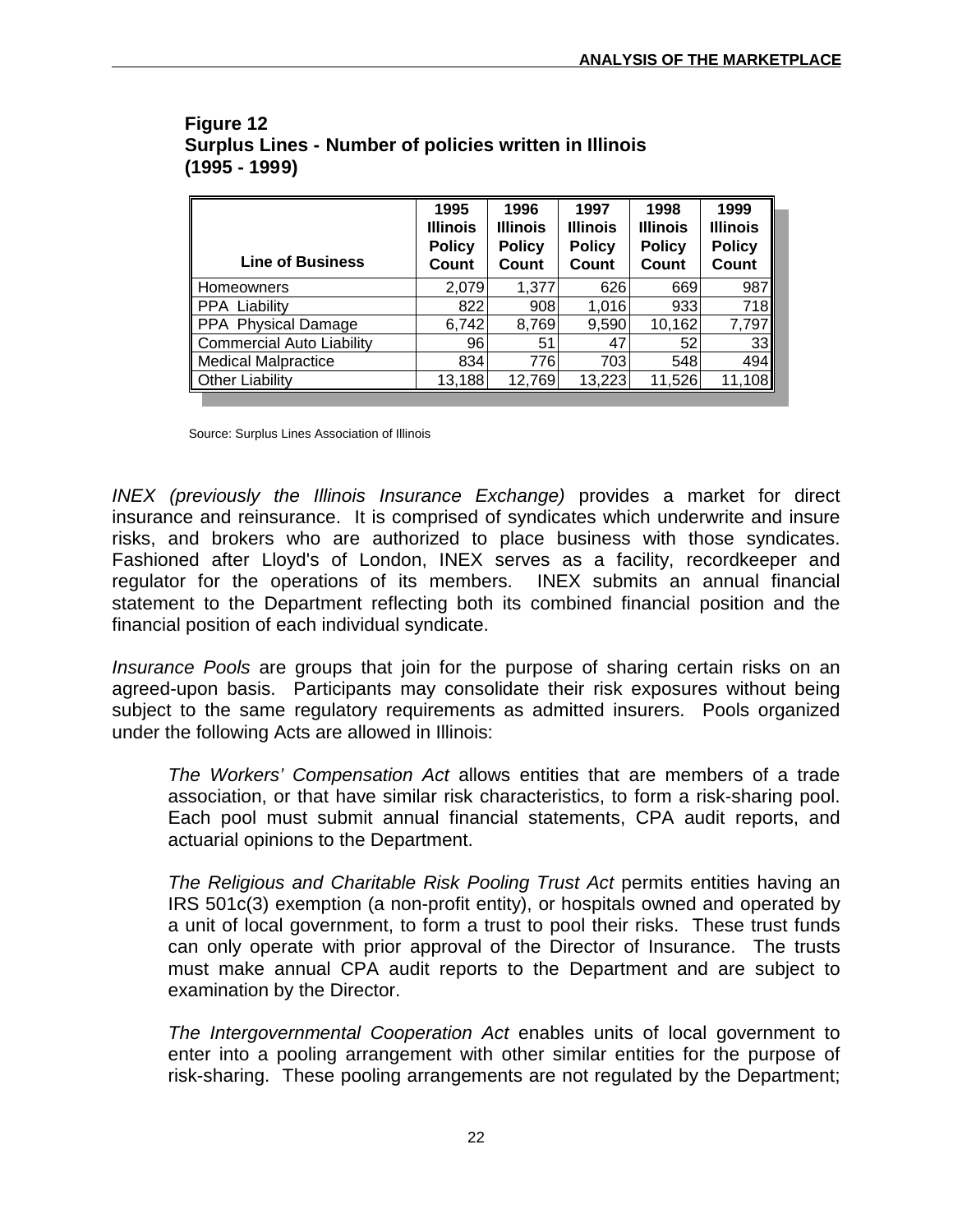**Figure 12**
**Surplus Lines - Number of policies written in Illinois (1995 - 1999)**

| Line of Business | 1995 Illinois Policy Count | 1996 Illinois Policy Count | 1997 Illinois Policy Count | 1998 Illinois Policy Count | 1999 Illinois Policy Count |
|---|---|---|---|---|---|
| Homeowners | 2,079 | 1,377 | 626 | 669 | 987 |
| PPA Liability | 822 | 908 | 1,016 | 933 | 718 |
| PPA Physical Damage | 6,742 | 8,769 | 9,590 | 10,162 | 7,797 |
| Commercial Auto Liability | 96 | 51 | 47 | 52 | 33 |
| Medical Malpractice | 834 | 776 | 703 | 548 | 494 |
| Other Liability | 13,188 | 12,769 | 13,223 | 11,526 | 11,108 |

Source: Surplus Lines Association of Illinois

*INEX (previously the Illinois Insurance Exchange)* provides a market for direct insurance and reinsurance. It is comprised of syndicates which underwrite and insure risks, and brokers who are authorized to place business with those syndicates. Fashioned after Lloyd's of London, INEX serves as a facility, recordkeeper and regulator for the operations of its members. INEX submits an annual financial statement to the Department reflecting both its combined financial position and the financial position of each individual syndicate.

*Insurance Pools* are groups that join for the purpose of sharing certain risks on an agreed-upon basis. Participants may consolidate their risk exposures without being subject to the same regulatory requirements as admitted insurers. Pools organized under the following Acts are allowed in Illinois:

> *The Workers' Compensation Act* allows entities that are members of a trade association, or that have similar risk characteristics, to form a risk-sharing pool. Each pool must submit annual financial statements, CPA audit reports, and actuarial opinions to the Department.
>
> *The Religious and Charitable Risk Pooling Trust Act* permits entities having an IRS 501c(3) exemption (a non-profit entity), or hospitals owned and operated by a unit of local government, to form a trust to pool their risks. These trust funds can only operate with prior approval of the Director of Insurance. The trusts must make annual CPA audit reports to the Department and are subject to examination by the Director.
>
> *The Intergovernmental Cooperation Act* enables units of local government to enter into a pooling arrangement with other similar entities for the purpose of risk-sharing. These pooling arrangements are not regulated by the Department;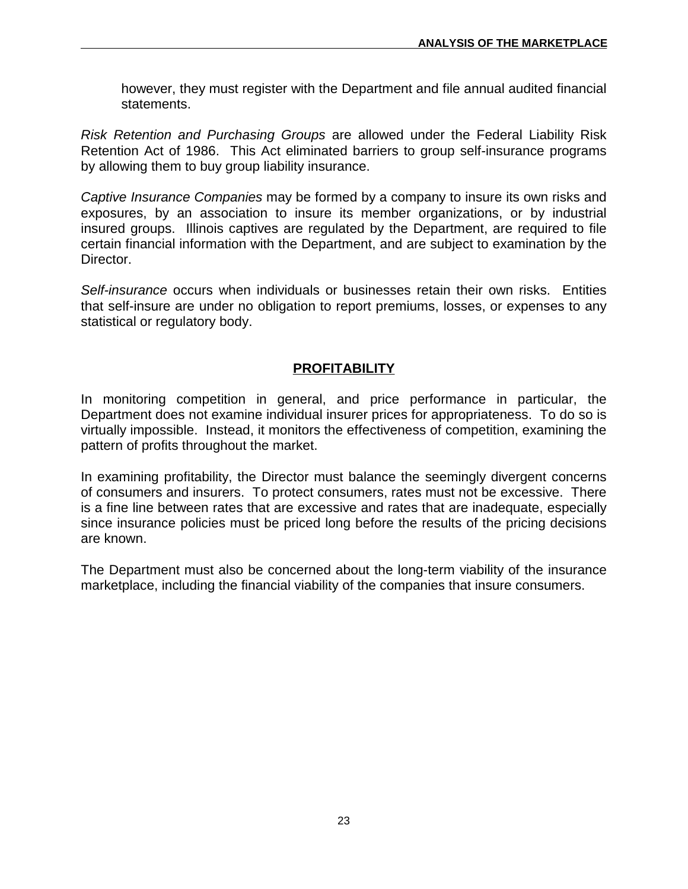however, they must register with the Department and file annual audited financial statements.

*Risk Retention and Purchasing Groups* are allowed under the Federal Liability Risk Retention Act of 1986. This Act eliminated barriers to group self-insurance programs by allowing them to buy group liability insurance.

*Captive Insurance Companies* may be formed by a company to insure its own risks and exposures, by an association to insure its member organizations, or by industrial insured groups. Illinois captives are regulated by the Department, are required to file certain financial information with the Department, and are subject to examination by the Director.

*Self-insurance* occurs when individuals or businesses retain their own risks. Entities that self-insure are under no obligation to report premiums, losses, or expenses to any statistical or regulatory body.

## PROFITABILITY

In monitoring competition in general, and price performance in particular, the Department does not examine individual insurer prices for appropriateness. To do so is virtually impossible. Instead, it monitors the effectiveness of competition, examining the pattern of profits throughout the market.

In examining profitability, the Director must balance the seemingly divergent concerns of consumers and insurers. To protect consumers, rates must not be excessive. There is a fine line between rates that are excessive and rates that are inadequate, especially since insurance policies must be priced long before the results of the pricing decisions are known.

The Department must also be concerned about the long-term viability of the insurance marketplace, including the financial viability of the companies that insure consumers.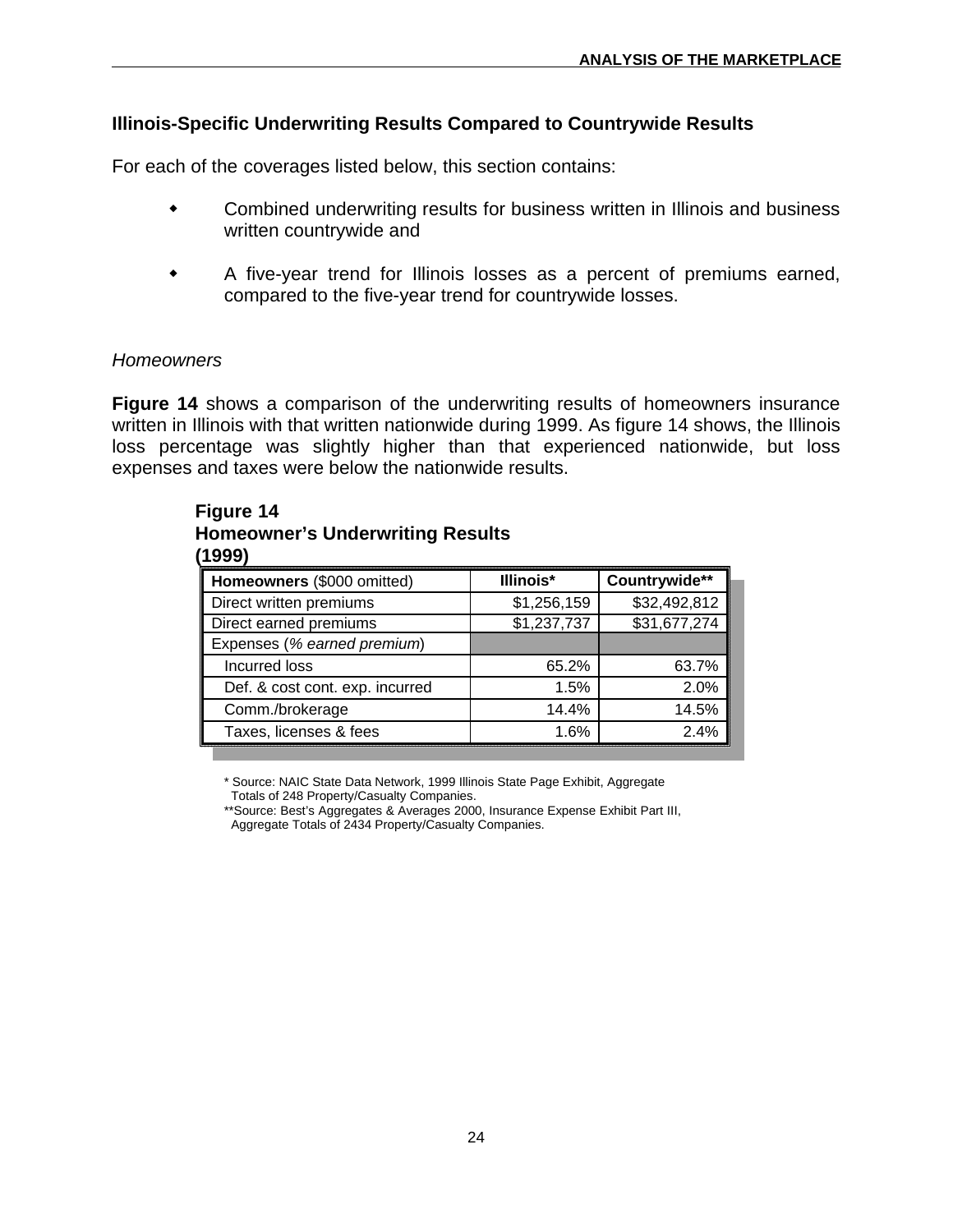## Illinois-Specific Underwriting Results Compared to Countrywide Results

For each of the coverages listed below, this section contains:

- Combined underwriting results for business written in Illinois and business written countrywide and
- A five-year trend for Illinois losses as a percent of premiums earned, compared to the five-year trend for countrywide losses.

*Homeowners*

**Figure 14** shows a comparison of the underwriting results of homeowners insurance written in Illinois with that written nationwide during 1999. As figure 14 shows, the Illinois loss percentage was slightly higher than that experienced nationwide, but loss expenses and taxes were below the nationwide results.

**Figure 14**
**Homeowner's Underwriting Results**
**(1999)**

| **Homeowners** ($000 omitted) | **Illinois*** | **Countrywide**** |
|---|---|---|
| Direct written premiums | $1,256,159 | $32,492,812 |
| Direct earned premiums | $1,237,737 | $31,677,274 |
| Expenses (*% earned premium*) | | |
| Incurred loss | 65.2% | 63.7% |
| Def. & cost cont. exp. incurred | 1.5% | 2.0% |
| Comm./brokerage | 14.4% | 14.5% |
| Taxes, licenses & fees | 1.6% | 2.4% |

* Source: NAIC State Data Network, 1999 Illinois State Page Exhibit, Aggregate Totals of 248 Property/Casualty Companies.
**Source: Best's Aggregates & Averages 2000, Insurance Expense Exhibit Part III, Aggregate Totals of 2434 Property/Casualty Companies.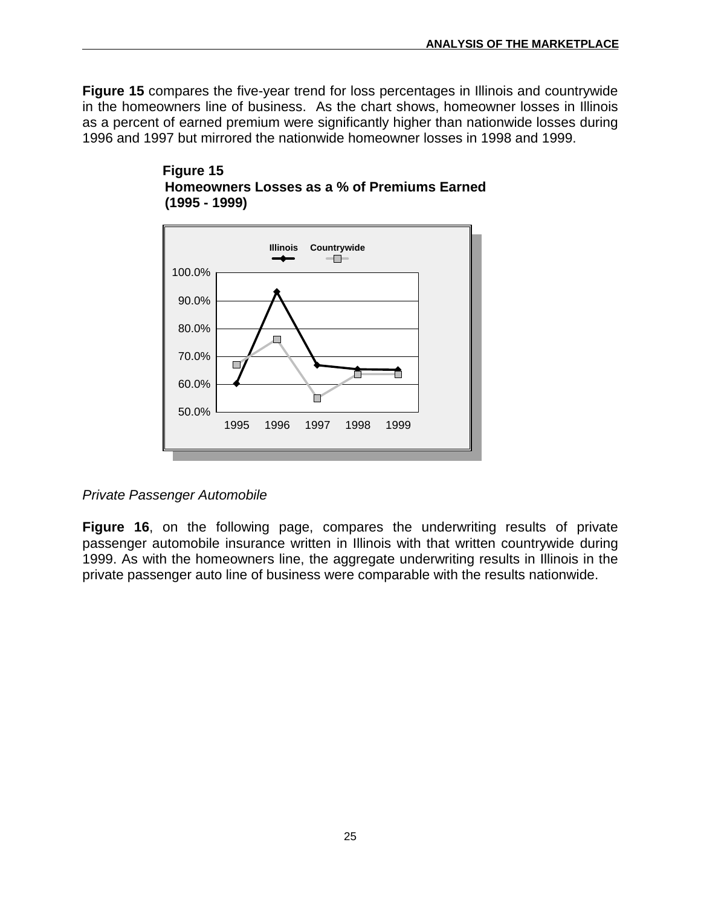**Figure 15** compares the five-year trend for loss percentages in Illinois and countrywide in the homeowners line of business. As the chart shows, homeowner losses in Illinois as a percent of earned premium were significantly higher than nationwide losses during 1996 and 1997 but mirrored the nationwide homeowner losses in 1998 and 1999.

**Figure 15**
**Homeowners Losses as a % of Premiums Earned**
**(1995 - 1999)**

*Private Passenger Automobile*

**Figure 16**, on the following page, compares the underwriting results of private passenger automobile insurance written in Illinois with that written countrywide during 1999. As with the homeowners line, the aggregate underwriting results in Illinois in the private passenger auto line of business were comparable with the results nationwide.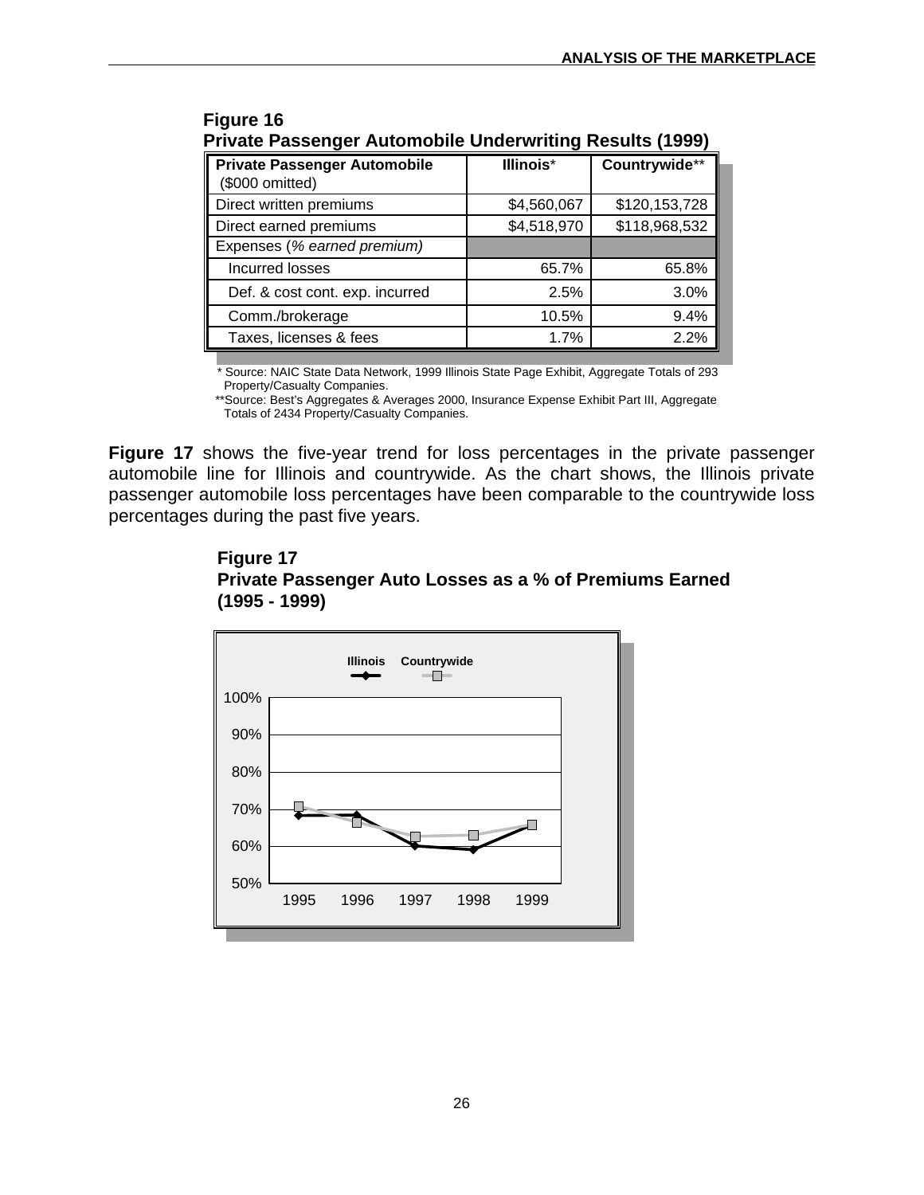**Figure 16**
**Private Passenger Automobile Underwriting Results (1999)**

| **Private Passenger Automobile** ($000 omitted) | **Illinois*** | **Countrywide**** |
|---|---|---|
| Direct written premiums | $4,560,067 | $120,153,728 |
| Direct earned premiums | $4,518,970 | $118,968,532 |
| Expenses (*% earned premium)* | | |
| Incurred losses | 65.7% | 65.8% |
| Def. & cost cont. exp. incurred | 2.5% | 3.0% |
| Comm./brokerage | 10.5% | 9.4% |
| Taxes, licenses & fees | 1.7% | 2.2% |

\* Source: NAIC State Data Network, 1999 Illinois State Page Exhibit, Aggregate Totals of 293 Property/Casualty Companies.

**Source: Best's Aggregates & Averages 2000, Insurance Expense Exhibit Part III, Aggregate Totals of 2434 Property/Casualty Companies.

**Figure 17** shows the five-year trend for loss percentages in the private passenger automobile line for Illinois and countrywide. As the chart shows, the Illinois private passenger automobile loss percentages have been comparable to the countrywide loss percentages during the past five years.

**Figure 17**
**Private Passenger Auto Losses as a % of Premiums Earned (1995 - 1999)**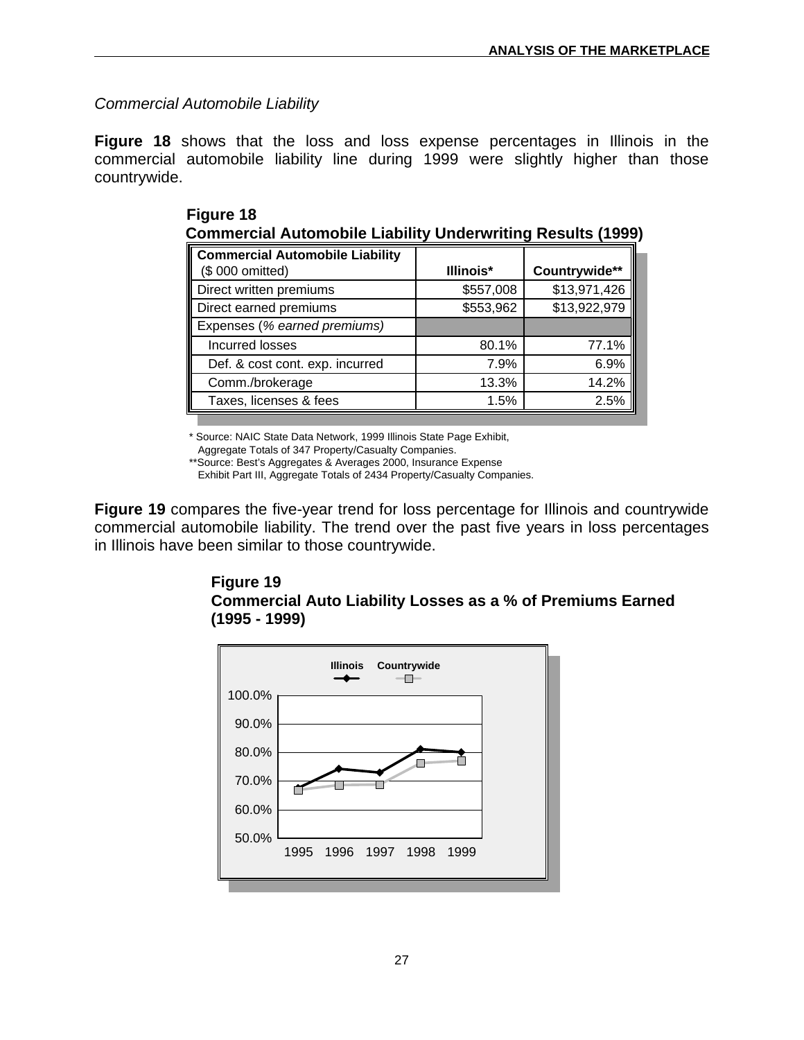*Commercial Automobile Liability*

**Figure 18** shows that the loss and loss expense percentages in Illinois in the commercial automobile liability line during 1999 were slightly higher than those countrywide.

**Figure 18**
**Commercial Automobile Liability Underwriting Results (1999)**

| **Commercial Automobile Liability** ($ 000 omitted) | **Illinois*** | **Countrywide**** |
|---|---|---|
| Direct written premiums | $557,008 | $13,971,426 |
| Direct earned premiums | $553,962 | $13,922,979 |
| Expenses (*% earned premiums)* | | |
| Incurred losses | 80.1% | 77.1% |
| Def. & cost cont. exp. incurred | 7.9% | 6.9% |
| Comm./brokerage | 13.3% | 14.2% |
| Taxes, licenses & fees | 1.5% | 2.5% |

\* Source: NAIC State Data Network, 1999 Illinois State Page Exhibit, Aggregate Totals of 347 Property/Casualty Companies.
**Source: Best's Aggregates & Averages 2000, Insurance Expense Exhibit Part III, Aggregate Totals of 2434 Property/Casualty Companies.

**Figure 19** compares the five-year trend for loss percentage for Illinois and countrywide commercial automobile liability. The trend over the past five years in loss percentages in Illinois have been similar to those countrywide.

**Figure 19**
**Commercial Auto Liability Losses as a % of Premiums Earned (1995 - 1999)**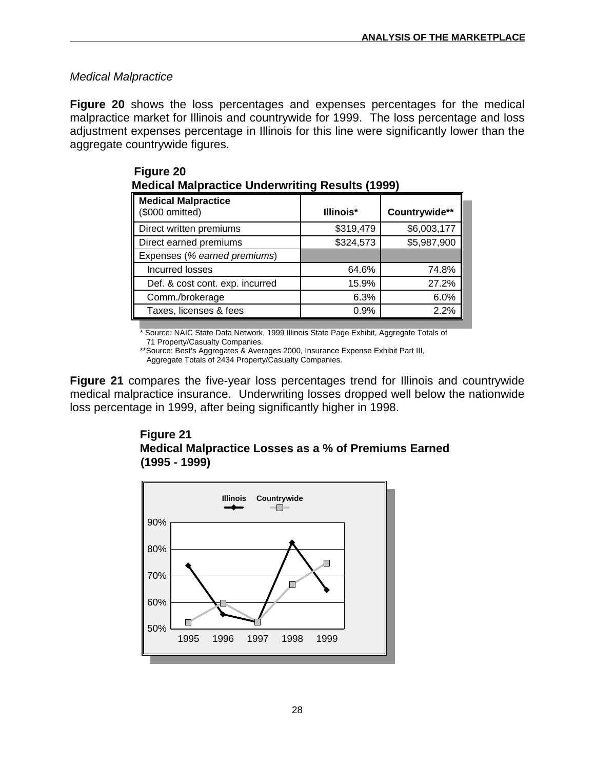*Medical Malpractice*

**Figure 20** shows the loss percentages and expenses percentages for the medical malpractice market for Illinois and countrywide for 1999. The loss percentage and loss adjustment expenses percentage in Illinois for this line were significantly lower than the aggregate countrywide figures.

**Figure 20**
**Medical Malpractice Underwriting Results (1999)**

| **Medical Malpractice** ($000 omitted) | **Illinois*** | **Countrywide**** |
|---|---|---|
| Direct written premiums | $319,479 | $6,003,177 |
| Direct earned premiums | $324,573 | $5,987,900 |
| Expenses (*% earned premiums*) | | |
| Incurred losses | 64.6% | 74.8% |
| Def. & cost cont. exp. incurred | 15.9% | 27.2% |
| Comm./brokerage | 6.3% | 6.0% |
| Taxes, licenses & fees | 0.9% | 2.2% |

\* Source: NAIC State Data Network, 1999 Illinois State Page Exhibit, Aggregate Totals of 71 Property/Casualty Companies.
**Source: Best's Aggregates & Averages 2000, Insurance Expense Exhibit Part III, Aggregate Totals of 2434 Property/Casualty Companies.

**Figure 21** compares the five-year loss percentages trend for Illinois and countrywide medical malpractice insurance. Underwriting losses dropped well below the nationwide loss percentage in 1999, after being significantly higher in 1998.

**Figure 21**
**Medical Malpractice Losses as a % of Premiums Earned (1995 - 1999)**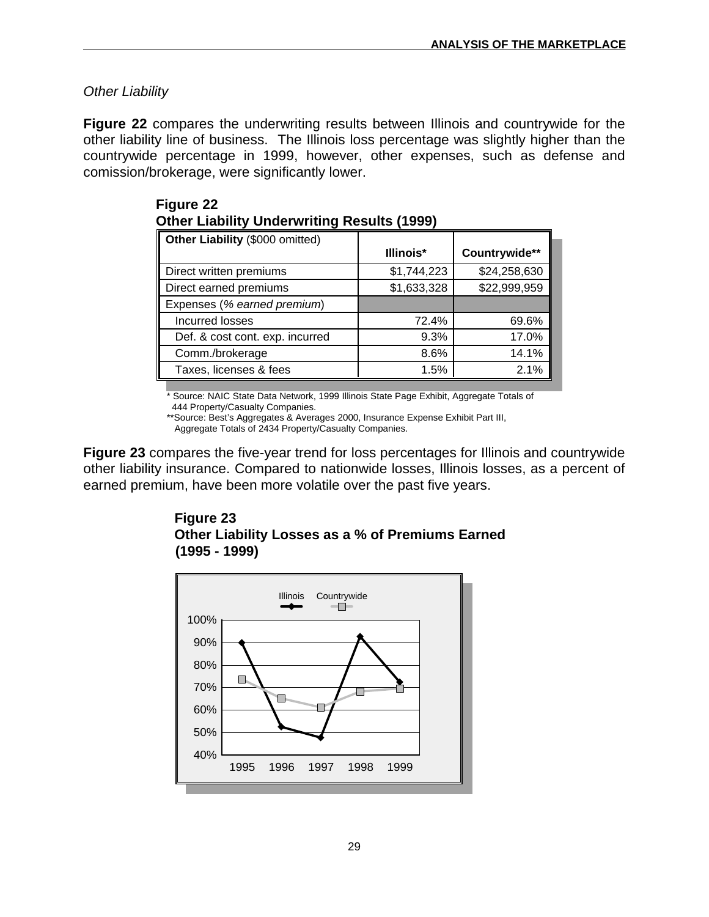*Other Liability*

**Figure 22** compares the underwriting results between Illinois and countrywide for the other liability line of business. The Illinois loss percentage was slightly higher than the countrywide percentage in 1999, however, other expenses, such as defense and comission/brokerage, were significantly lower.

**Figure 22**
**Other Liability Underwriting Results (1999)**

| **Other Liability** ($000 omitted) | **Illinois*** | **Countrywide**** |
|---|---|---|
| Direct written premiums | $1,744,223 | $24,258,630 |
| Direct earned premiums | $1,633,328 | $22,999,959 |
| Expenses (*% earned premium*) | | |
| Incurred losses | 72.4% | 69.6% |
| Def. & cost cont. exp. incurred | 9.3% | 17.0% |
| Comm./brokerage | 8.6% | 14.1% |
| Taxes, licenses & fees | 1.5% | 2.1% |

\* Source: NAIC State Data Network, 1999 Illinois State Page Exhibit, Aggregate Totals of 444 Property/Casualty Companies.
**Source: Best's Aggregates & Averages 2000, Insurance Expense Exhibit Part III, Aggregate Totals of 2434 Property/Casualty Companies.

**Figure 23** compares the five-year trend for loss percentages for Illinois and countrywide other liability insurance. Compared to nationwide losses, Illinois losses, as a percent of earned premium, have been more volatile over the past five years.

**Figure 23**
**Other Liability Losses as a % of Premiums Earned (1995 - 1999)**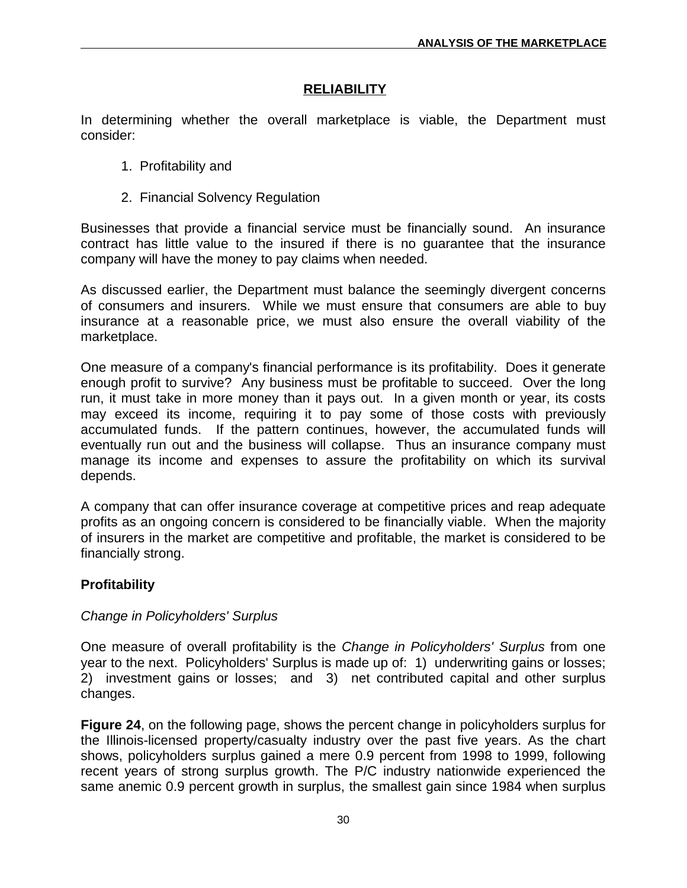## RELIABILITY

In determining whether the overall marketplace is viable, the Department must consider:

1. Profitability and
2. Financial Solvency Regulation

Businesses that provide a financial service must be financially sound. An insurance contract has little value to the insured if there is no guarantee that the insurance company will have the money to pay claims when needed.

As discussed earlier, the Department must balance the seemingly divergent concerns of consumers and insurers. While we must ensure that consumers are able to buy insurance at a reasonable price, we must also ensure the overall viability of the marketplace.

One measure of a company's financial performance is its profitability. Does it generate enough profit to survive? Any business must be profitable to succeed. Over the long run, it must take in more money than it pays out. In a given month or year, its costs may exceed its income, requiring it to pay some of those costs with previously accumulated funds. If the pattern continues, however, the accumulated funds will eventually run out and the business will collapse. Thus an insurance company must manage its income and expenses to assure the profitability on which its survival depends.

A company that can offer insurance coverage at competitive prices and reap adequate profits as an ongoing concern is considered to be financially viable. When the majority of insurers in the market are competitive and profitable, the market is considered to be financially strong.

### Profitability

*Change in Policyholders' Surplus*

One measure of overall profitability is the *Change in Policyholders' Surplus* from one year to the next. Policyholders' Surplus is made up of: 1) underwriting gains or losses; 2) investment gains or losses; and 3) net contributed capital and other surplus changes.

**Figure 24**, on the following page, shows the percent change in policyholders surplus for the Illinois-licensed property/casualty industry over the past five years. As the chart shows, policyholders surplus gained a mere 0.9 percent from 1998 to 1999, following recent years of strong surplus growth. The P/C industry nationwide experienced the same anemic 0.9 percent growth in surplus, the smallest gain since 1984 when surplus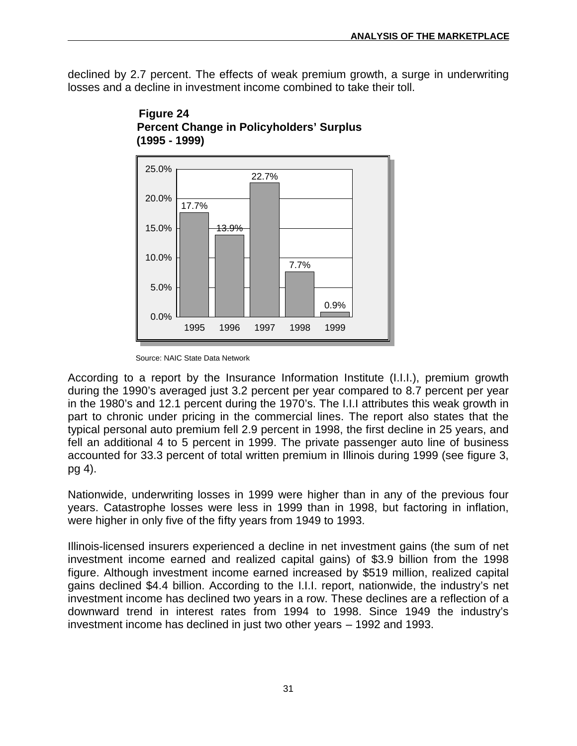declined by 2.7 percent. The effects of weak premium growth, a surge in underwriting losses and a decline in investment income combined to take their toll.

**Figure 24**
**Percent Change in Policyholders' Surplus**
**(1995 - 1999)**

| Year | Percent Change |
|---|---|
| 1995 | 17.7% |
| 1996 | 13.9% |
| 1997 | 22.7% |
| 1998 | 7.7% |
| 1999 | 0.9% |

Source: NAIC State Data Network

According to a report by the Insurance Information Institute (I.I.I.), premium growth during the 1990's averaged just 3.2 percent per year compared to 8.7 percent per year in the 1980's and 12.1 percent during the 1970's. The I.I.I attributes this weak growth in part to chronic under pricing in the commercial lines. The report also states that the typical personal auto premium fell 2.9 percent in 1998, the first decline in 25 years, and fell an additional 4 to 5 percent in 1999. The private passenger auto line of business accounted for 33.3 percent of total written premium in Illinois during 1999 (see figure 3, pg 4).

Nationwide, underwriting losses in 1999 were higher than in any of the previous four years. Catastrophe losses were less in 1999 than in 1998, but factoring in inflation, were higher in only five of the fifty years from 1949 to 1993.

Illinois-licensed insurers experienced a decline in net investment gains (the sum of net investment income earned and realized capital gains) of $3.9 billion from the 1998 figure. Although investment income earned increased by $519 million, realized capital gains declined $4.4 billion. According to the I.I.I. report, nationwide, the industry's net investment income has declined two years in a row. These declines are a reflection of a downward trend in interest rates from 1994 to 1998. Since 1949 the industry's investment income has declined in just two other years – 1992 and 1993.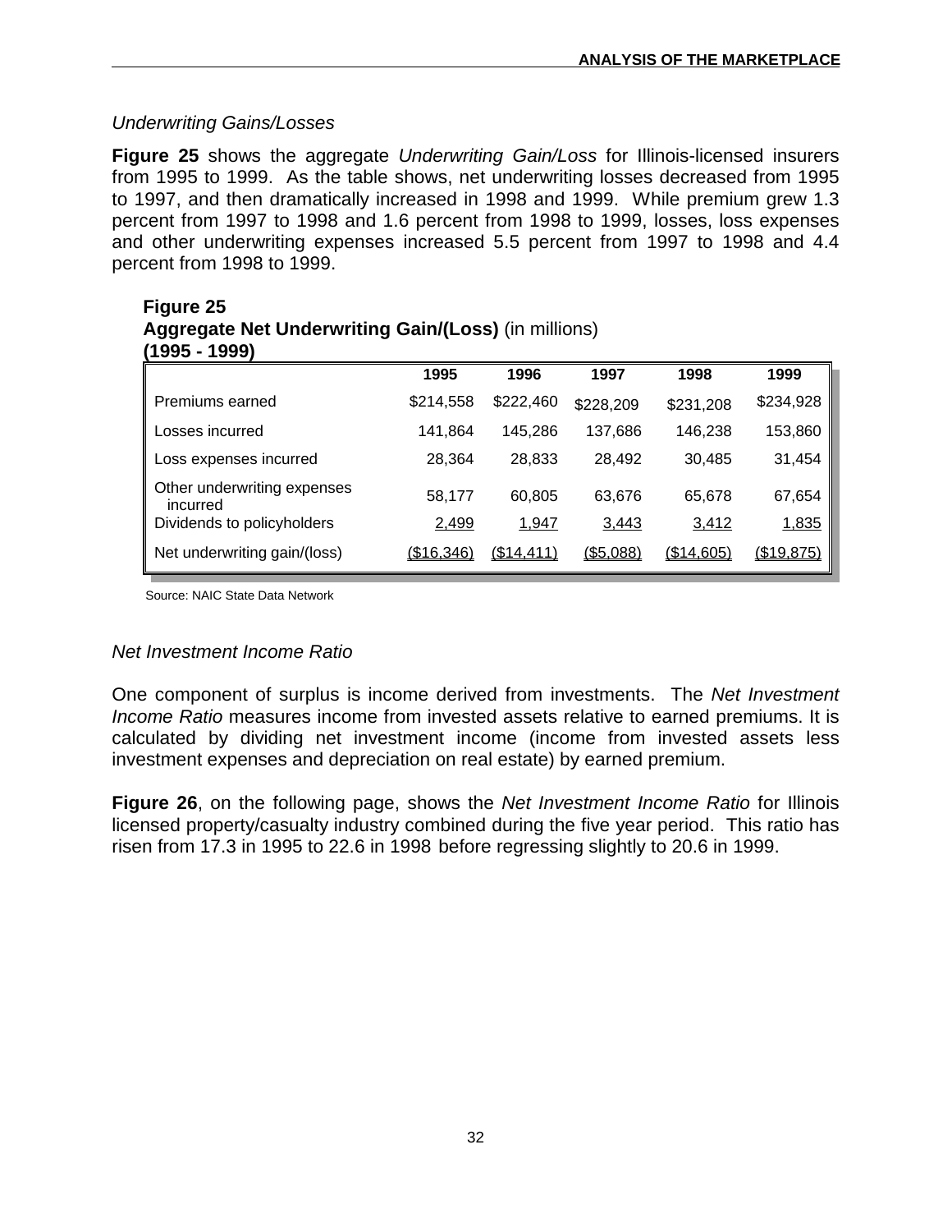### *Underwriting Gains/Losses*

**Figure 25** shows the aggregate *Underwriting Gain/Loss* for Illinois-licensed insurers from 1995 to 1999. As the table shows, net underwriting losses decreased from 1995 to 1997, and then dramatically increased in 1998 and 1999. While premium grew 1.3 percent from 1997 to 1998 and 1.6 percent from 1998 to 1999, losses, loss expenses and other underwriting expenses increased 5.5 percent from 1997 to 1998 and 4.4 percent from 1998 to 1999.

**Figure 25**
**Aggregate Net Underwriting Gain/(Loss)** (in millions)
**(1995 - 1999)**

| | 1995 | 1996 | 1997 | 1998 | 1999 |
|---|---|---|---|---|---|
| Premiums earned | $214,558 | $222,460 | $228,209 | $231,208 | $234,928 |
| Losses incurred | 141,864 | 145,286 | 137,686 | 146,238 | 153,860 |
| Loss expenses incurred | 28,364 | 28,833 | 28,492 | 30,485 | 31,454 |
| Other underwriting expenses incurred | 58,177 | 60,805 | 63,676 | 65,678 | 67,654 |
| Dividends to policyholders | 2,499 | 1,947 | 3,443 | 3,412 | 1,835 |
| Net underwriting gain/(loss) | ($16,346) | ($14,411) | ($5,088) | ($14,605) | ($19,875) |

Source: NAIC State Data Network

### *Net Investment Income Ratio*

One component of surplus is income derived from investments. The *Net Investment Income Ratio* measures income from invested assets relative to earned premiums. It is calculated by dividing net investment income (income from invested assets less investment expenses and depreciation on real estate) by earned premium.

**Figure 26**, on the following page, shows the *Net Investment Income Ratio* for Illinois licensed property/casualty industry combined during the five year period. This ratio has risen from 17.3 in 1995 to 22.6 in 1998 before regressing slightly to 20.6 in 1999.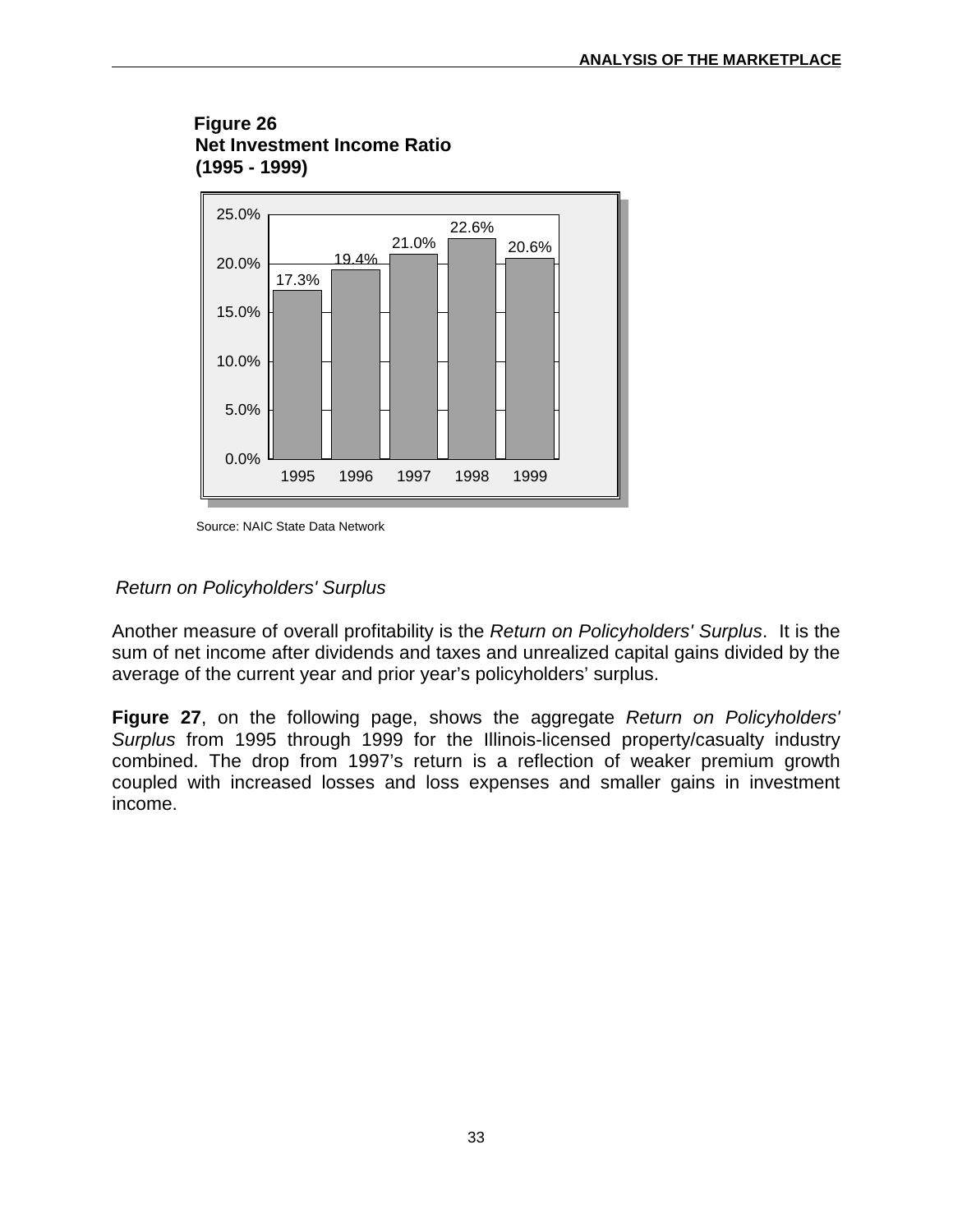**Figure 26**
**Net Investment Income Ratio**
**(1995 - 1999)**

| Year | Net Investment Income Ratio |
|---|---|
| 1995 | 17.3% |
| 1996 | 19.4% |
| 1997 | 21.0% |
| 1998 | 22.6% |
| 1999 | 20.6% |

Source: NAIC State Data Network

*Return on Policyholders' Surplus*

Another measure of overall profitability is the *Return on Policyholders' Surplus*. It is the sum of net income after dividends and taxes and unrealized capital gains divided by the average of the current year and prior year's policyholders' surplus.

**Figure 27**, on the following page, shows the aggregate *Return on Policyholders' Surplus* from 1995 through 1999 for the Illinois-licensed property/casualty industry combined. The drop from 1997's return is a reflection of weaker premium growth coupled with increased losses and loss expenses and smaller gains in investment income.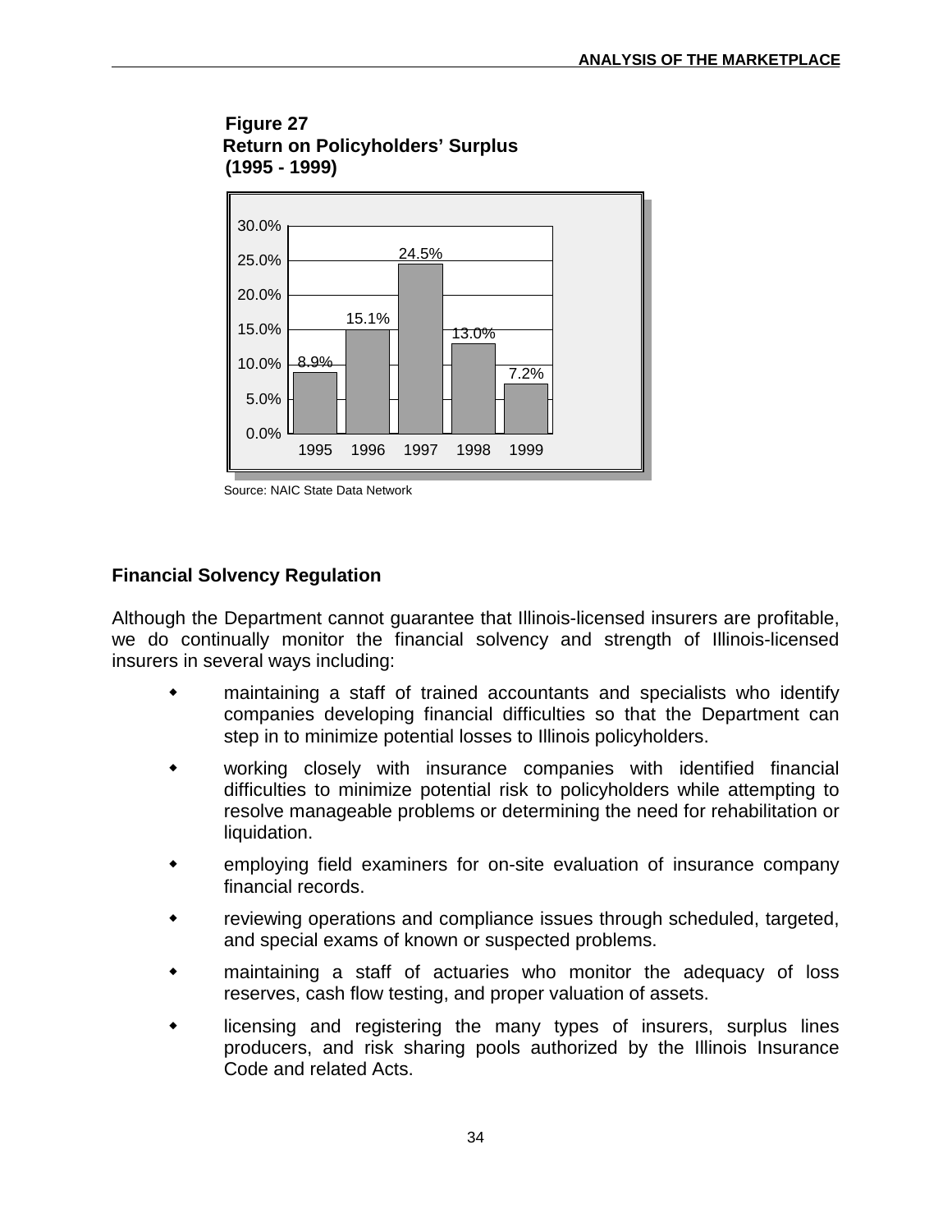**Figure 27**
**Return on Policyholders' Surplus**
**(1995 - 1999)**

| Year | Return |
|---|---|
| 1995 | 8.9% |
| 1996 | 15.1% |
| 1997 | 24.5% |
| 1998 | 13.0% |
| 1999 | 7.2% |

Source: NAIC State Data Network

## Financial Solvency Regulation

Although the Department cannot guarantee that Illinois-licensed insurers are profitable, we do continually monitor the financial solvency and strength of Illinois-licensed insurers in several ways including:

- maintaining a staff of trained accountants and specialists who identify companies developing financial difficulties so that the Department can step in to minimize potential losses to Illinois policyholders.
- working closely with insurance companies with identified financial difficulties to minimize potential risk to policyholders while attempting to resolve manageable problems or determining the need for rehabilitation or liquidation.
- employing field examiners for on-site evaluation of insurance company financial records.
- reviewing operations and compliance issues through scheduled, targeted, and special exams of known or suspected problems.
- maintaining a staff of actuaries who monitor the adequacy of loss reserves, cash flow testing, and proper valuation of assets.
- licensing and registering the many types of insurers, surplus lines producers, and risk sharing pools authorized by the Illinois Insurance Code and related Acts.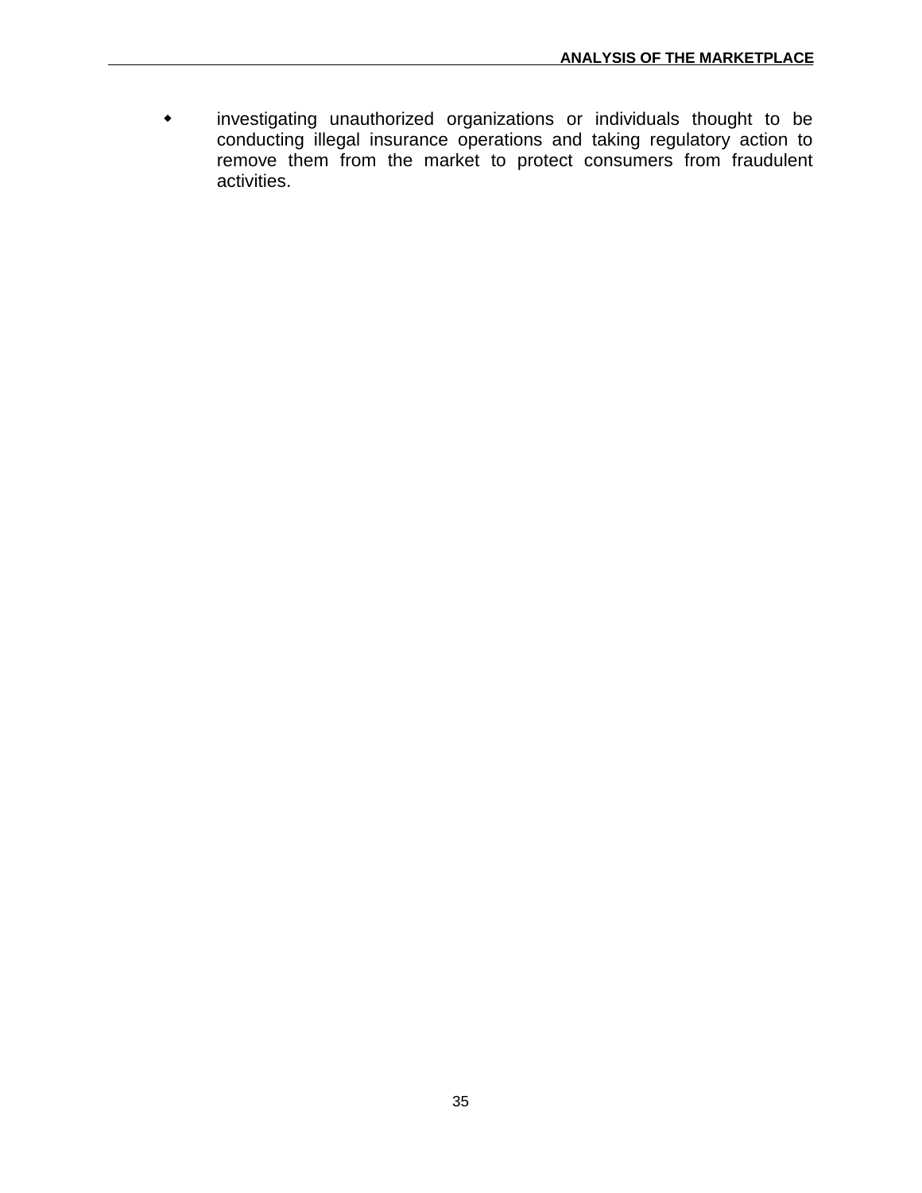- investigating unauthorized organizations or individuals thought to be conducting illegal insurance operations and taking regulatory action to remove them from the market to protect consumers from fraudulent activities.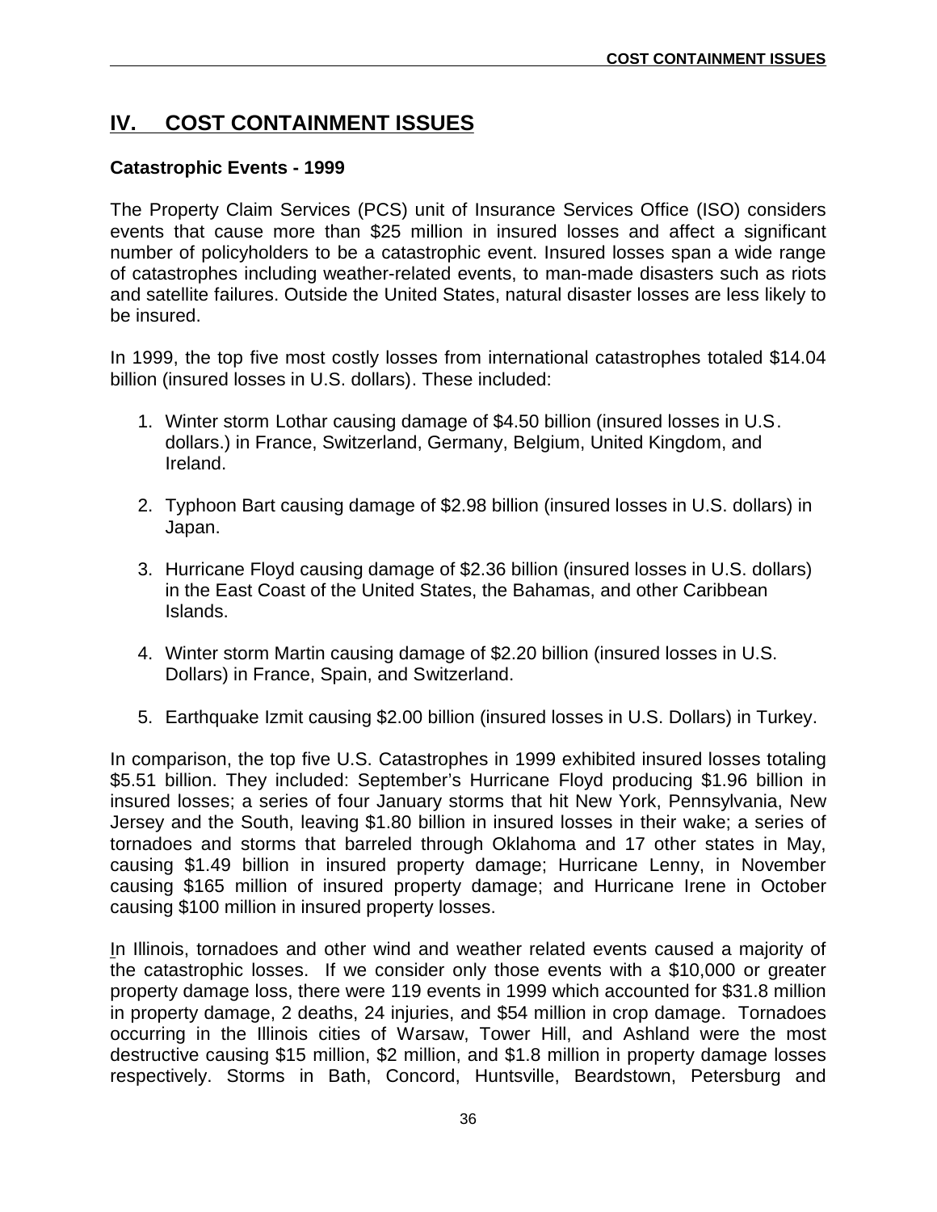# IV. COST CONTAINMENT ISSUES

### Catastrophic Events - 1999

The Property Claim Services (PCS) unit of Insurance Services Office (ISO) considers events that cause more than $25 million in insured losses and affect a significant number of policyholders to be a catastrophic event. Insured losses span a wide range of catastrophes including weather-related events, to man-made disasters such as riots and satellite failures. Outside the United States, natural disaster losses are less likely to be insured.

In 1999, the top five most costly losses from international catastrophes totaled $14.04 billion (insured losses in U.S. dollars). These included:

1. Winter storm Lothar causing damage of $4.50 billion (insured losses in U.S. dollars.) in France, Switzerland, Germany, Belgium, United Kingdom, and Ireland.

2. Typhoon Bart causing damage of $2.98 billion (insured losses in U.S. dollars) in Japan.

3. Hurricane Floyd causing damage of $2.36 billion (insured losses in U.S. dollars) in the East Coast of the United States, the Bahamas, and other Caribbean Islands.

4. Winter storm Martin causing damage of $2.20 billion (insured losses in U.S. Dollars) in France, Spain, and Switzerland.

5. Earthquake Izmit causing $2.00 billion (insured losses in U.S. Dollars) in Turkey.

In comparison, the top five U.S. Catastrophes in 1999 exhibited insured losses totaling $5.51 billion. They included: September's Hurricane Floyd producing $1.96 billion in insured losses; a series of four January storms that hit New York, Pennsylvania, New Jersey and the South, leaving $1.80 billion in insured losses in their wake; a series of tornadoes and storms that barreled through Oklahoma and 17 other states in May, causing $1.49 billion in insured property damage; Hurricane Lenny, in November causing $165 million of insured property damage; and Hurricane Irene in October causing $100 million in insured property losses.

In Illinois, tornadoes and other wind and weather related events caused a majority of the catastrophic losses. If we consider only those events with a $10,000 or greater property damage loss, there were 119 events in 1999 which accounted for $31.8 million in property damage, 2 deaths, 24 injuries, and $54 million in crop damage. Tornadoes occurring in the Illinois cities of Warsaw, Tower Hill, and Ashland were the most destructive causing $15 million, $2 million, and $1.8 million in property damage losses respectively. Storms in Bath, Concord, Huntsville, Beardstown, Petersburg and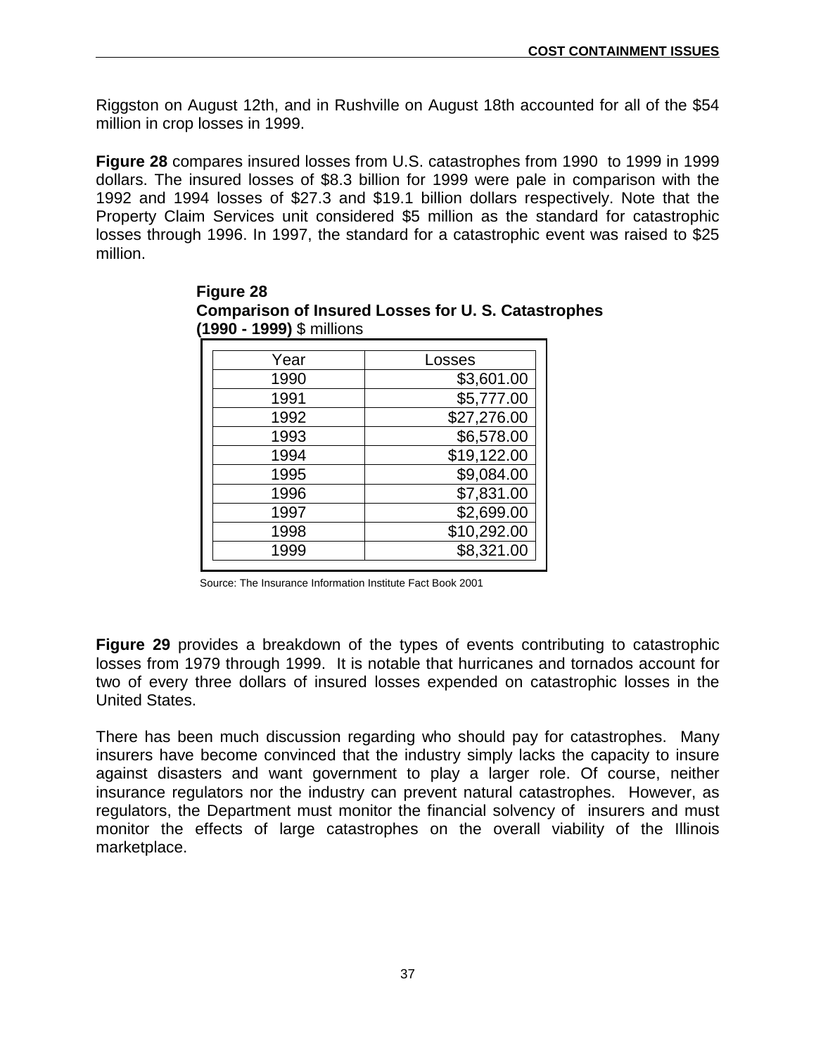Riggston on August 12th, and in Rushville on August 18th accounted for all of the $54 million in crop losses in 1999.

**Figure 28** compares insured losses from U.S. catastrophes from 1990 to 1999 in 1999 dollars. The insured losses of $8.3 billion for 1999 were pale in comparison with the 1992 and 1994 losses of $27.3 and $19.1 billion dollars respectively. Note that the Property Claim Services unit considered $5 million as the standard for catastrophic losses through 1996. In 1997, the standard for a catastrophic event was raised to $25 million.

**Figure 28**
**Comparison of Insured Losses for U. S. Catastrophes**
**(1990 - 1999)** $ millions

| Year | Losses |
|---|---|
| 1990 | $3,601.00 |
| 1991 | $5,777.00 |
| 1992 | $27,276.00 |
| 1993 | $6,578.00 |
| 1994 | $19,122.00 |
| 1995 | $9,084.00 |
| 1996 | $7,831.00 |
| 1997 | $2,699.00 |
| 1998 | $10,292.00 |
| 1999 | $8,321.00 |

Source: The Insurance Information Institute Fact Book 2001

**Figure 29** provides a breakdown of the types of events contributing to catastrophic losses from 1979 through 1999. It is notable that hurricanes and tornados account for two of every three dollars of insured losses expended on catastrophic losses in the United States.

There has been much discussion regarding who should pay for catastrophes. Many insurers have become convinced that the industry simply lacks the capacity to insure against disasters and want government to play a larger role. Of course, neither insurance regulators nor the industry can prevent natural catastrophes. However, as regulators, the Department must monitor the financial solvency of insurers and must monitor the effects of large catastrophes on the overall viability of the Illinois marketplace.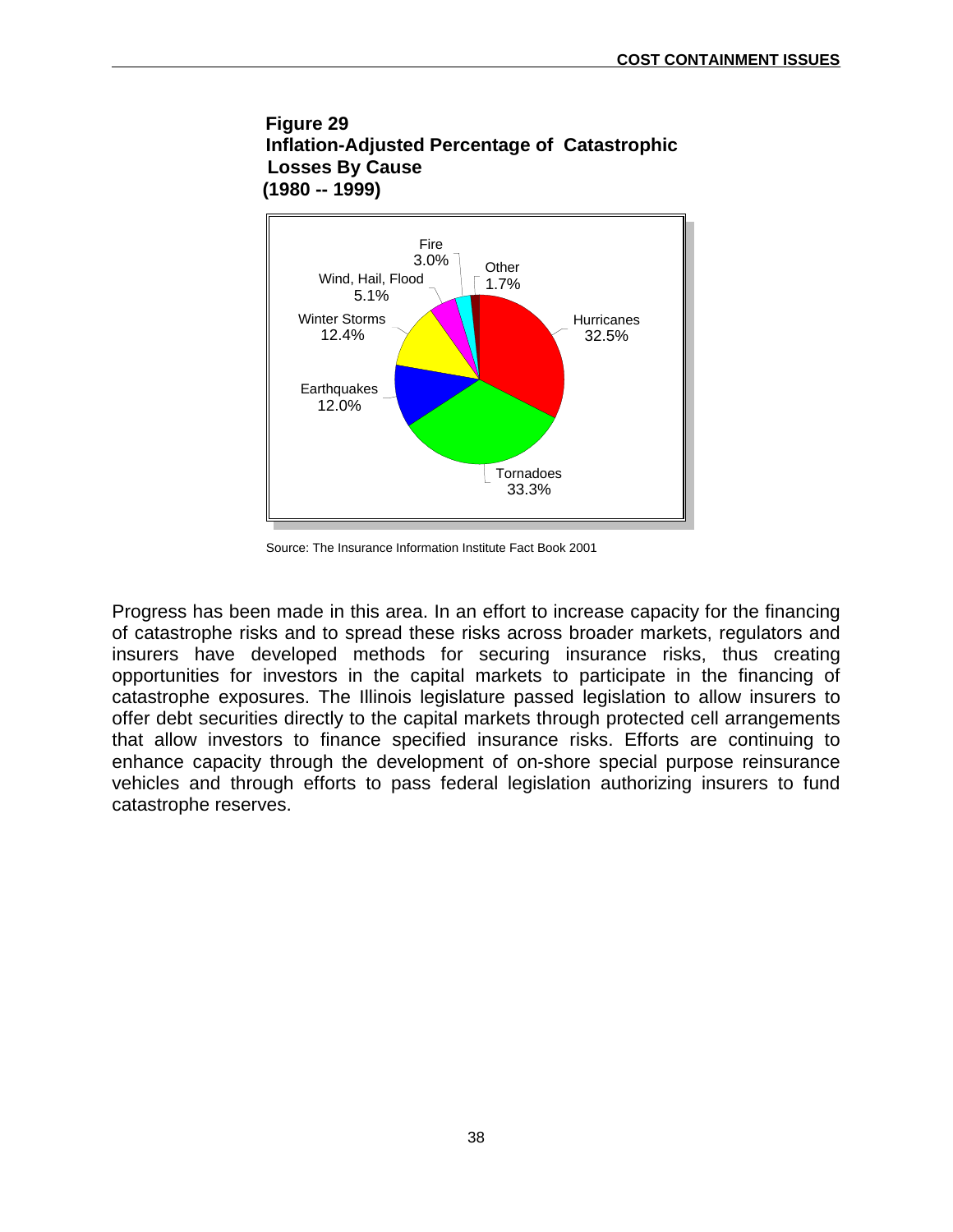**Figure 29**
**Inflation-Adjusted Percentage of Catastrophic Losses By Cause**
**(1980 -- 1999)**

| Cause | Percentage |
|---|---|
| Hurricanes | 32.5% |
| Tornadoes | 33.3% |
| Earthquakes | 12.0% |
| Winter Storms | 12.4% |
| Wind, Hail, Flood | 5.1% |
| Fire | 3.0% |
| Other | 1.7% |

Source: The Insurance Information Institute Fact Book 2001

Progress has been made in this area. In an effort to increase capacity for the financing of catastrophe risks and to spread these risks across broader markets, regulators and insurers have developed methods for securing insurance risks, thus creating opportunities for investors in the capital markets to participate in the financing of catastrophe exposures. The Illinois legislature passed legislation to allow insurers to offer debt securities directly to the capital markets through protected cell arrangements that allow investors to finance specified insurance risks. Efforts are continuing to enhance capacity through the development of on-shore special purpose reinsurance vehicles and through efforts to pass federal legislation authorizing insurers to fund catastrophe reserves.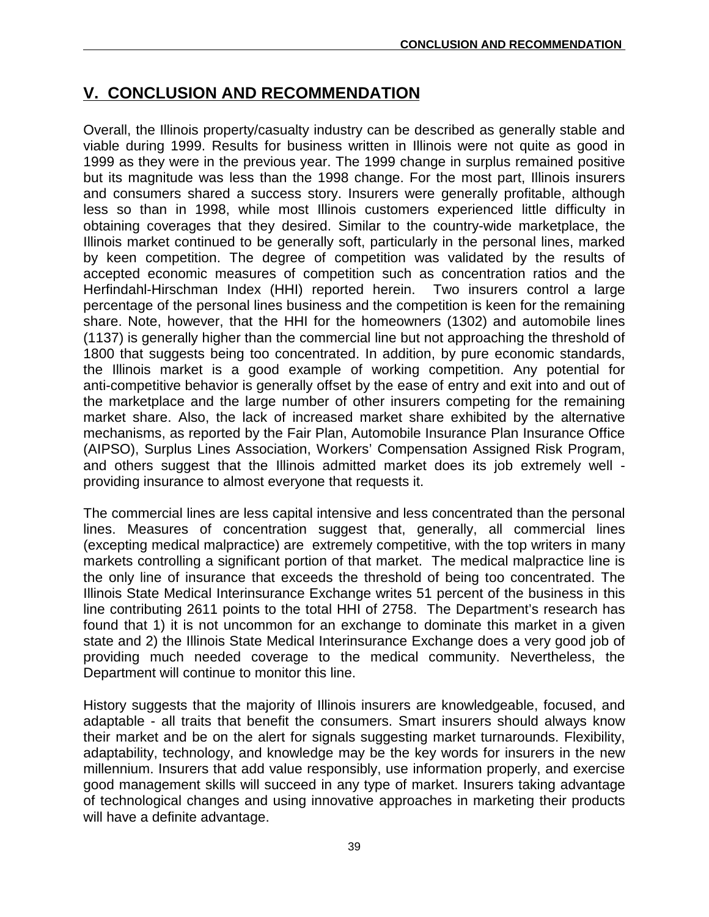## V. CONCLUSION AND RECOMMENDATION

Overall, the Illinois property/casualty industry can be described as generally stable and viable during 1999. Results for business written in Illinois were not quite as good in 1999 as they were in the previous year. The 1999 change in surplus remained positive but its magnitude was less than the 1998 change. For the most part, Illinois insurers and consumers shared a success story. Insurers were generally profitable, although less so than in 1998, while most Illinois customers experienced little difficulty in obtaining coverages that they desired. Similar to the country-wide marketplace, the Illinois market continued to be generally soft, particularly in the personal lines, marked by keen competition. The degree of competition was validated by the results of accepted economic measures of competition such as concentration ratios and the Herfindahl-Hirschman Index (HHI) reported herein. Two insurers control a large percentage of the personal lines business and the competition is keen for the remaining share. Note, however, that the HHI for the homeowners (1302) and automobile lines (1137) is generally higher than the commercial line but not approaching the threshold of 1800 that suggests being too concentrated. In addition, by pure economic standards, the Illinois market is a good example of working competition. Any potential for anti-competitive behavior is generally offset by the ease of entry and exit into and out of the marketplace and the large number of other insurers competing for the remaining market share. Also, the lack of increased market share exhibited by the alternative mechanisms, as reported by the Fair Plan, Automobile Insurance Plan Insurance Office (AIPSO), Surplus Lines Association, Workers' Compensation Assigned Risk Program, and others suggest that the Illinois admitted market does its job extremely well - providing insurance to almost everyone that requests it.

The commercial lines are less capital intensive and less concentrated than the personal lines. Measures of concentration suggest that, generally, all commercial lines (excepting medical malpractice) are extremely competitive, with the top writers in many markets controlling a significant portion of that market. The medical malpractice line is the only line of insurance that exceeds the threshold of being too concentrated. The Illinois State Medical Interinsurance Exchange writes 51 percent of the business in this line contributing 2611 points to the total HHI of 2758. The Department's research has found that 1) it is not uncommon for an exchange to dominate this market in a given state and 2) the Illinois State Medical Interinsurance Exchange does a very good job of providing much needed coverage to the medical community. Nevertheless, the Department will continue to monitor this line.

History suggests that the majority of Illinois insurers are knowledgeable, focused, and adaptable - all traits that benefit the consumers. Smart insurers should always know their market and be on the alert for signals suggesting market turnarounds. Flexibility, adaptability, technology, and knowledge may be the key words for insurers in the new millennium. Insurers that add value responsibly, use information properly, and exercise good management skills will succeed in any type of market. Insurers taking advantage of technological changes and using innovative approaches in marketing their products will have a definite advantage.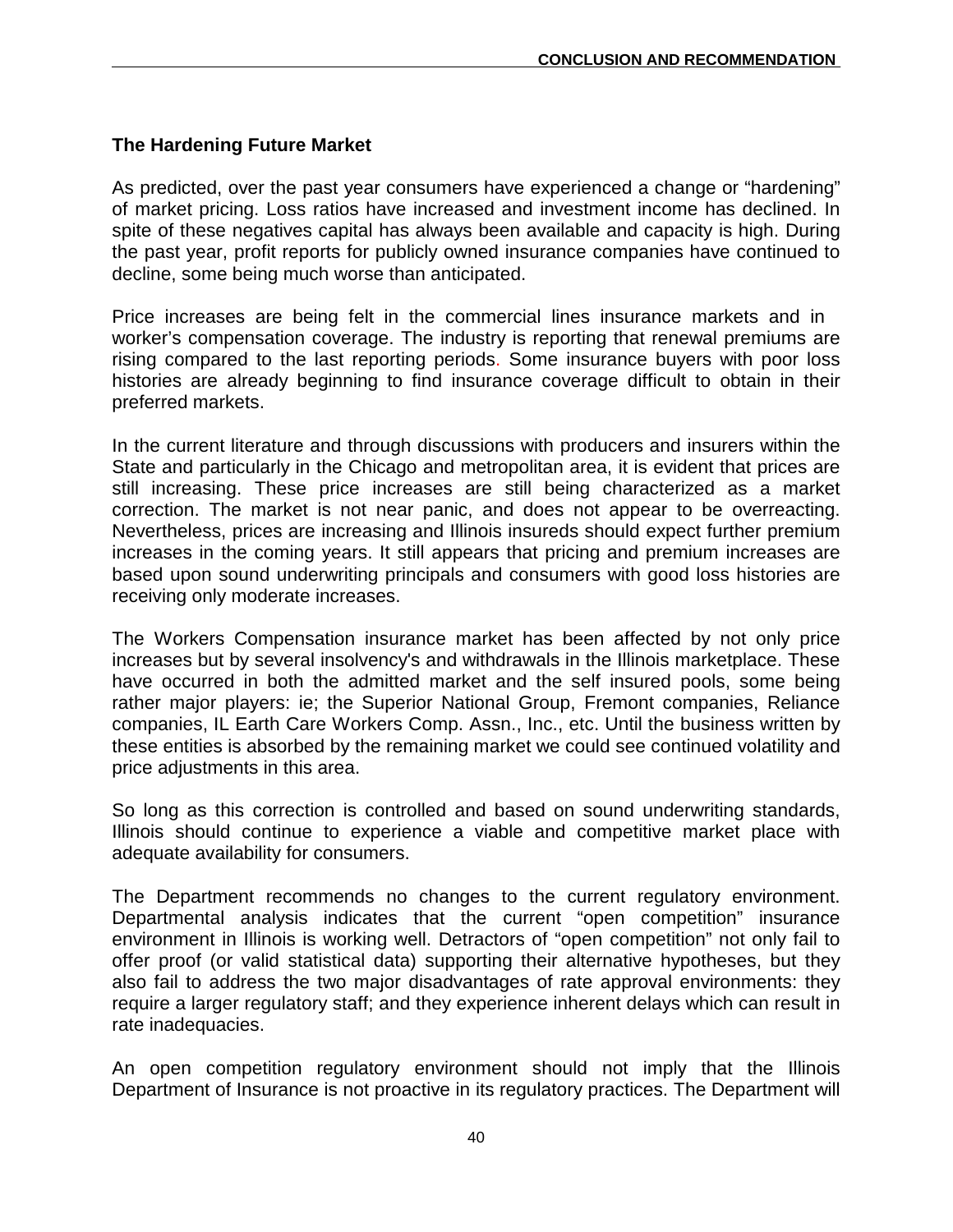## The Hardening Future Market

As predicted, over the past year consumers have experienced a change or "hardening" of market pricing. Loss ratios have increased and investment income has declined. In spite of these negatives capital has always been available and capacity is high. During the past year, profit reports for publicly owned insurance companies have continued to decline, some being much worse than anticipated.

Price increases are being felt in the commercial lines insurance markets and in worker's compensation coverage. The industry is reporting that renewal premiums are rising compared to the last reporting periods. Some insurance buyers with poor loss histories are already beginning to find insurance coverage difficult to obtain in their preferred markets.

In the current literature and through discussions with producers and insurers within the State and particularly in the Chicago and metropolitan area, it is evident that prices are still increasing. These price increases are still being characterized as a market correction. The market is not near panic, and does not appear to be overreacting. Nevertheless, prices are increasing and Illinois insureds should expect further premium increases in the coming years. It still appears that pricing and premium increases are based upon sound underwriting principals and consumers with good loss histories are receiving only moderate increases.

The Workers Compensation insurance market has been affected by not only price increases but by several insolvency's and withdrawals in the Illinois marketplace. These have occurred in both the admitted market and the self insured pools, some being rather major players: ie; the Superior National Group, Fremont companies, Reliance companies, IL Earth Care Workers Comp. Assn., Inc., etc. Until the business written by these entities is absorbed by the remaining market we could see continued volatility and price adjustments in this area.

So long as this correction is controlled and based on sound underwriting standards, Illinois should continue to experience a viable and competitive market place with adequate availability for consumers.

The Department recommends no changes to the current regulatory environment. Departmental analysis indicates that the current "open competition" insurance environment in Illinois is working well. Detractors of "open competition" not only fail to offer proof (or valid statistical data) supporting their alternative hypotheses, but they also fail to address the two major disadvantages of rate approval environments: they require a larger regulatory staff; and they experience inherent delays which can result in rate inadequacies.

An open competition regulatory environment should not imply that the Illinois Department of Insurance is not proactive in its regulatory practices. The Department will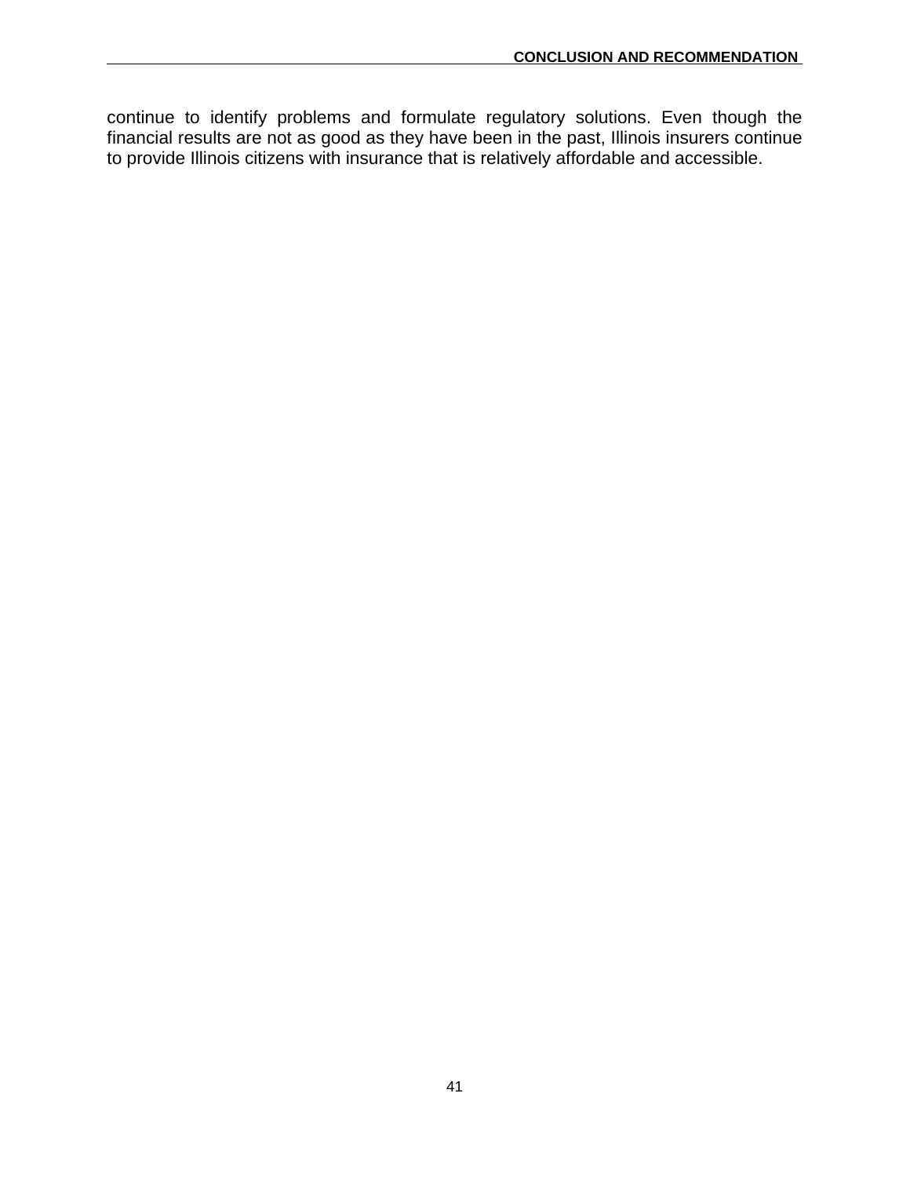continue to identify problems and formulate regulatory solutions. Even though the financial results are not as good as they have been in the past, Illinois insurers continue to provide Illinois citizens with insurance that is relatively affordable and accessible.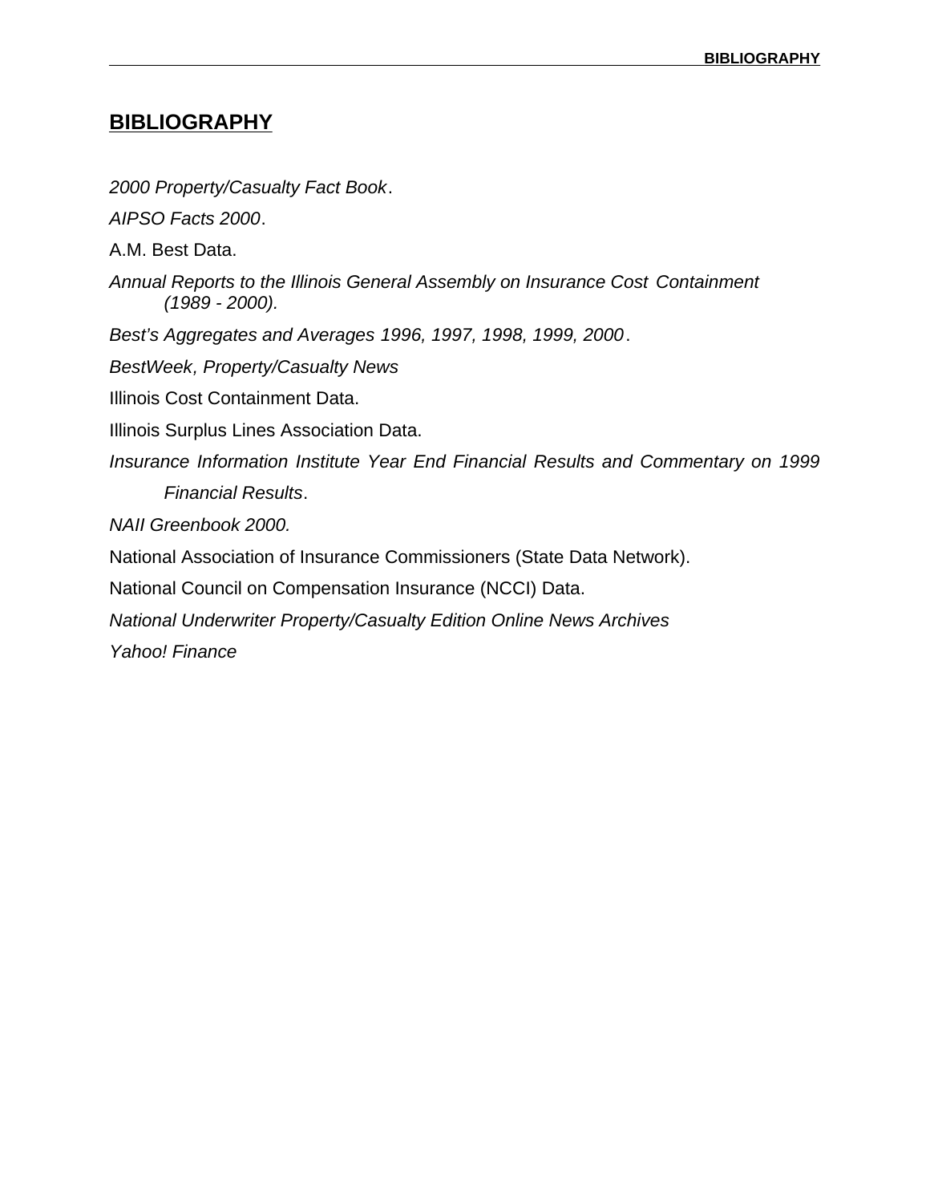## BIBLIOGRAPHY

*2000 Property/Casualty Fact Book*.

*AIPSO Facts 2000*.

A.M. Best Data.

*Annual Reports to the Illinois General Assembly on Insurance Cost Containment (1989 - 2000).*

*Best's Aggregates and Averages 1996, 1997, 1998, 1999, 2000*.

*BestWeek, Property/Casualty News*

Illinois Cost Containment Data.

Illinois Surplus Lines Association Data.

*Insurance Information Institute Year End Financial Results and Commentary on 1999 Financial Results*.

*NAII Greenbook 2000.*

National Association of Insurance Commissioners (State Data Network).

National Council on Compensation Insurance (NCCI) Data.

*National Underwriter Property/Casualty Edition Online News Archives*

*Yahoo! Finance*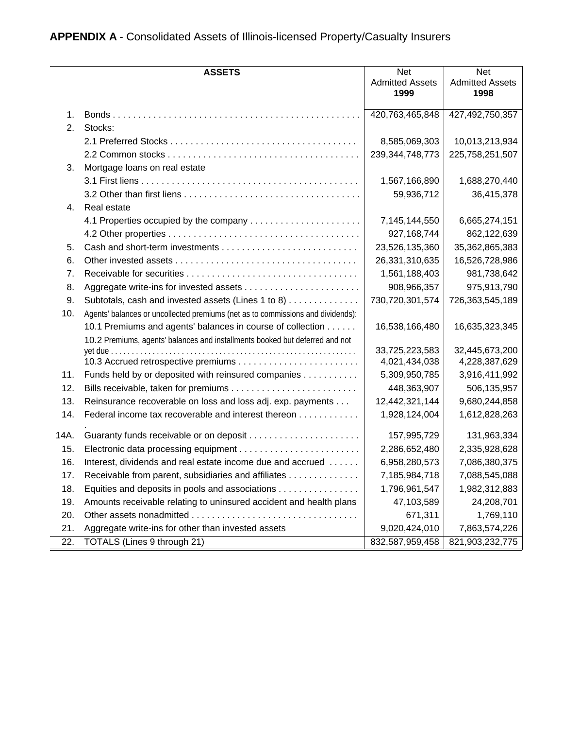**APPENDIX A** - Consolidated Assets of Illinois-licensed Property/Casualty Insurers

| | ASSETS | Net Admitted Assets 1999 | Net Admitted Assets 1998 |
|---|---|---|---|
| 1. | Bonds | 420,763,465,848 | 427,492,750,357 |
| 2. | Stocks: | | |
| | 2.1 Preferred Stocks | 8,585,069,303 | 10,013,213,934 |
| | 2.2 Common stocks | 239,344,748,773 | 225,758,251,507 |
| 3. | Mortgage loans on real estate | | |
| | 3.1 First liens | 1,567,166,890 | 1,688,270,440 |
| | 3.2 Other than first liens | 59,936,712 | 36,415,378 |
| 4. | Real estate | | |
| | 4.1 Properties occupied by the company | 7,145,144,550 | 6,665,274,151 |
| | 4.2 Other properties | 927,168,744 | 862,122,639 |
| 5. | Cash and short-term investments | 23,526,135,360 | 35,362,865,383 |
| 6. | Other invested assets | 26,331,310,635 | 16,526,728,986 |
| 7. | Receivable for securities | 1,561,188,403 | 981,738,642 |
| 8. | Aggregate write-ins for invested assets | 908,966,357 | 975,913,790 |
| 9. | Subtotals, cash and invested assets (Lines 1 to 8) | 730,720,301,574 | 726,363,545,189 |
| 10. | Agents' balances or uncollected premiums (net as to commissions and dividends): | | |
| | 10.1 Premiums and agents' balances in course of collection | 16,538,166,480 | 16,635,323,345 |
| | 10.2 Premiums, agents' balances and installments booked but deferred and not yet due | 33,725,223,583 | 32,445,673,200 |
| | 10.3 Accrued retrospective premiums | 4,021,434,038 | 4,228,387,629 |
| 11. | Funds held by or deposited with reinsured companies | 5,309,950,785 | 3,916,411,992 |
| 12. | Bills receivable, taken for premiums | 448,363,907 | 506,135,957 |
| 13. | Reinsurance recoverable on loss and loss adj. exp. payments | 12,442,321,144 | 9,680,244,858 |
| 14. | Federal income tax recoverable and interest thereon | 1,928,124,004 | 1,612,828,263 |
| 14A. | Guaranty funds receivable or on deposit | 157,995,729 | 131,963,334 |
| 15. | Electronic data processing equipment | 2,286,652,480 | 2,335,928,628 |
| 16. | Interest, dividends and real estate income due and accrued | 6,958,280,573 | 7,086,380,375 |
| 17. | Receivable from parent, subsidiaries and affiliates | 7,185,984,718 | 7,088,545,088 |
| 18. | Equities and deposits in pools and associations | 1,796,961,547 | 1,982,312,883 |
| 19. | Amounts receivable relating to uninsured accident and health plans | 47,103,589 | 24,208,701 |
| 20. | Other assets nonadmitted | 671,311 | 1,769,110 |
| 21. | Aggregate write-ins for other than invested assets | 9,020,424,010 | 7,863,574,226 |
| 22. | TOTALS (Lines 9 through 21) | 832,587,959,458 | 821,903,232,775 |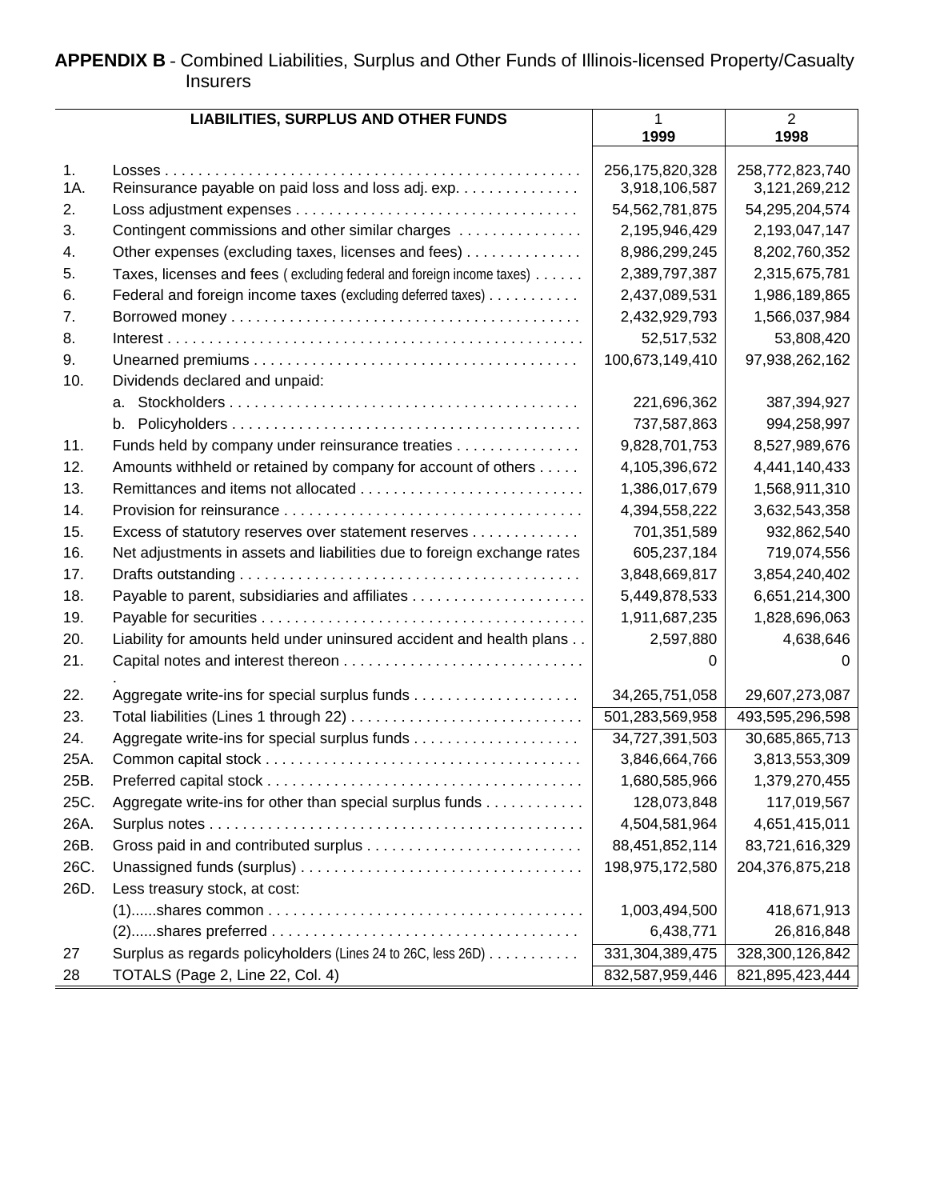**APPENDIX B** - Combined Liabilities, Surplus and Other Funds of Illinois-licensed Property/Casualty Insurers

| | LIABILITIES, SURPLUS AND OTHER FUNDS | 1<br>1999 | 2<br>1998 |
|---|---|---|---|
| 1. | Losses | 256,175,820,328 | 258,772,823,740 |
| 1A. | Reinsurance payable on paid loss and loss adj. exp. | 3,918,106,587 | 3,121,269,212 |
| 2. | Loss adjustment expenses | 54,562,781,875 | 54,295,204,574 |
| 3. | Contingent commissions and other similar charges | 2,195,946,429 | 2,193,047,147 |
| 4. | Other expenses (excluding taxes, licenses and fees) | 8,986,299,245 | 8,202,760,352 |
| 5. | Taxes, licenses and fees ( excluding federal and foreign income taxes) | 2,389,797,387 | 2,315,675,781 |
| 6. | Federal and foreign income taxes (excluding deferred taxes) | 2,437,089,531 | 1,986,189,865 |
| 7. | Borrowed money | 2,432,929,793 | 1,566,037,984 |
| 8. | Interest | 52,517,532 | 53,808,420 |
| 9. | Unearned premiums | 100,673,149,410 | 97,938,262,162 |
| 10. | Dividends declared and unpaid: | | |
| | a. Stockholders | 221,696,362 | 387,394,927 |
| | b. Policyholders | 737,587,863 | 994,258,997 |
| 11. | Funds held by company under reinsurance treaties | 9,828,701,753 | 8,527,989,676 |
| 12. | Amounts withheld or retained by company for account of others | 4,105,396,672 | 4,441,140,433 |
| 13. | Remittances and items not allocated | 1,386,017,679 | 1,568,911,310 |
| 14. | Provision for reinsurance | 4,394,558,222 | 3,632,543,358 |
| 15. | Excess of statutory reserves over statement reserves | 701,351,589 | 932,862,540 |
| 16. | Net adjustments in assets and liabilities due to foreign exchange rates | 605,237,184 | 719,074,556 |
| 17. | Drafts outstanding | 3,848,669,817 | 3,854,240,402 |
| 18. | Payable to parent, subsidiaries and affiliates | 5,449,878,533 | 6,651,214,300 |
| 19. | Payable for securities | 1,911,687,235 | 1,828,696,063 |
| 20. | Liability for amounts held under uninsured accident and health plans | 2,597,880 | 4,638,646 |
| 21. | Capital notes and interest thereon | 0 | 0 |
| 22. | Aggregate write-ins for special surplus funds | 34,265,751,058 | 29,607,273,087 |
| 23. | Total liabilities (Lines 1 through 22) | 501,283,569,958 | 493,595,296,598 |
| 24. | Aggregate write-ins for special surplus funds | 34,727,391,503 | 30,685,865,713 |
| 25A. | Common capital stock | 3,846,664,766 | 3,813,553,309 |
| 25B. | Preferred capital stock | 1,680,585,966 | 1,379,270,455 |
| 25C. | Aggregate write-ins for other than special surplus funds | 128,073,848 | 117,019,567 |
| 26A. | Surplus notes | 4,504,581,964 | 4,651,415,011 |
| 26B. | Gross paid in and contributed surplus | 88,451,852,114 | 83,721,616,329 |
| 26C. | Unassigned funds (surplus) | 198,975,172,580 | 204,376,875,218 |
| 26D. | Less treasury stock, at cost: | | |
| | (1)......shares common | 1,003,494,500 | 418,671,913 |
| | (2)......shares preferred | 6,438,771 | 26,816,848 |
| 27 | Surplus as regards policyholders (Lines 24 to 26C, less 26D) | 331,304,389,475 | 328,300,126,842 |
| 28 | TOTALS (Page 2, Line 22, Col. 4) | 832,587,959,446 | 821,895,423,444 |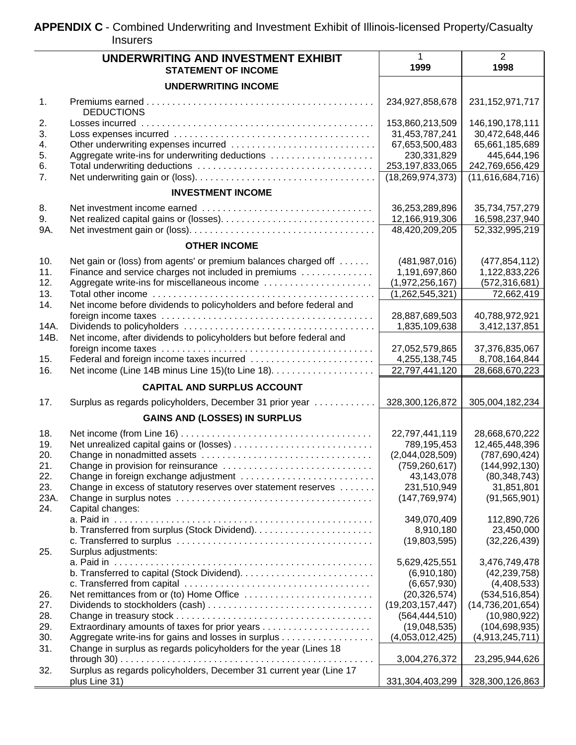**APPENDIX C** - Combined Underwriting and Investment Exhibit of Illinois-licensed Property/Casualty Insurers

| | UNDERWRITING AND INVESTMENT EXHIBIT<br>STATEMENT OF INCOME | 1<br>1999 | 2<br>1998 |
|---|---|---|---|
| | **UNDERWRITING INCOME** | | |
| 1. | Premiums earned | 234,927,858,678 | 231,152,971,717 |
| | DEDUCTIONS | | |
| 2. | Losses incurred | 153,860,213,509 | 146,190,178,111 |
| 3. | Loss expenses incurred | 31,453,787,241 | 30,472,648,446 |
| 4. | Other underwriting expenses incurred | 67,653,500,483 | 65,661,185,689 |
| 5. | Aggregate write-ins for underwriting deductions | 230,331,829 | 445,644,196 |
| 6. | Total underwriting deductions | 253,197,833,065 | 242,769,656,429 |
| 7. | Net underwriting gain or (loss) | (18,269,974,373) | (11,616,684,716) |
| | **INVESTMENT INCOME** | | |
| 8. | Net investment income earned | 36,253,289,896 | 35,734,757,279 |
| 9. | Net realized capital gains or (losses) | 12,166,919,306 | 16,598,237,940 |
| 9A. | Net investment gain or (loss) | 48,420,209,205 | 52,332,995,219 |
| | **OTHER INCOME** | | |
| 10. | Net gain or (loss) from agents' or premium balances charged off | (481,987,016) | (477,854,112) |
| 11. | Finance and service charges not included in premiums | 1,191,697,860 | 1,122,833,226 |
| 12. | Aggregate write-ins for miscellaneous income | (1,972,256,167) | (572,316,681) |
| 13. | Total other income | (1,262,545,321) | 72,662,419 |
| 14. | Net income before dividends to policyholders and before federal and foreign income taxes | 28,887,689,503 | 40,788,972,921 |
| 14A. | Dividends to policyholders | 1,835,109,638 | 3,412,137,851 |
| 14B. | Net income, after dividends to policyholders but before federal and foreign income taxes | 27,052,579,865 | 37,376,835,067 |
| 15. | Federal and foreign income taxes incurred | 4,255,138,745 | 8,708,164,844 |
| 16. | Net income (Line 14B minus Line 15)(to Line 18) | 22,797,441,120 | 28,668,670,223 |
| | **CAPITAL AND SURPLUS ACCOUNT** | | |
| 17. | Surplus as regards policyholders, December 31 prior year | 328,300,126,872 | 305,004,182,234 |
| | **GAINS AND (LOSSES) IN SURPLUS** | | |
| 18. | Net income (from Line 16) | 22,797,441,119 | 28,668,670,222 |
| 19. | Net unrealized capital gains or (losses) | 789,195,453 | 12,465,448,396 |
| 20. | Change in nonadmitted assets | (2,044,028,509) | (787,690,424) |
| 21. | Change in provision for reinsurance | (759,260,617) | (144,992,130) |
| 22. | Change in foreign exchange adjustment | 43,143,078 | (80,348,743) |
| 23. | Change in excess of statutory reserves over statement reserves | 231,510,949 | 31,851,801 |
| 23A. | Change in surplus notes | (147,769,974) | (91,565,901) |
| 24. | Capital changes: | | |
| | a. Paid in | 349,070,409 | 112,890,726 |
| | b. Transferred from surplus (Stock Dividend) | 8,910,180 | 23,450,000 |
| | c. Transferred to surplus | (19,803,595) | (32,226,439) |
| 25. | Surplus adjustments: | | |
| | a. Paid in | 5,629,425,551 | 3,476,749,478 |
| | b. Transferred to capital (Stock Dividend) | (6,910,180) | (42,239,758) |
| | c. Transferred from capital | (6,657,930) | (4,408,533) |
| 26. | Net remittances from or (to) Home Office | (20,326,574) | (534,516,854) |
| 27. | Dividends to stockholders (cash) | (19,203,157,447) | (14,736,201,654) |
| 28. | Change in treasury stock | (564,444,510) | (10,980,922) |
| 29. | Extraordinary amounts of taxes for prior years | (19,048,535) | (104,698,935) |
| 30. | Aggregate write-ins for gains and losses in surplus | (4,053,012,425) | (4,913,245,711) |
| 31. | Change in surplus as regards policyholders for the year (Lines 18 through 30) | 3,004,276,372 | 23,295,944,626 |
| 32. | Surplus as regards policyholders, December 31 current year (Line 17 plus Line 31) | 331,304,403,299 | 328,300,126,863 |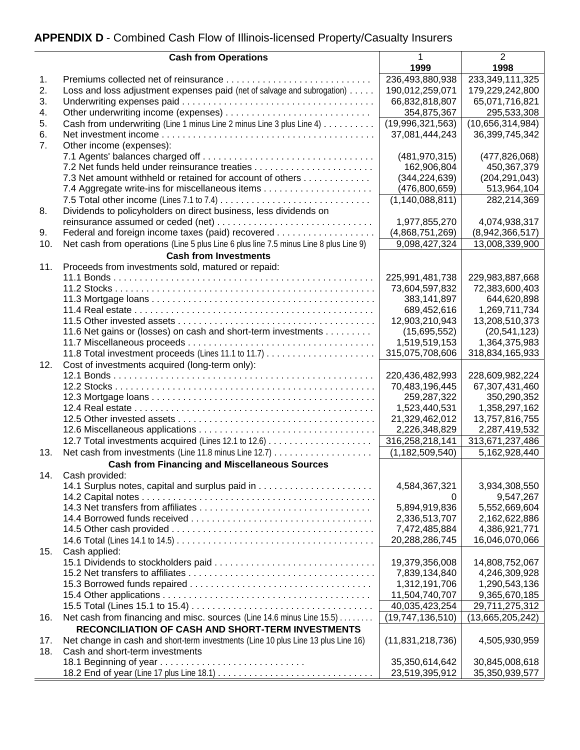## **APPENDIX D** - Combined Cash Flow of Illinois-licensed Property/Casualty Insurers

| | Cash from Operations | 1<br>1999 | 2<br>1998 |
|---|---|---|---|
| 1. | Premiums collected net of reinsurance | 236,493,880,938 | 233,349,111,325 |
| 2. | Loss and loss adjustment expenses paid (net of salvage and subrogation) | 190,012,259,071 | 179,229,242,800 |
| 3. | Underwriting expenses paid | 66,832,818,807 | 65,071,716,821 |
| 4. | Other underwriting income (expenses) | 354,875,367 | 295,533,308 |
| 5. | Cash from underwriting (Line 1 minus Line 2 minus Line 3 plus Line 4) | (19,996,321,563) | (10,656,314,984) |
| 6. | Net investment income | 37,081,444,243 | 36,399,745,342 |
| 7. | Other income (expenses): | | |
| | 7.1 Agents' balances charged off | (481,970,315) | (477,826,068) |
| | 7.2 Net funds held under reinsurance treaties | 162,906,804 | 450,367,379 |
| | 7.3 Net amount withheld or retained for account of others | (344,224,639) | (204,291,043) |
| | 7.4 Aggregate write-ins for miscellaneous items | (476,800,659) | 513,964,104 |
| | 7.5 Total other income (Lines 7.1 to 7.4) | (1,140,088,811) | 282,214,369 |
| 8. | Dividends to policyholders on direct business, less dividends on reinsurance assumed or ceded (net) | 1,977,855,270 | 4,074,938,317 |
| 9. | Federal and foreign income taxes (paid) recovered | (4,868,751,269) | (8,942,366,517) |
| 10. | Net cash from operations (Line 5 plus Line 6 plus line 7.5 minus Line 8 plus Line 9) | 9,098,427,324 | 13,008,339,900 |
| | **Cash from Investments** | | |
| 11. | Proceeds from investments sold, matured or repaid: | | |
| | 11.1 Bonds | 225,991,481,738 | 229,983,887,668 |
| | 11.2 Stocks | 73,604,597,832 | 72,383,600,403 |
| | 11.3 Mortgage loans | 383,141,897 | 644,620,898 |
| | 11.4 Real estate | 689,452,616 | 1,269,711,734 |
| | 11.5 Other invested assets | 12,903,210,943 | 13,208,510,373 |
| | 11.6 Net gains or (losses) on cash and short-term investments | (15,695,552) | (20,541,123) |
| | 11.7 Miscellaneous proceeds | 1,519,519,153 | 1,364,375,983 |
| | 11.8 Total investment proceeds (Lines 11.1 to 11.7) | 315,075,708,606 | 318,834,165,933 |
| 12. | Cost of investments acquired (long-term only): | | |
| | 12.1 Bonds | 220,436,482,993 | 228,609,982,224 |
| | 12.2 Stocks | 70,483,196,445 | 67,307,431,460 |
| | 12.3 Mortgage loans | 259,287,322 | 350,290,352 |
| | 12.4 Real estate | 1,523,440,531 | 1,358,297,162 |
| | 12.5 Other invested assets | 21,329,462,012 | 13,757,816,755 |
| | 12.6 Miscellaneous applications | 2,226,348,829 | 2,287,419,532 |
| | 12.7 Total investments acquired (Lines 12.1 to 12.6) | 316,258,218,141 | 313,671,237,486 |
| 13. | Net cash from investments (Line 11.8 minus Line 12.7) | (1,182,509,540) | 5,162,928,440 |
| | **Cash from Financing and Miscellaneous Sources** | | |
| 14. | Cash provided: | | |
| | 14.1 Surplus notes, capital and surplus paid in | 4,584,367,321 | 3,934,308,550 |
| | 14.2 Capital notes | 0 | 9,547,267 |
| | 14.3 Net transfers from affiliates | 5,894,919,836 | 5,552,669,604 |
| | 14.4 Borrowed funds received | 2,336,513,707 | 2,162,622,886 |
| | 14.5 Other cash provided | 7,472,485,884 | 4,386,921,771 |
| | 14.6 Total (Lines 14.1 to 14.5) | 20,288,286,745 | 16,046,070,066 |
| 15. | Cash applied: | | |
| | 15.1 Dividends to stockholders paid | 19,379,356,008 | 14,808,752,067 |
| | 15.2 Net transfers to affiliates | 7,839,134,840 | 4,246,309,928 |
| | 15.3 Borrowed funds repaired | 1,312,191,706 | 1,290,543,136 |
| | 15.4 Other applications | 11,504,740,707 | 9,365,670,185 |
| | 15.5 Total (Lines 15.1 to 15.4) | 40,035,423,254 | 29,711,275,312 |
| 16. | Net cash from financing and misc. sources (Line 14.6 minus Line 15.5) | (19,747,136,510) | (13,665,205,242) |
| | **RECONCILIATION OF CASH AND SHORT-TERM INVESTMENTS** | | |
| 17. | Net change in cash and short-term investments (Line 10 plus Line 13 plus Line 16) | (11,831,218,736) | 4,505,930,959 |
| 18. | Cash and short-term investments | | |
| | 18.1 Beginning of year | 35,350,614,642 | 30,845,008,618 |
| | 18.2 End of year (Line 17 plus Line 18.1) | 23,519,395,912 | 35,350,939,577 |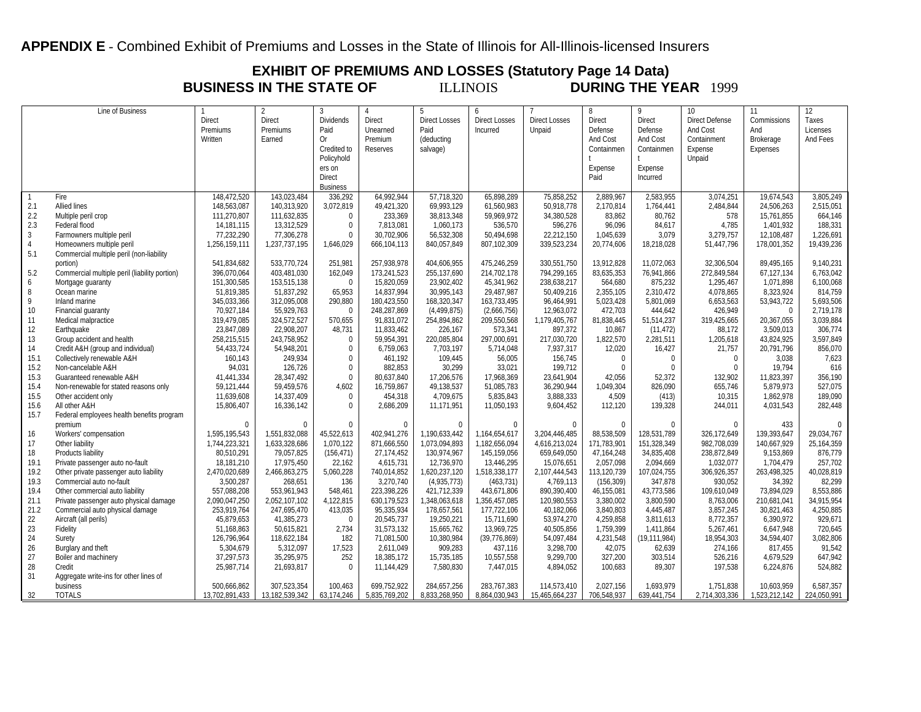**APPENDIX E** - Combined Exhibit of Premiums and Losses in the State of Illinois for All-Illinois-licensed Insurers

## EXHIBIT OF PREMIUMS AND LOSSES (Statutory Page 14 Data)
## BUSINESS IN THE STATE OF ILLINOIS DURING THE YEAR 1999

| | Line of Business | 1 Direct Premiums Written | 2 Direct Premiums Earned | 3 Dividends Paid Or Credited to Policyholders on Direct Business | 4 Direct Unearned Premium Reserves | 5 Direct Losses Paid (deducting salvage) | 6 Direct Losses Incurred | 7 Direct Losses Unpaid | 8 Direct Defense And Cost Containment Expense Paid | 9 Direct Defense And Cost Containment Expense Incurred | 10 Direct Defense And Cost Containment Expense Unpaid | 11 Commissions And Brokerage Expenses | 12 Taxes Licenses And Fees |
|---|---|---|---|---|---|---|---|---|---|---|---|---|---|
| 1 | Fire | 148,472,520 | 143,023,484 | 336,292 | 64,992,944 | 57,718,320 | 65,898,289 | 75,858,252 | 2,889,967 | 2,583,955 | 3,074,251 | 19,674,543 | 3,805,249 |
| 2.1 | Allied lines | 148,563,087 | 140,313,920 | 3,072,819 | 49,421,320 | 69,993,129 | 61,560,983 | 50,918,778 | 2,170,814 | 1,764,441 | 2,484,844 | 24,506,263 | 2,515,051 |
| 2.2 | Multiple peril crop | 111,270,807 | 111,632,835 | 0 | 233,369 | 38,813,348 | 59,969,972 | 34,380,528 | 83,862 | 80,762 | 578 | 15,761,855 | 664,146 |
| 2.3 | Federal flood | 14,181,115 | 13,312,529 | 0 | 7,813,081 | 1,060,173 | 536,570 | 596,276 | 96,096 | 84,617 | 4,785 | 1,401,932 | 188,331 |
| 3 | Farmowners multiple peril | 77,232,290 | 77,306,278 | 0 | 30,702,906 | 56,532,308 | 50,494,698 | 22,212,150 | 1,045,639 | 3,079 | 3,279,757 | 12,108,487 | 1,226,691 |
| 4 | Homeowners multiple peril | 1,256,159,111 | 1,237,737,195 | 1,646,029 | 666,104,113 | 840,057,849 | 807,102,309 | 339,523,234 | 20,774,606 | 18,218,028 | 51,447,796 | 178,001,352 | 19,439,236 |
| 5.1 | Commercial multiple peril (non-liability portion) | 541,834,682 | 533,770,724 | 251,981 | 257,938,978 | 404,606,955 | 475,246,259 | 330,551,750 | 13,912,828 | 11,072,063 | 32,306,504 | 89,495,165 | 9,140,231 |
| 5.2 | Commercial multiple peril (liability portion) | 396,070,064 | 403,481,030 | 162,049 | 173,241,523 | 255,137,690 | 214,702,178 | 794,299,165 | 83,635,353 | 76,941,866 | 272,849,584 | 67,127,134 | 6,763,042 |
| 6 | Mortgage guaranty | 151,300,585 | 153,515,138 | 0 | 15,820,059 | 23,902,402 | 45,341,962 | 238,638,217 | 564,680 | 875,232 | 1,295,467 | 1,071,898 | 6,100,068 |
| 8 | Ocean marine | 51,819,385 | 51,837,292 | 65,953 | 14,837,994 | 30,995,143 | 29,487,987 | 50,409,216 | 2,355,105 | 2,310,472 | 4,078,865 | 8,323,924 | 814,759 |
| 9 | Inland marine | 345,033,366 | 312,095,008 | 290,880 | 180,423,550 | 168,320,347 | 163,733,495 | 96,464,991 | 5,023,428 | 5,801,069 | 6,653,563 | 53,943,722 | 5,693,506 |
| 10 | Financial guaranty | 70,927,184 | 55,929,763 | 0 | 248,287,869 | (4,499,875) | (2,666,756) | 12,963,072 | 472,703 | 444,642 | 426,949 | 0 | 2,719,178 |
| 11 | Medical malpractice | 319,479,085 | 324,572,527 | 570,655 | 91,831,072 | 254,894,862 | 209,550,568 | 1,179,405,767 | 81,838,445 | 51,514,237 | 319,425,665 | 20,367,055 | 3,039,884 |
| 12 | Earthquake | 23,847,089 | 22,908,207 | 48,731 | 11,833,462 | 226,167 | 573,341 | 897,372 | 10,867 | (11,472) | 88,172 | 3,509,013 | 306,774 |
| 13 | Group accident and health | 258,215,515 | 243,758,952 | 0 | 59,954,391 | 220,085,804 | 297,000,691 | 217,030,720 | 1,822,570 | 2,281,511 | 1,205,618 | 43,824,925 | 3,597,849 |
| 14 | Credit A&H (group and individual) | 54,433,724 | 54,948,201 | 0 | 6,759,063 | 7,703,197 | 5,714,048 | 7,937,317 | 12,020 | 16,427 | 21,757 | 20,791,796 | 856,070 |
| 15.1 | Collectively renewable A&H | 160,143 | 249,934 | 0 | 461,192 | 109,445 | 56,005 | 156,745 | 0 | 0 | 0 | 3,038 | 7,623 |
| 15.2 | Non-cancelable A&H | 94,031 | 126,726 | 0 | 882,853 | 30,299 | 33,021 | 199,712 | 0 | 0 | 0 | 19,794 | 616 |
| 15.3 | Guaranteed renewable A&H | 41,441,334 | 28,347,492 | 0 | 80,637,840 | 17,206,576 | 17,968,369 | 23,641,904 | 42,056 | 52,372 | 132,902 | 11,823,397 | 356,190 |
| 15.4 | Non-renewable for stated reasons only | 59,121,444 | 59,459,576 | 4,602 | 16,759,867 | 49,138,537 | 51,085,783 | 36,290,944 | 1,049,304 | 826,090 | 655,746 | 5,879,973 | 527,075 |
| 15.5 | Other accident only | 11,639,608 | 14,337,409 | 0 | 454,318 | 4,709,675 | 5,835,843 | 3,888,333 | 4,509 | (413) | 10,315 | 1,862,978 | 189,090 |
| 15.6 | All other A&H | 15,806,407 | 16,336,142 | 0 | 2,686,209 | 11,171,951 | 11,050,193 | 9,604,452 | 112,120 | 139,328 | 244,011 | 4,031,543 | 282,448 |
| 15.7 | Federal employees health benefits program premium | 0 | 0 | 0 | 0 | 0 | 0 | 0 | 0 | 0 | 0 | 433 | 0 |
| 16 | Workers' compensation | 1,595,195,543 | 1,551,832,088 | 45,522,613 | 402,941,276 | 1,190,633,442 | 1,164,654,617 | 3,204,446,485 | 88,538,509 | 128,531,789 | 326,172,649 | 139,393,647 | 29,034,767 |
| 17 | Other liability | 1,744,223,321 | 1,633,328,686 | 1,070,122 | 871,666,550 | 1,073,094,893 | 1,182,656,094 | 4,616,213,024 | 171,783,901 | 151,328,349 | 982,708,039 | 140,667,929 | 25,164,359 |
| 18 | Products liability | 80,510,291 | 79,057,825 | (156,471) | 27,174,452 | 130,974,967 | 145,159,056 | 659,649,050 | 47,164,248 | 34,835,408 | 238,872,849 | 9,153,869 | 876,779 |
| 19.1 | Private passenger auto no-fault | 18,181,210 | 17,975,450 | 22,162 | 4,615,731 | 12,736,970 | 13,446,295 | 15,076,651 | 2,057,098 | 2,094,669 | 1,032,077 | 1,704,479 | 257,702 |
| 19.2 | Other private passenger auto liability | 2,470,020,689 | 2,466,863,275 | 5,060,228 | 740,014,852 | 1,620,237,120 | 1,518,338,177 | 2,107,444,543 | 113,120,739 | 107,024,755 | 306,926,357 | 263,498,325 | 40,028,819 |
| 19.3 | Commercial auto no-fault | 3,500,287 | 268,651 | 136 | 3,270,740 | (4,935,773) | (463,731) | 4,769,113 | (156,309) | 347,878 | 930,052 | 34,392 | 82,299 |
| 19.4 | Other commercial auto liability | 557,088,208 | 553,961,943 | 548,461 | 223,398,226 | 421,712,339 | 443,671,806 | 890,390,400 | 46,155,081 | 43,773,586 | 109,610,049 | 73,894,029 | 8,553,886 |
| 21.1 | Private passenger auto physical damage | 2,090,047,250 | 2,052,107,102 | 4,122,815 | 630,179,523 | 1,348,063,618 | 1,356,457,085 | 120,980,553 | 3,380,002 | 3,800,590 | 8,763,006 | 210,681,041 | 34,915,954 |
| 21.2 | Commercial auto physical damage | 253,919,764 | 247,695,470 | 413,035 | 95,335,934 | 178,657,561 | 177,722,106 | 40,182,066 | 3,840,803 | 4,445,487 | 3,857,245 | 30,821,463 | 4,250,885 |
| 22 | Aircraft (all perils) | 45,879,653 | 41,385,273 | 0 | 20,545,737 | 19,250,221 | 15,711,690 | 53,974,270 | 4,259,858 | 3,811,613 | 8,772,357 | 6,390,972 | 929,671 |
| 23 | Fidelity | 51,168,863 | 50,615,821 | 2,734 | 31,573,132 | 15,665,762 | 13,969,725 | 40,505,856 | 1,759,399 | 1,411,864 | 5,267,461 | 6,647,948 | 720,645 |
| 24 | Surety | 126,796,964 | 118,622,184 | 182 | 71,081,500 | 10,380,984 | (39,776,869) | 54,097,484 | 4,231,548 | (19,111,984) | 18,954,303 | 34,594,407 | 3,082,806 |
| 26 | Burglary and theft | 5,304,679 | 5,312,097 | 17,523 | 2,611,049 | 909,283 | 437,116 | 3,298,700 | 42,075 | 62,639 | 274,166 | 817,455 | 91,542 |
| 27 | Boiler and machinery | 37,297,573 | 35,295,975 | 252 | 18,385,172 | 15,735,185 | 10,557,558 | 9,299,700 | 327,200 | 303,514 | 526,216 | 4,679,529 | 647,942 |
| 28 | Credit | 25,987,714 | 21,693,817 | 0 | 11,144,429 | 7,580,830 | 7,447,015 | 4,894,052 | 100,683 | 89,307 | 197,538 | 6,224,876 | 524,882 |
| 31 | Aggregate write-ins for other lines of business | 500,666,862 | 307,523,354 | 100,463 | 699,752,922 | 284,657,256 | 283,767,383 | 114,573,410 | 2,027,156 | 1,693,979 | 1,751,838 | 10,603,959 | 6,587,357 |
| 32 | TOTALS | 13,702,891,433 | 13,182,539,342 | 63,174,246 | 5,835,769,202 | 8,833,268,950 | 8,864,030,943 | 15,465,664,237 | 706,548,937 | 639,441,754 | 2,714,303,336 | 1,523,212,142 | 224,050,991 |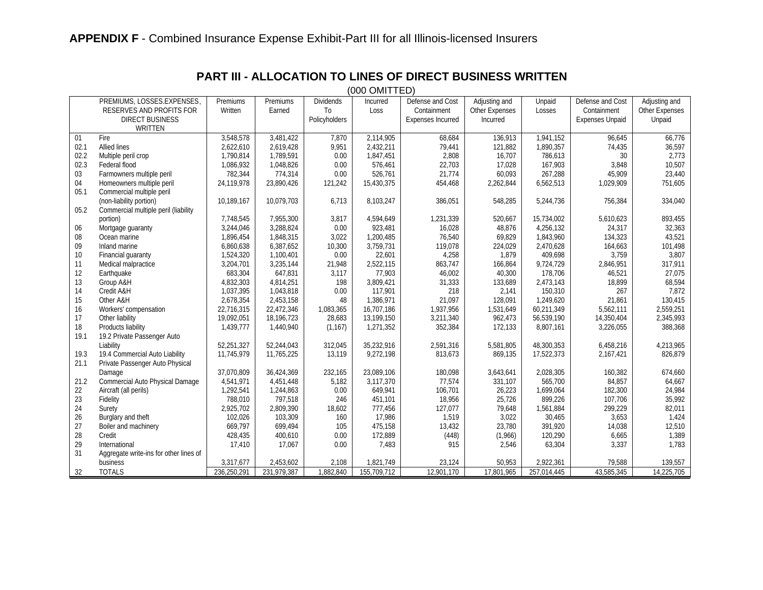**APPENDIX F** - Combined Insurance Expense Exhibit-Part III for all Illinois-licensed Insurers

## PART III - ALLOCATION TO LINES OF DIRECT BUSINESS WRITTEN

(000 OMITTED)

| | PREMIUMS, LOSSES.EXPENSES, RESERVES AND PROFITS FOR DIRECT BUSINESS WRITTEN | Premiums Written | Premiums Earned | Dividends To Policyholders | Incurred Loss | Defense and Cost Containment Expenses Incurred | Adjusting and Other Expenses Incurred | Unpaid Losses | Defense and Cost Containment Expenses Unpaid | Adjusting and Other Expenses Unpaid |
|---|---|---|---|---|---|---|---|---|---|---|
| 01 | Fire | 3,548,578 | 3,481,422 | 7,870 | 2,114,905 | 68,684 | 136,913 | 1,941,152 | 96,645 | 66,776 |
| 02.1 | Allied lines | 2,622,610 | 2,619,428 | 9,951 | 2,432,211 | 79,441 | 121,882 | 1,890,357 | 74,435 | 36,597 |
| 02.2 | Multiple peril crop | 1,790,814 | 1,789,591 | 0.00 | 1,847,451 | 2,808 | 16,707 | 786,613 | 30 | 2,773 |
| 02.3 | Federal flood | 1,086,932 | 1,048,826 | 0.00 | 576,461 | 22,703 | 17,028 | 167,903 | 3,848 | 10,507 |
| 03 | Farmowners multiple peril | 782,344 | 774,314 | 0.00 | 526,761 | 21,774 | 60,093 | 267,288 | 45,909 | 23,440 |
| 04 | Homeowners multiple peril | 24,119,978 | 23,890,426 | 121,242 | 15,430,375 | 454,468 | 2,262,844 | 6,562,513 | 1,029,909 | 751,605 |
| 05.1 | Commercial multiple peril (non-liability portion) | 10,189,167 | 10,079,703 | 6,713 | 8,103,247 | 386,051 | 548,285 | 5,244,736 | 756,384 | 334,040 |
| 05.2 | Commercial multiple peril (liability portion) | 7,748,545 | 7,955,300 | 3,817 | 4,594,649 | 1,231,339 | 520,667 | 15,734,002 | 5,610,623 | 893,455 |
| 06 | Mortgage guaranty | 3,244,046 | 3,288,824 | 0.00 | 923,481 | 16,028 | 48,876 | 4,256,132 | 24,317 | 32,363 |
| 08 | Ocean marine | 1,896,454 | 1,848,315 | 3,022 | 1,200,485 | 76,540 | 69,829 | 1,843,960 | 134,323 | 43,521 |
| 09 | Inland marine | 6,860,638 | 6,387,652 | 10,300 | 3,759,731 | 119,078 | 224,029 | 2,470,628 | 164,663 | 101,498 |
| 10 | Financial guaranty | 1,524,320 | 1,100,401 | 0.00 | 22,601 | 4,258 | 1,879 | 409,698 | 3,759 | 3,807 |
| 11 | Medical malpractice | 3,204,701 | 3,235,144 | 21,948 | 2,522,115 | 863,747 | 166,864 | 9,724,729 | 2,846,951 | 317,911 |
| 12 | Earthquake | 683,304 | 647,831 | 3,117 | 77,903 | 46,002 | 40,300 | 178,706 | 46,521 | 27,075 |
| 13 | Group A&H | 4,832,303 | 4,814,251 | 198 | 3,809,421 | 31,333 | 133,689 | 2,473,143 | 18,899 | 68,594 |
| 14 | Credit A&H | 1,037,395 | 1,043,818 | 0.00 | 117,901 | 218 | 2,141 | 150,310 | 267 | 7,872 |
| 15 | Other A&H | 2,678,354 | 2,453,158 | 48 | 1,386,971 | 21,097 | 128,091 | 1,249,620 | 21,861 | 130,415 |
| 16 | Workers' compensation | 22,716,315 | 22,472,346 | 1,083,365 | 16,707,186 | 1,937,956 | 1,531,649 | 60,211,349 | 5,562,111 | 2,559,251 |
| 17 | Other liability | 19,092,051 | 18,196,723 | 28,683 | 13,199,150 | 3,211,340 | 962,473 | 56,539,190 | 14,350,404 | 2,345,993 |
| 18 | Products liability | 1,439,777 | 1,440,940 | (1,167) | 1,271,352 | 352,384 | 172,133 | 8,807,161 | 3,226,055 | 388,368 |
| 19.1 | 19.2 Private Passenger Auto Liability | 52,251,327 | 52,244,043 | 312,045 | 35,232,916 | 2,591,316 | 5,581,805 | 48,300,353 | 6,458,216 | 4,213,965 |
| 19.3 | 19.4 Commercial Auto Liability | 11,745,979 | 11,765,225 | 13,119 | 9,272,198 | 813,673 | 869,135 | 17,522,373 | 2,167,421 | 826,879 |
| 21.1 | Private Passenger Auto Physical Damage | 37,070,809 | 36,424,369 | 232,165 | 23,089,106 | 180,098 | 3,643,641 | 2,028,305 | 160,382 | 674,660 |
| 21.2 | Commercial Auto Physical Damage | 4,541,971 | 4,451,448 | 5,182 | 3,117,370 | 77,574 | 331,107 | 565,700 | 84,857 | 64,667 |
| 22 | Aircraft (all perils) | 1,292,541 | 1,244,863 | 0.00 | 649,941 | 106,701 | 26,223 | 1,699,064 | 182,300 | 24,984 |
| 23 | Fidelity | 788,010 | 797,518 | 246 | 451,101 | 18,956 | 25,726 | 899,226 | 107,706 | 35,992 |
| 24 | Surety | 2,925,702 | 2,809,390 | 18,602 | 777,456 | 127,077 | 79,648 | 1,561,884 | 299,229 | 82,011 |
| 26 | Burglary and theft | 102,026 | 103,309 | 160 | 17,986 | 1,519 | 3,022 | 30,465 | 3,653 | 1,424 |
| 27 | Boiler and machinery | 669,797 | 699,494 | 105 | 475,158 | 13,432 | 23,780 | 391,920 | 14,038 | 12,510 |
| 28 | Credit | 428,435 | 400,610 | 0.00 | 172,889 | (448) | (1,966) | 120,290 | 6,665 | 1,389 |
| 29 | International | 17,410 | 17,067 | 0.00 | 7,483 | 915 | 2,546 | 63,304 | 3,337 | 1,783 |
| 31 | Aggregate write-ins for other lines of business | 3,317,677 | 2,453,602 | 2,108 | 1,821,749 | 23,124 | 50,953 | 2,922,361 | 79,588 | 139,557 |
| 32 | TOTALS | 236,250,291 | 231,979,387 | 1,882,840 | 155,709,712 | 12,901,170 | 17,801,965 | 257,014,445 | 43,585,345 | 14,225,705 |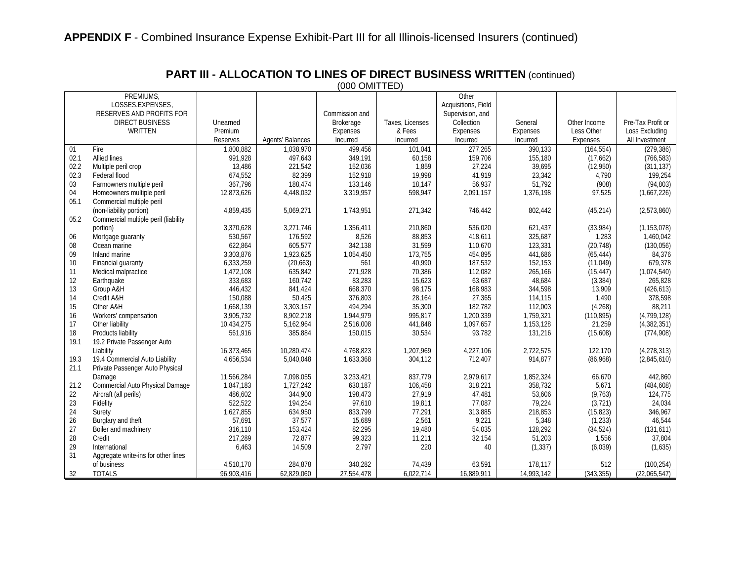**APPENDIX F** - Combined Insurance Expense Exhibit-Part III for all Illinois-licensed Insurers (continued)

## PART III - ALLOCATION TO LINES OF DIRECT BUSINESS WRITTEN (continued)

(000 OMITTED)

| | PREMIUMS, LOSSES.EXPENSES, RESERVES AND PROFITS FOR DIRECT BUSINESS WRITTEN | Unearned Premium Reserves | Agents' Balances | Commission and Brokerage Expenses Incurred | Taxes, Licenses & Fees Incurred | Other Acquisitions, Field Supervision, and Collection Expenses Incurred | General Expenses Incurred | Other Income Less Other Expenses | Pre-Tax Profit or Loss Excluding All Investment |
|---|---|---|---|---|---|---|---|---|---|
| 01 | Fire | 1,800,882 | 1,038,970 | 499,456 | 101,041 | 277,265 | 390,133 | (164,554) | (279,386) |
| 02.1 | Allied lines | 991,928 | 497,643 | 349,191 | 60,158 | 159,706 | 155,180 | (17,662) | (766,583) |
| 02.2 | Multiple peril crop | 13,486 | 221,542 | 152,036 | 1,859 | 27,224 | 39,695 | (12,950) | (311,137) |
| 02.3 | Federal flood | 674,552 | 82,399 | 152,918 | 19,998 | 41,919 | 23,342 | 4,790 | 199,254 |
| 03 | Farmowners multiple peril | 367,796 | 188,474 | 133,146 | 18,147 | 56,937 | 51,792 | (908) | (94,803) |
| 04 | Homeowners multiple peril | 12,873,626 | 4,448,032 | 3,319,957 | 598,947 | 2,091,157 | 1,376,198 | 97,525 | (1,667,226) |
| 05.1 | Commercial multiple peril (non-liability portion) | 4,859,435 | 5,069,271 | 1,743,951 | 271,342 | 746,442 | 802,442 | (45,214) | (2,573,860) |
| 05.2 | Commercial multiple peril (liability portion) | 3,370,628 | 3,271,746 | 1,356,411 | 210,860 | 536,020 | 621,437 | (33,984) | (1,153,078) |
| 06 | Mortgage guaranty | 530,567 | 176,592 | 8,526 | 88,853 | 418,611 | 325,687 | 1,283 | 1,460,042 |
| 08 | Ocean marine | 622,864 | 605,577 | 342,138 | 31,599 | 110,670 | 123,331 | (20,748) | (130,056) |
| 09 | Inland marine | 3,303,876 | 1,923,625 | 1,054,450 | 173,755 | 454,895 | 441,686 | (65,444) | 84,376 |
| 10 | Financial guaranty | 6,333,259 | (20,663) | 561 | 40,990 | 187,532 | 152,153 | (11,049) | 679,378 |
| 11 | Medical malpractice | 1,472,108 | 635,842 | 271,928 | 70,386 | 112,082 | 265,166 | (15,447) | (1,074,540) |
| 12 | Earthquake | 333,683 | 160,742 | 83,283 | 15,623 | 63,687 | 48,684 | (3,384) | 265,828 |
| 13 | Group A&H | 446,432 | 841,424 | 668,370 | 98,175 | 168,983 | 344,598 | 13,909 | (426,613) |
| 14 | Credit A&H | 150,088 | 50,425 | 376,803 | 28,164 | 27,365 | 114,115 | 1,490 | 378,598 |
| 15 | Other A&H | 1,668,139 | 3,303,157 | 494,294 | 35,300 | 182,782 | 112,003 | (4,268) | 88,211 |
| 16 | Workers' compensation | 3,905,732 | 8,902,218 | 1,944,979 | 995,817 | 1,200,339 | 1,759,321 | (110,895) | (4,799,128) |
| 17 | Other liability | 10,434,275 | 5,162,964 | 2,516,008 | 441,848 | 1,097,657 | 1,153,128 | 21,259 | (4,382,351) |
| 18 | Products liability | 561,916 | 385,884 | 150,015 | 30,534 | 93,782 | 131,216 | (15,608) | (774,908) |
| 19.1 | 19.2 Private Passenger Auto Liability | 16,373,465 | 10,280,474 | 4,768,823 | 1,207,969 | 4,227,106 | 2,722,575 | 122,170 | (4,278,313) |
| 19.3 | 19.4 Commercial Auto Liability | 4,656,534 | 5,040,048 | 1,633,368 | 304,112 | 712,407 | 914,877 | (86,968) | (2,845,610) |
| 21.1 | Private Passenger Auto Physical Damage | 11,566,284 | 7,098,055 | 3,233,421 | 837,779 | 2,979,617 | 1,852,324 | 66,670 | 442,860 |
| 21.2 | Commercial Auto Physical Damage | 1,847,183 | 1,727,242 | 630,187 | 106,458 | 318,221 | 358,732 | 5,671 | (484,608) |
| 22 | Aircraft (all perils) | 486,602 | 344,900 | 198,473 | 27,919 | 47,481 | 53,606 | (9,763) | 124,775 |
| 23 | Fidelity | 522,522 | 194,254 | 97,610 | 19,811 | 77,087 | 79,224 | (3,721) | 24,034 |
| 24 | Surety | 1,627,855 | 634,950 | 833,799 | 77,291 | 313,885 | 218,853 | (15,823) | 346,967 |
| 26 | Burglary and theft | 57,691 | 37,577 | 15,689 | 2,561 | 9,221 | 5,348 | (1,233) | 46,544 |
| 27 | Boiler and machinery | 316,110 | 153,424 | 82,295 | 19,480 | 54,035 | 128,292 | (34,524) | (131,611) |
| 28 | Credit | 217,289 | 72,877 | 99,323 | 11,211 | 32,154 | 51,203 | 1,556 | 37,804 |
| 29 | International | 6,463 | 14,509 | 2,797 | 220 | 40 | (1,337) | (6,039) | (1,635) |
| 31 | Aggregate write-ins for other lines of business | 4,510,170 | 284,878 | 340,282 | 74,439 | 63,591 | 178,117 | 512 | (100,254) |
| 32 | TOTALS | 96,903,416 | 62,829,060 | 27,554,478 | 6,022,714 | 16,889,911 | 14,993,142 | (343,355) | (22,065,547) |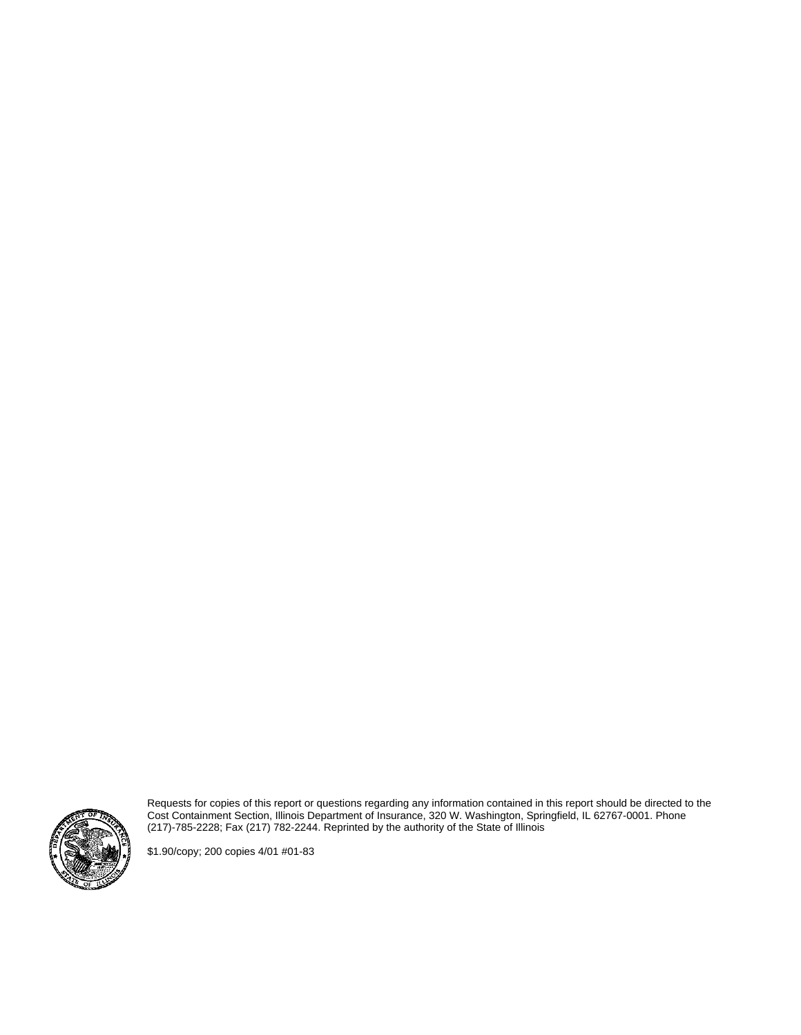Requests for copies of this report or questions regarding any information contained in this report should be directed to the Cost Containment Section, Illinois Department of Insurance, 320 W. Washington, Springfield, IL 62767-0001. Phone (217)-785-2228; Fax (217) 782-2244. Reprinted by the authority of the State of Illinois

$1.90/copy; 200 copies 4/01 #01-83